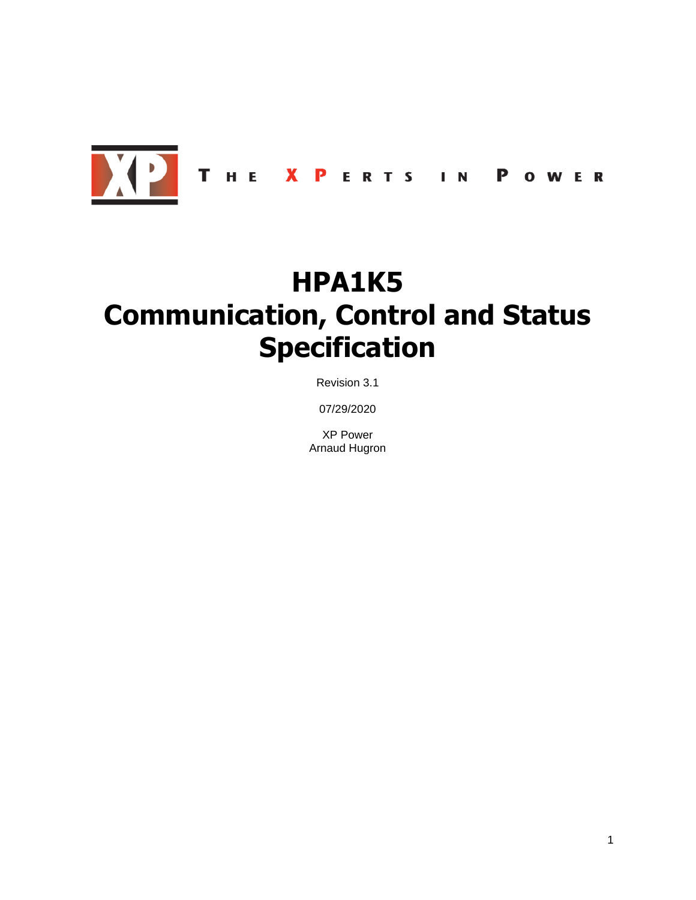THE XPERTS IN POWER

# HPA1K5 Communication, Control and Status Specification

Revision 3.1

07/29/2020

XP Power
Arnaud Hugron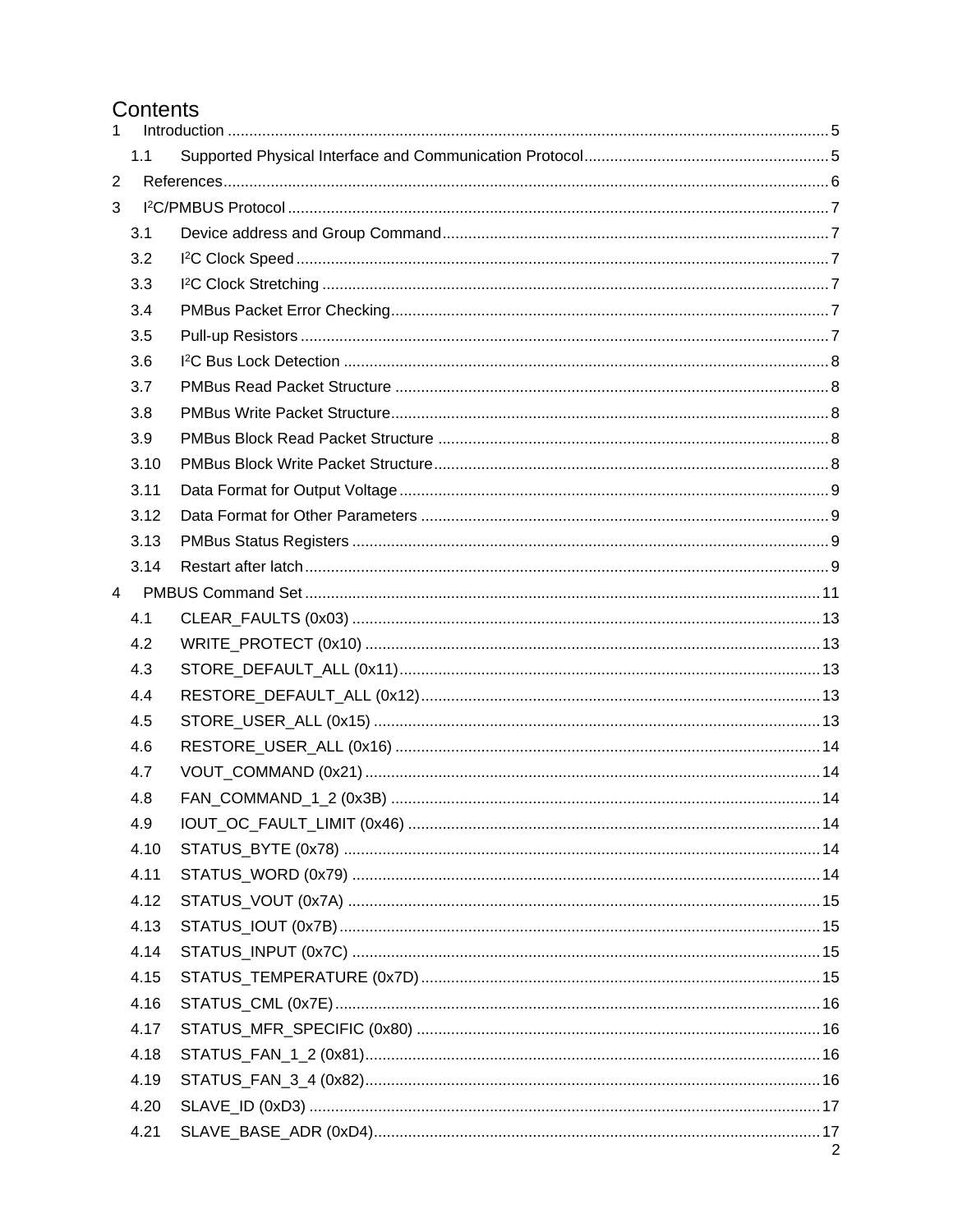# Contents

1 Introduction ........................................................................................................ 5

 1.1 Supported Physical Interface and Communication Protocol ........................................ 5

2 References ........................................................................................................ 6

3 I²C/PMBUS Protocol ........................................................................................ 7

 3.1 Device address and Group Command ........................................................................ 7

 3.2 I²C Clock Speed ........................................................................................................ 7

 3.3 I²C Clock Stretching ................................................................................................... 7

 3.4 PMBus Packet Error Checking ................................................................................... 7

 3.5 Pull-up Resistors ........................................................................................................ 7

 3.6 I²C Bus Lock Detection .............................................................................................. 8

 3.7 PMBus Read Packet Structure ................................................................................... 8

 3.8 PMBus Write Packet Structure .................................................................................... 8

 3.9 PMBus Block Read Packet Structure .......................................................................... 8

 3.10 PMBus Block Write Packet Structure ......................................................................... 8

 3.11 Data Format for Output Voltage ................................................................................. 9

 3.12 Data Format for Other Parameters ............................................................................ 9

 3.13 PMBus Status Registers ............................................................................................ 9

 3.14 Restart after latch ...................................................................................................... 9

4 PMBUS Command Set ...................................................................................... 11

 4.1 CLEAR_FAULTS (0x03) ............................................................................................. 13

 4.2 WRITE_PROTECT (0x10) .......................................................................................... 13

 4.3 STORE_DEFAULT_ALL (0x11) ................................................................................... 13

 4.4 RESTORE_DEFAULT_ALL (0x12) .............................................................................. 13

 4.5 STORE_USER_ALL (0x15) ......................................................................................... 13

 4.6 RESTORE_USER_ALL (0x16) ..................................................................................... 14

 4.7 VOUT_COMMAND (0x21) .......................................................................................... 14

 4.8 FAN_COMMAND_1_2 (0x3B) ..................................................................................... 14

 4.9 IOUT_OC_FAULT_LIMIT (0x46) .................................................................................. 14

 4.10 STATUS_BYTE (0x78) ............................................................................................... 14

 4.11 STATUS_WORD (0x79) .............................................................................................. 14

 4.12 STATUS_VOUT (0x7A) ............................................................................................... 15

 4.13 STATUS_IOUT (0x7B) ................................................................................................ 15

 4.14 STATUS_INPUT (0x7C) .............................................................................................. 15

 4.15 STATUS_TEMPERATURE (0x7D) ............................................................................... 15

 4.16 STATUS_CML (0x7E) ................................................................................................. 16

 4.17 STATUS_MFR_SPECIFIC (0x80) ................................................................................ 16

 4.18 STATUS_FAN_1_2 (0x81) ........................................................................................... 16

 4.19 STATUS_FAN_3_4 (0x82) ........................................................................................... 16

 4.20 SLAVE_ID (0xD3) ........................................................................................................ 17

 4.21 SLAVE_BASE_ADR (0xD4) ......................................................................................... 17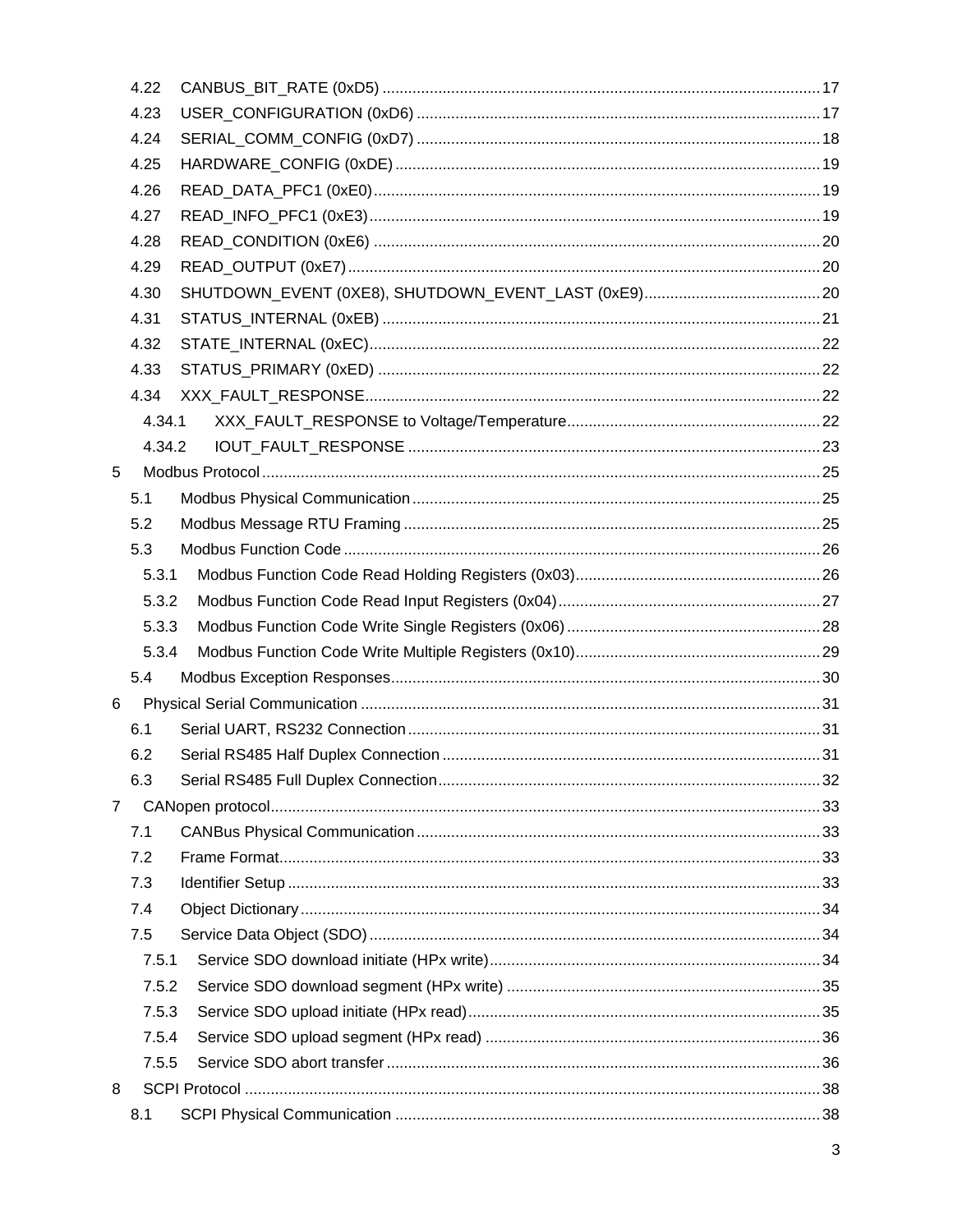4.22 CANBUS_BIT_RATE (0xD5) ..... 17
4.23 USER_CONFIGURATION (0xD6) ..... 17
4.24 SERIAL_COMM_CONFIG (0xD7) ..... 18
4.25 HARDWARE_CONFIG (0xDE) ..... 19
4.26 READ_DATA_PFC1 (0xE0) ..... 19
4.27 READ_INFO_PFC1 (0xE3) ..... 19
4.28 READ_CONDITION (0xE6) ..... 20
4.29 READ_OUTPUT (0xE7) ..... 20
4.30 SHUTDOWN_EVENT (0XE8), SHUTDOWN_EVENT_LAST (0xE9) ..... 20
4.31 STATUS_INTERNAL (0xEB) ..... 21
4.32 STATE_INTERNAL (0xEC) ..... 22
4.33 STATUS_PRIMARY (0xED) ..... 22
4.34 XXX_FAULT_RESPONSE ..... 22
4.34.1 XXX_FAULT_RESPONSE to Voltage/Temperature ..... 22
4.34.2 IOUT_FAULT_RESPONSE ..... 23
5 Modbus Protocol ..... 25
5.1 Modbus Physical Communication ..... 25
5.2 Modbus Message RTU Framing ..... 25
5.3 Modbus Function Code ..... 26
5.3.1 Modbus Function Code Read Holding Registers (0x03) ..... 26
5.3.2 Modbus Function Code Read Input Registers (0x04) ..... 27
5.3.3 Modbus Function Code Write Single Registers (0x06) ..... 28
5.3.4 Modbus Function Code Write Multiple Registers (0x10) ..... 29
5.4 Modbus Exception Responses ..... 30
6 Physical Serial Communication ..... 31
6.1 Serial UART, RS232 Connection ..... 31
6.2 Serial RS485 Half Duplex Connection ..... 31
6.3 Serial RS485 Full Duplex Connection ..... 32
7 CANopen protocol ..... 33
7.1 CANBus Physical Communication ..... 33
7.2 Frame Format ..... 33
7.3 Identifier Setup ..... 33
7.4 Object Dictionary ..... 34
7.5 Service Data Object (SDO) ..... 34
7.5.1 Service SDO download initiate (HPx write) ..... 34
7.5.2 Service SDO download segment (HPx write) ..... 35
7.5.3 Service SDO upload initiate (HPx read) ..... 35
7.5.4 Service SDO upload segment (HPx read) ..... 36
7.5.5 Service SDO abort transfer ..... 36
8 SCPI Protocol ..... 38
8.1 SCPI Physical Communication ..... 38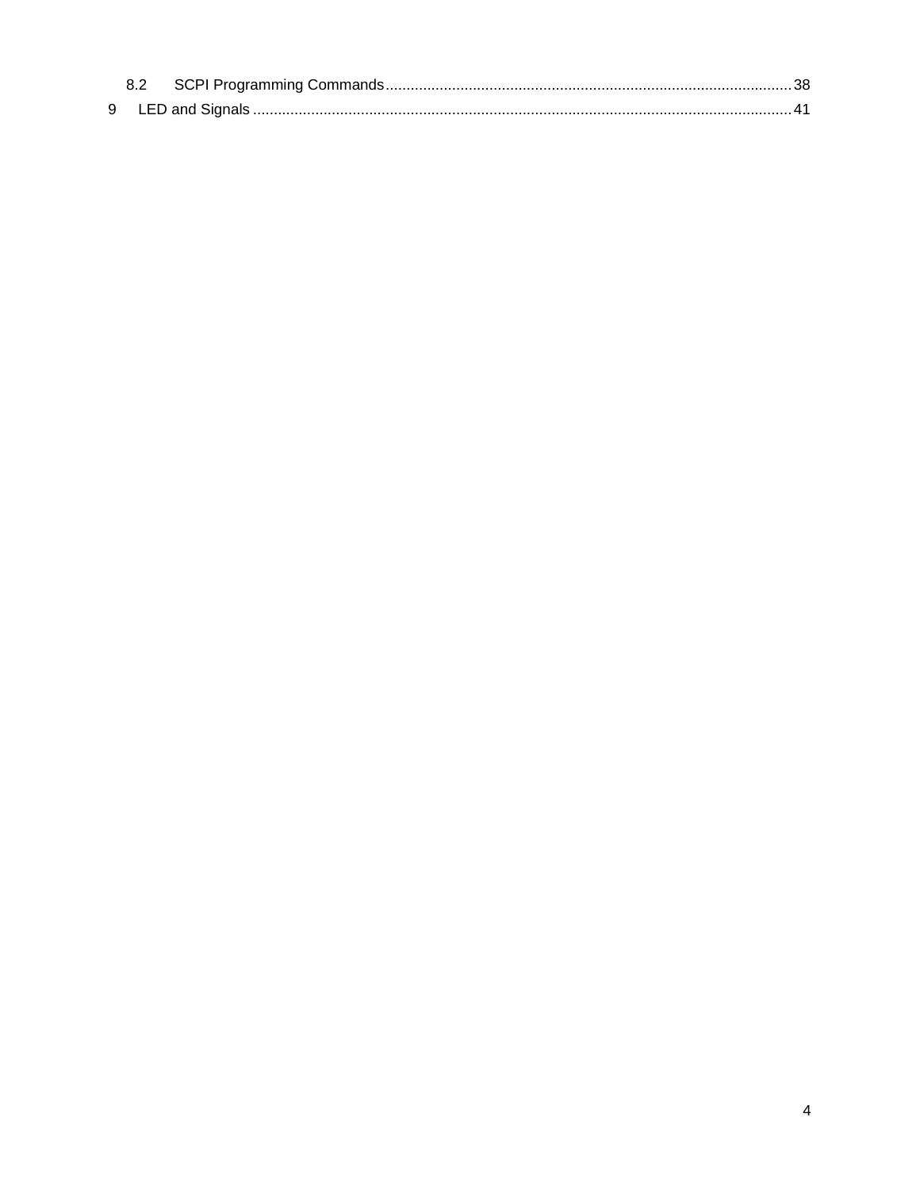8.2 SCPI Programming Commands ........................................................................................................ 38

9 LED and Signals ........................................................................................................................................ 41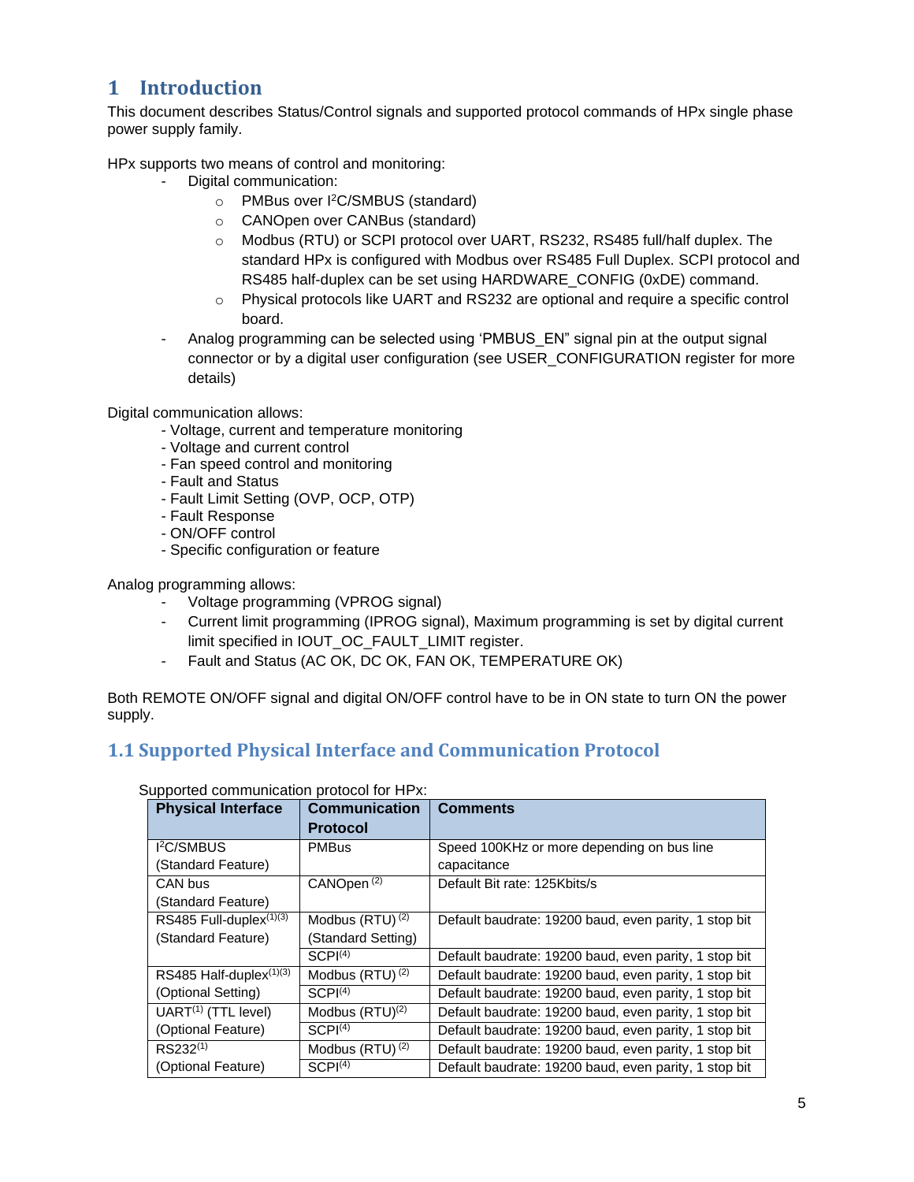# 1 Introduction

This document describes Status/Control signals and supported protocol commands of HPx single phase power supply family.

HPx supports two means of control and monitoring:

- Digital communication:
  - PMBus over $I^2C$/SMBUS (standard)
  - CANOpen over CANBus (standard)
  - Modbus (RTU) or SCPI protocol over UART, RS232, RS485 full/half duplex. The standard HPx is configured with Modbus over RS485 Full Duplex. SCPI protocol and RS485 half-duplex can be set using HARDWARE_CONFIG (0xDE) command.
  - Physical protocols like UART and RS232 are optional and require a specific control board.
- Analog programming can be selected using 'PMBUS_EN" signal pin at the output signal connector or by a digital user configuration (see USER_CONFIGURATION register for more details)

Digital communication allows:

- Voltage, current and temperature monitoring
- Voltage and current control
- Fan speed control and monitoring
- Fault and Status
- Fault Limit Setting (OVP, OCP, OTP)
- Fault Response
- ON/OFF control
- Specific configuration or feature

Analog programming allows:

- Voltage programming (VPROG signal)
- Current limit programming (IPROG signal), Maximum programming is set by digital current limit specified in IOUT_OC_FAULT_LIMIT register.
- Fault and Status (AC OK, DC OK, FAN OK, TEMPERATURE OK)

Both REMOTE ON/OFF signal and digital ON/OFF control have to be in ON state to turn ON the power supply.

## 1.1 Supported Physical Interface and Communication Protocol

Supported communication protocol for HPx:

| Physical Interface | Communication Protocol | Comments |
|---|---|---|
| $I^2C$/SMBUS (Standard Feature) | PMBus | Speed 100KHz or more depending on bus line capacitance |
| CAN bus (Standard Feature) | CANOpen [2] | Default Bit rate: 125Kbits/s |
| RS485 Full-duplex[1][3] (Standard Feature) | Modbus (RTU) [2] (Standard Setting) | Default baudrate: 19200 baud, even parity, 1 stop bit |
| | SCPI[4] | Default baudrate: 19200 baud, even parity, 1 stop bit |
| RS485 Half-duplex[1][3] (Optional Setting) | Modbus (RTU) [2] | Default baudrate: 19200 baud, even parity, 1 stop bit |
| | SCPI[4] | Default baudrate: 19200 baud, even parity, 1 stop bit |
| UART[1] (TTL level) (Optional Feature) | Modbus (RTU)[2] | Default baudrate: 19200 baud, even parity, 1 stop bit |
| | SCPI[4] | Default baudrate: 19200 baud, even parity, 1 stop bit |
| RS232[1] (Optional Feature) | Modbus (RTU) [2] | Default baudrate: 19200 baud, even parity, 1 stop bit |
| | SCPI[4] | Default baudrate: 19200 baud, even parity, 1 stop bit |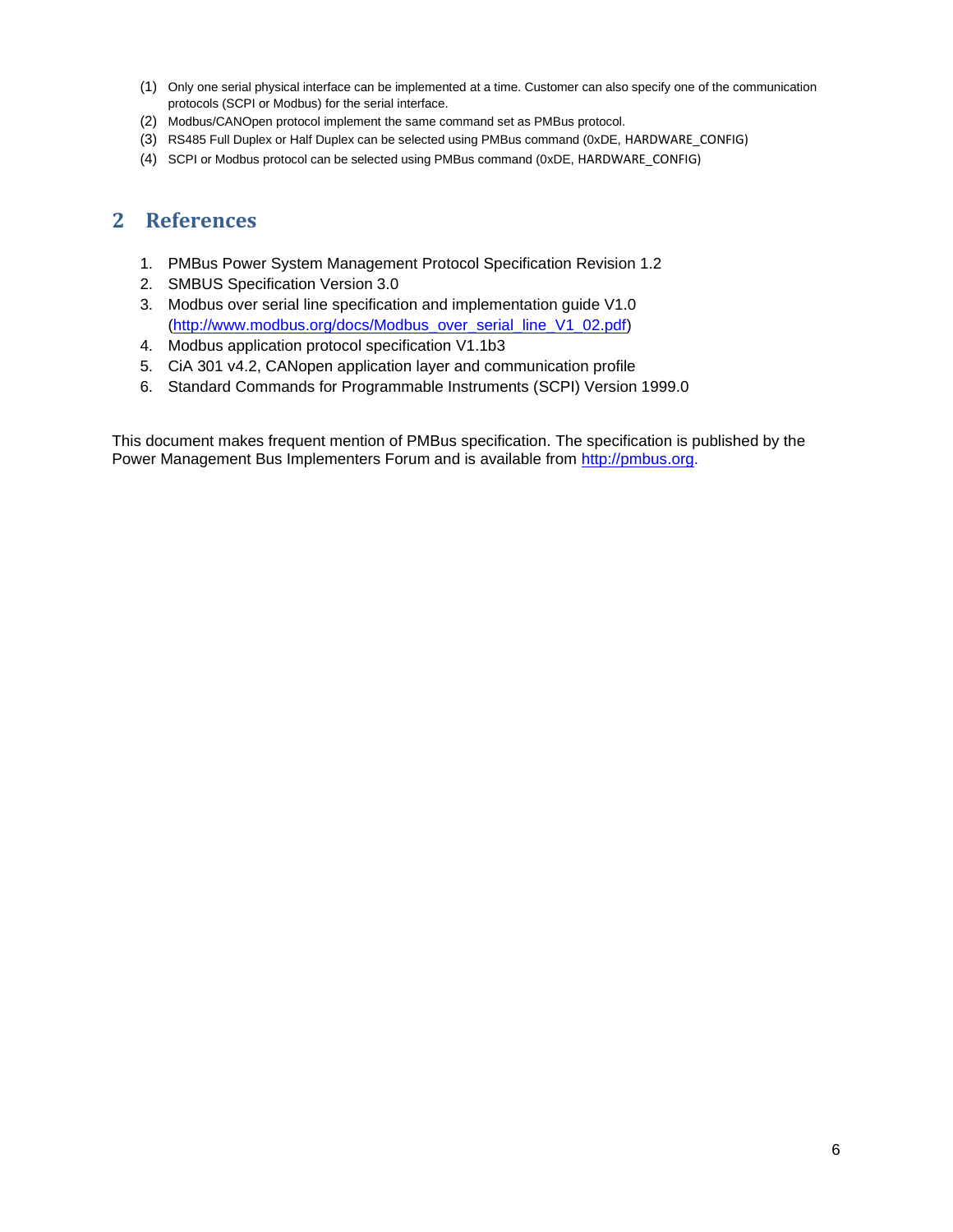(1) Only one serial physical interface can be implemented at a time. Customer can also specify one of the communication protocols (SCPI or Modbus) for the serial interface.
(2) Modbus/CANOpen protocol implement the same command set as PMBus protocol.
(3) RS485 Full Duplex or Half Duplex can be selected using PMBus command (0xDE, HARDWARE_CONFIG)
(4) SCPI or Modbus protocol can be selected using PMBus command (0xDE, HARDWARE_CONFIG)

# 2 References

1. PMBus Power System Management Protocol Specification Revision 1.2
2. SMBUS Specification Version 3.0
3. Modbus over serial line specification and implementation guide V1.0 (http://www.modbus.org/docs/Modbus_over_serial_line_V1_02.pdf)
4. Modbus application protocol specification V1.1b3
5. CiA 301 v4.2, CANopen application layer and communication profile
6. Standard Commands for Programmable Instruments (SCPI) Version 1999.0

This document makes frequent mention of PMBus specification. The specification is published by the Power Management Bus Implementers Forum and is available from http://pmbus.org.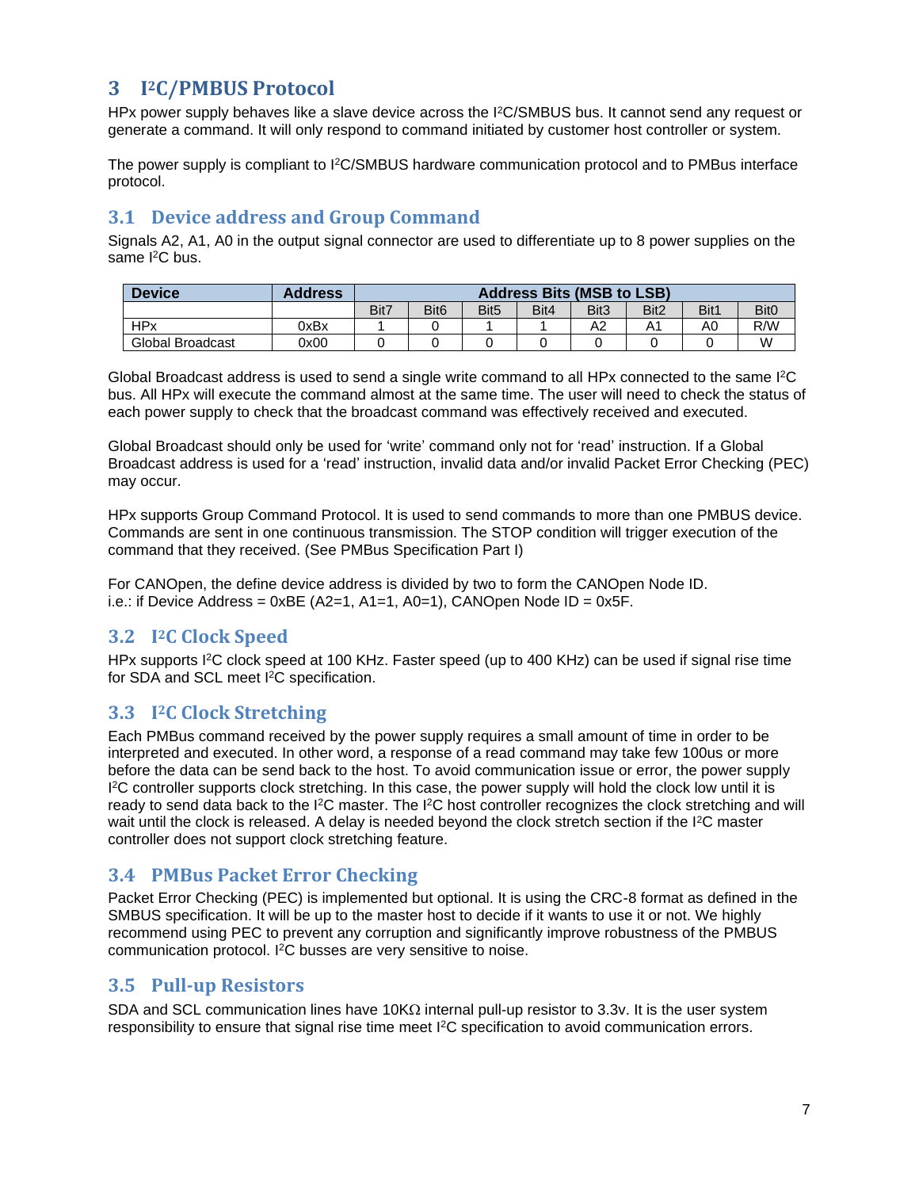# 3 I²C/PMBUS Protocol

HPx power supply behaves like a slave device across the I²C/SMBUS bus. It cannot send any request or generate a command. It will only respond to command initiated by customer host controller or system.

The power supply is compliant to I²C/SMBUS hardware communication protocol and to PMBus interface protocol.

## 3.1 Device address and Group Command

Signals A2, A1, A0 in the output signal connector are used to differentiate up to 8 power supplies on the same I²C bus.

| Device | Address | Address Bits (MSB to LSB) | | | | | | | |
|---|---|---|---|---|---|---|---|---|---|
| | | Bit7 | Bit6 | Bit5 | Bit4 | Bit3 | Bit2 | Bit1 | Bit0 |
| HPx | 0xBx | 1 | 0 | 1 | 1 | A2 | A1 | A0 | R/W |
| Global Broadcast | 0x00 | 0 | 0 | 0 | 0 | 0 | 0 | 0 | W |

Global Broadcast address is used to send a single write command to all HPx connected to the same I²C bus. All HPx will execute the command almost at the same time. The user will need to check the status of each power supply to check that the broadcast command was effectively received and executed.

Global Broadcast should only be used for 'write' command only not for 'read' instruction. If a Global Broadcast address is used for a 'read' instruction, invalid data and/or invalid Packet Error Checking (PEC) may occur.

HPx supports Group Command Protocol. It is used to send commands to more than one PMBUS device. Commands are sent in one continuous transmission. The STOP condition will trigger execution of the command that they received. (See PMBus Specification Part I)

For CANOpen, the define device address is divided by two to form the CANOpen Node ID.
i.e.: if Device Address = 0xBE (A2=1, A1=1, A0=1), CANOpen Node ID = 0x5F.

## 3.2 I²C Clock Speed

HPx supports I²C clock speed at 100 KHz. Faster speed (up to 400 KHz) can be used if signal rise time for SDA and SCL meet I²C specification.

## 3.3 I²C Clock Stretching

Each PMBus command received by the power supply requires a small amount of time in order to be interpreted and executed. In other word, a response of a read command may take few 100us or more before the data can be send back to the host. To avoid communication issue or error, the power supply I²C controller supports clock stretching. In this case, the power supply will hold the clock low until it is ready to send data back to the I²C master. The I²C host controller recognizes the clock stretching and will wait until the clock is released. A delay is needed beyond the clock stretch section if the I²C master controller does not support clock stretching feature.

## 3.4 PMBus Packet Error Checking

Packet Error Checking (PEC) is implemented but optional. It is using the CRC-8 format as defined in the SMBUS specification. It will be up to the master host to decide if it wants to use it or not. We highly recommend using PEC to prevent any corruption and significantly improve robustness of the PMBUS communication protocol. I²C busses are very sensitive to noise.

## 3.5 Pull-up Resistors

SDA and SCL communication lines have 10KΩ internal pull-up resistor to 3.3v. It is the user system responsibility to ensure that signal rise time meet I²C specification to avoid communication errors.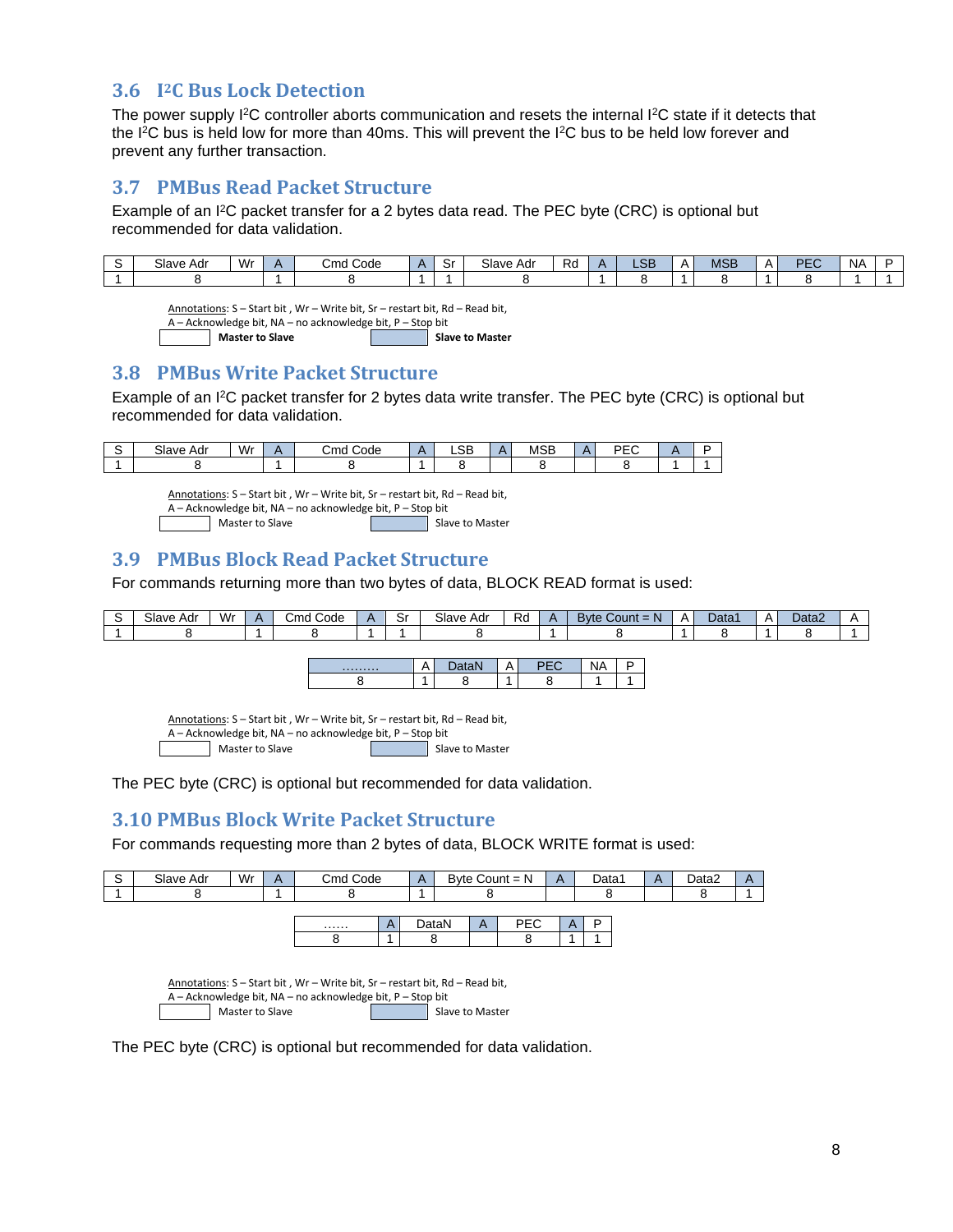## 3.6 I²C Bus Lock Detection

The power supply I²C controller aborts communication and resets the internal I²C state if it detects that the I²C bus is held low for more than 40ms. This will prevent the I²C bus to be held low forever and prevent any further transaction.

## 3.7 PMBus Read Packet Structure

Example of an I²C packet transfer for a 2 bytes data read. The PEC byte (CRC) is optional but recommended for data validation.

| S | Slave Adr | Wr | A | Cmd Code | A | Sr | Slave Adr | Rd | A | LSB | A | MSB | A | PEC | NA | P |
|---|---|---|---|---|---|---|---|---|---|---|---|---|---|---|---|---|
| 1 | 8 | | 1 | 8 | 1 | 1 | 8 | | 1 | 8 | 1 | 8 | 1 | 8 | 1 | 1 |

Annotations: S – Start bit , Wr – Write bit, Sr – restart bit, Rd – Read bit,
A – Acknowledge bit, NA – no acknowledge bit, P – Stop bit

**Master to Slave** **Slave to Master**

## 3.8 PMBus Write Packet Structure

Example of an I²C packet transfer for 2 bytes data write transfer. The PEC byte (CRC) is optional but recommended for data validation.

| S | Slave Adr | Wr | A | Cmd Code | A | LSB | A | MSB | A | PEC | A | P |
|---|---|---|---|---|---|---|---|---|---|---|---|---|
| 1 | 8 | | 1 | 8 | 1 | 8 | | 8 | | 8 | 1 | 1 |

Annotations: S – Start bit , Wr – Write bit, Sr – restart bit, Rd – Read bit,
A – Acknowledge bit, NA – no acknowledge bit, P – Stop bit

Master to Slave Slave to Master

## 3.9 PMBus Block Read Packet Structure

For commands returning more than two bytes of data, BLOCK READ format is used:

| S | Slave Adr | Wr | A | Cmd Code | A | Sr | Slave Adr | Rd | A | Byte Count = N | A | Data1 | A | Data2 | A |
|---|---|---|---|---|---|---|---|---|---|---|---|---|---|---|---|
| 1 | 8 | | 1 | 8 | 1 | 1 | 8 | | 1 | 8 | 1 | 8 | 1 | 8 | 1 |

| ……… | A | DataN | A | PEC | NA | P |
|---|---|---|---|---|---|---|
| 8 | 1 | 8 | 1 | 8 | 1 | 1 |

Annotations: S – Start bit , Wr – Write bit, Sr – restart bit, Rd – Read bit,
A – Acknowledge bit, NA – no acknowledge bit, P – Stop bit

Master to Slave Slave to Master

The PEC byte (CRC) is optional but recommended for data validation.

## 3.10 PMBus Block Write Packet Structure

For commands requesting more than 2 bytes of data, BLOCK WRITE format is used:

| S | Slave Adr | Wr | A | Cmd Code | A | Byte Count = N | A | Data1 | A | Data2 | A |
|---|---|---|---|---|---|---|---|---|---|---|---|
| 1 | 8 | | 1 | 8 | 1 | 8 | | 8 | | 8 | 1 |

| …… | A | DataN | A | PEC | A | P |
|---|---|---|---|---|---|---|
| 8 | 1 | 8 | | 8 | 1 | 1 |

Annotations: S – Start bit , Wr – Write bit, Sr – restart bit, Rd – Read bit,
A – Acknowledge bit, NA – no acknowledge bit, P – Stop bit

Master to Slave Slave to Master

The PEC byte (CRC) is optional but recommended for data validation.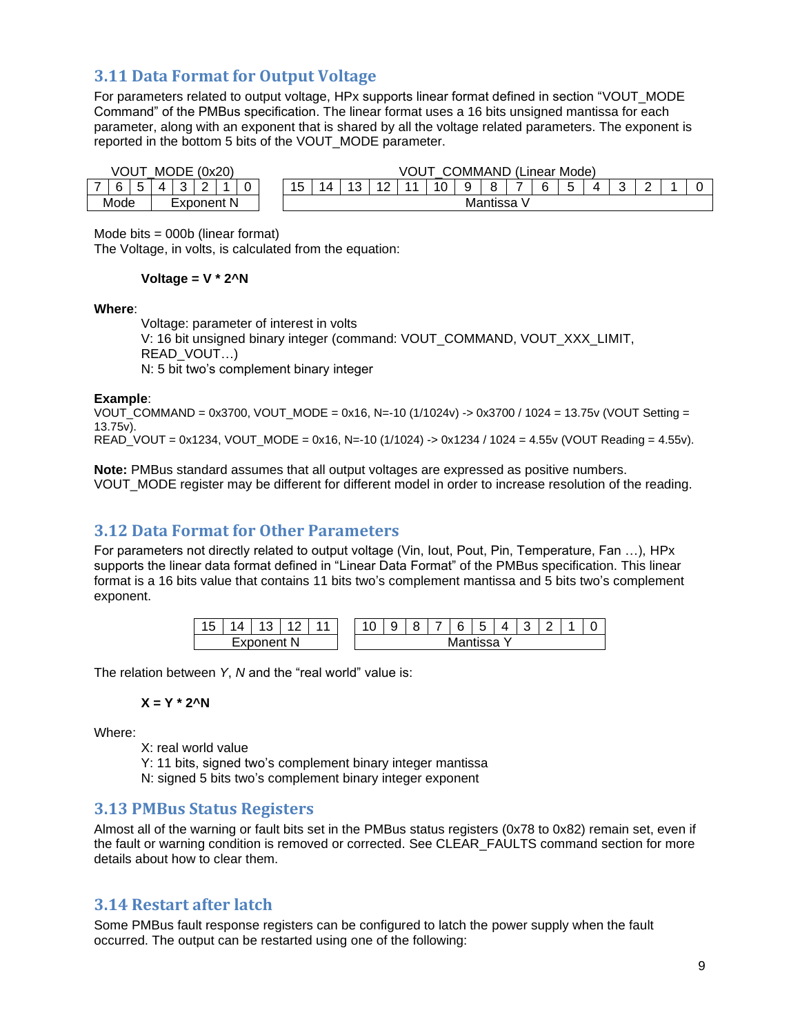## 3.11 Data Format for Output Voltage

For parameters related to output voltage, HPx supports linear format defined in section "VOUT_MODE Command" of the PMBus specification. The linear format uses a 16 bits unsigned mantissa for each parameter, along with an exponent that is shared by all the voltage related parameters. The exponent is reported in the bottom 5 bits of the VOUT_MODE parameter.

| VOUT_MODE (0x20) | | | | | | | |
|---|---|---|---|---|---|---|---|
| 7 | 6 | 5 | 4 | 3 | 2 | 1 | 0 |
| Mode | | | Exponent N | | | | |

| VOUT_COMMAND (Linear Mode) | | | | | | | | | | | | | | | |
|---|---|---|---|---|---|---|---|---|---|---|---|---|---|---|---|
| 15 | 14 | 13 | 12 | 11 | 10 | 9 | 8 | 7 | 6 | 5 | 4 | 3 | 2 | 1 | 0 |
| Mantissa V | | | | | | | | | | | | | | | |

Mode bits = 000b (linear format)
The Voltage, in volts, is calculated from the equation:

**Voltage = V * 2^N**

**Where**:

Voltage: parameter of interest in volts
V: 16 bit unsigned binary integer (command: VOUT_COMMAND, VOUT_XXX_LIMIT, READ_VOUT…)
N: 5 bit two's complement binary integer

**Example**:
VOUT_COMMAND = 0x3700, VOUT_MODE = 0x16, N=-10 (1/1024v) -> 0x3700 / 1024 = 13.75v (VOUT Setting = 13.75v).
READ_VOUT = 0x1234, VOUT_MODE = 0x16, N=-10 (1/1024) -> 0x1234 / 1024 = 4.55v (VOUT Reading = 4.55v).

**Note:** PMBus standard assumes that all output voltages are expressed as positive numbers. VOUT_MODE register may be different for different model in order to increase resolution of the reading.

## 3.12 Data Format for Other Parameters

For parameters not directly related to output voltage (Vin, Iout, Pout, Pin, Temperature, Fan …), HPx supports the linear data format defined in "Linear Data Format" of the PMBus specification. This linear format is a 16 bits value that contains 11 bits two's complement mantissa and 5 bits two's complement exponent.

| 15 | 14 | 13 | 12 | 11 | 10 | 9 | 8 | 7 | 6 | 5 | 4 | 3 | 2 | 1 | 0 |
|---|---|---|---|---|---|---|---|---|---|---|---|---|---|---|---|
| Exponent N | | | | | Mantissa Y | | | | | | | | | | |

The relation between *Y*, *N* and the "real world" value is:

**X = Y * 2^N**

Where:

X: real world value
Y: 11 bits, signed two's complement binary integer mantissa
N: signed 5 bits two's complement binary integer exponent

## 3.13 PMBus Status Registers

Almost all of the warning or fault bits set in the PMBus status registers (0x78 to 0x82) remain set, even if the fault or warning condition is removed or corrected. See CLEAR_FAULTS command section for more details about how to clear them.

## 3.14 Restart after latch

Some PMBus fault response registers can be configured to latch the power supply when the fault occurred. The output can be restarted using one of the following: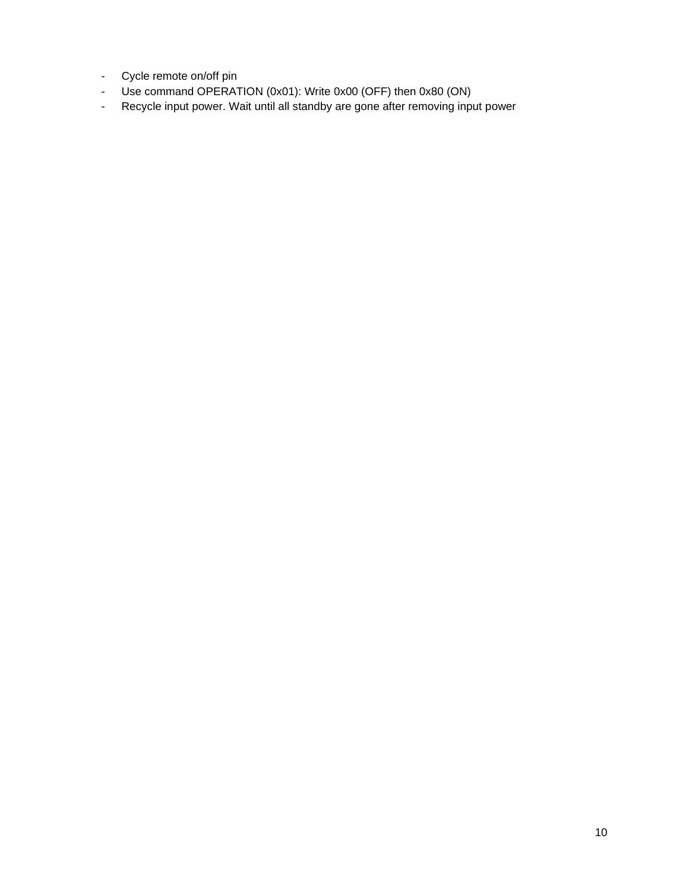- Cycle remote on/off pin
- Use command OPERATION (0x01): Write 0x00 (OFF) then 0x80 (ON)
- Recycle input power. Wait until all standby are gone after removing input power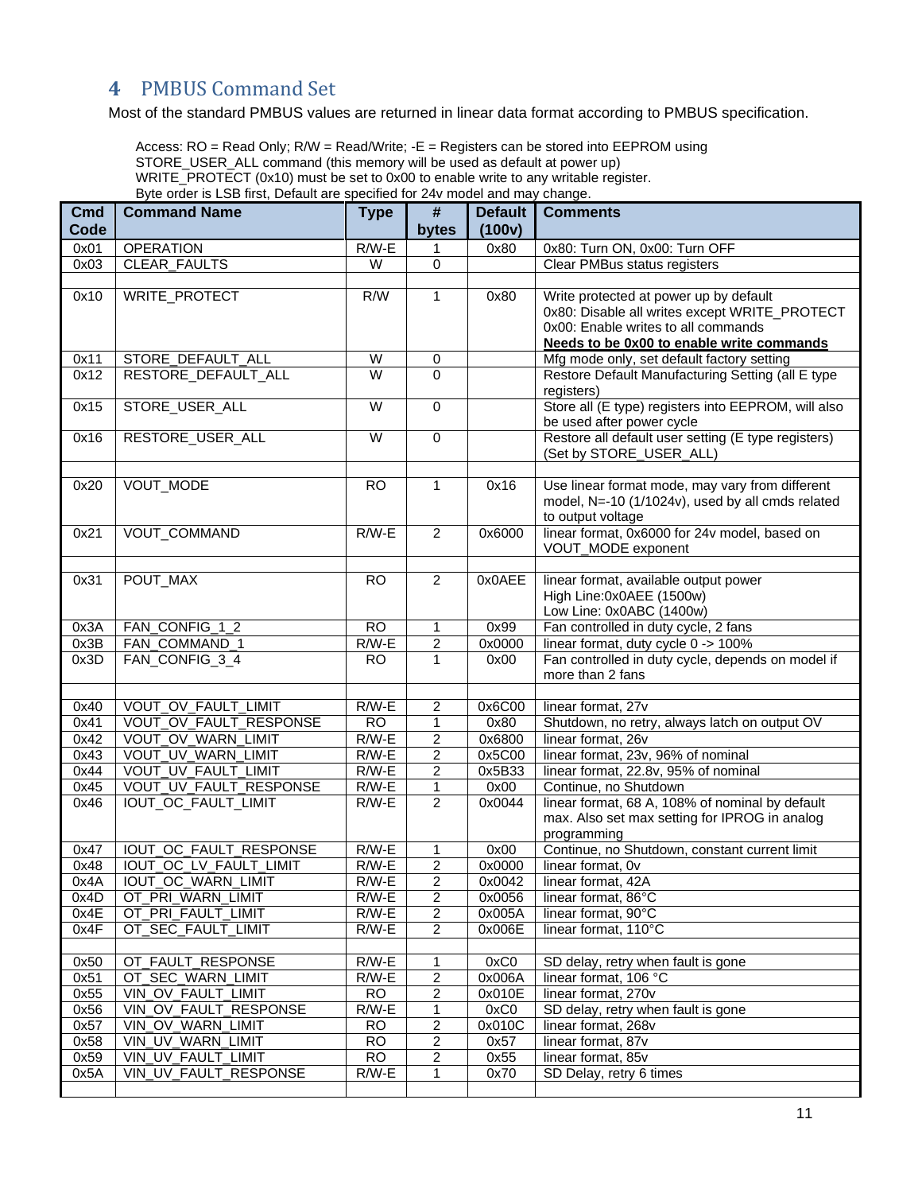## 4 PMBUS Command Set

Most of the standard PMBUS values are returned in linear data format according to PMBUS specification.

Access: RO = Read Only; R/W = Read/Write; -E = Registers can be stored into EEPROM using STORE_USER_ALL command (this memory will be used as default at power up)
WRITE_PROTECT (0x10) must be set to 0x00 to enable write to any writable register.
Byte order is LSB first, Default are specified for 24v model and may change.

| Cmd Code | Command Name | Type | # bytes | Default (100v) | Comments |
|---|---|---|---|---|---|
| 0x01 | OPERATION | R/W-E | 1 | 0x80 | 0x80: Turn ON, 0x00: Turn OFF |
| 0x03 | CLEAR_FAULTS | W | 0 | | Clear PMBus status registers |
| | | | | | |
| 0x10 | WRITE_PROTECT | R/W | 1 | 0x80 | Write protected at power up by default<br>0x80: Disable all writes except WRITE_PROTECT<br>0x00: Enable writes to all commands<br>**Needs to be 0x00 to enable write commands** |
| 0x11 | STORE_DEFAULT_ALL | W | 0 | | Mfg mode only, set default factory setting |
| 0x12 | RESTORE_DEFAULT_ALL | W | 0 | | Restore Default Manufacturing Setting (all E type registers) |
| 0x15 | STORE_USER_ALL | W | 0 | | Store all (E type) registers into EEPROM, will also be used after power cycle |
| 0x16 | RESTORE_USER_ALL | W | 0 | | Restore all default user setting (E type registers) (Set by STORE_USER_ALL) |
| | | | | | |
| 0x20 | VOUT_MODE | RO | 1 | 0x16 | Use linear format mode, may vary from different model, N=-10 (1/1024v), used by all cmds related to output voltage |
| 0x21 | VOUT_COMMAND | R/W-E | 2 | 0x6000 | linear format, 0x6000 for 24v model, based on VOUT_MODE exponent |
| | | | | | |
| 0x31 | POUT_MAX | RO | 2 | 0x0AEE | linear format, available output power<br>High Line:0x0AEE (1500w)<br>Low Line: 0x0ABC (1400w) |
| 0x3A | FAN_CONFIG_1_2 | RO | 1 | 0x99 | Fan controlled in duty cycle, 2 fans |
| 0x3B | FAN_COMMAND_1 | R/W-E | 2 | 0x0000 | linear format, duty cycle 0 -> 100% |
| 0x3D | FAN_CONFIG_3_4 | RO | 1 | 0x00 | Fan controlled in duty cycle, depends on model if more than 2 fans |
| | | | | | |
| 0x40 | VOUT_OV_FAULT_LIMIT | R/W-E | 2 | 0x6C00 | linear format, 27v |
| 0x41 | VOUT_OV_FAULT_RESPONSE | RO | 1 | 0x80 | Shutdown, no retry, always latch on output OV |
| 0x42 | VOUT_OV_WARN_LIMIT | R/W-E | 2 | 0x6800 | linear format, 26v |
| 0x43 | VOUT_UV_WARN_LIMIT | R/W-E | 2 | 0x5C00 | linear format, 23v, 96% of nominal |
| 0x44 | VOUT_UV_FAULT_LIMIT | R/W-E | 2 | 0x5B33 | linear format, 22.8v, 95% of nominal |
| 0x45 | VOUT_UV_FAULT_RESPONSE | R/W-E | 1 | 0x00 | Continue, no Shutdown |
| 0x46 | IOUT_OC_FAULT_LIMIT | R/W-E | 2 | 0x0044 | linear format, 68 A, 108% of nominal by default max. Also set max setting for IPROG in analog programming |
| 0x47 | IOUT_OC_FAULT_RESPONSE | R/W-E | 1 | 0x00 | Continue, no Shutdown, constant current limit |
| 0x48 | IOUT_OC_LV_FAULT_LIMIT | R/W-E | 2 | 0x0000 | linear format, 0v |
| 0x4A | IOUT_OC_WARN_LIMIT | R/W-E | 2 | 0x0042 | linear format, 42A |
| 0x4D | OT_PRI_WARN_LIMIT | R/W-E | 2 | 0x0056 | linear format, 86°C |
| 0x4E | OT_PRI_FAULT_LIMIT | R/W-E | 2 | 0x005A | linear format, 90°C |
| 0x4F | OT_SEC_FAULT_LIMIT | R/W-E | 2 | 0x006E | linear format, 110°C |
| | | | | | |
| 0x50 | OT_FAULT_RESPONSE | R/W-E | 1 | 0xC0 | SD delay, retry when fault is gone |
| 0x51 | OT_SEC_WARN_LIMIT | R/W-E | 2 | 0x006A | linear format, 106 °C |
| 0x55 | VIN_OV_FAULT_LIMIT | RO | 2 | 0x010E | linear format, 270v |
| 0x56 | VIN_OV_FAULT_RESPONSE | R/W-E | 1 | 0xC0 | SD delay, retry when fault is gone |
| 0x57 | VIN_OV_WARN_LIMIT | RO | 2 | 0x010C | linear format, 268v |
| 0x58 | VIN_UV_WARN_LIMIT | RO | 2 | 0x57 | linear format, 87v |
| 0x59 | VIN_UV_FAULT_LIMIT | RO | 2 | 0x55 | linear format, 85v |
| 0x5A | VIN_UV_FAULT_RESPONSE | R/W-E | 1 | 0x70 | SD Delay, retry 6 times |
| | | | | | |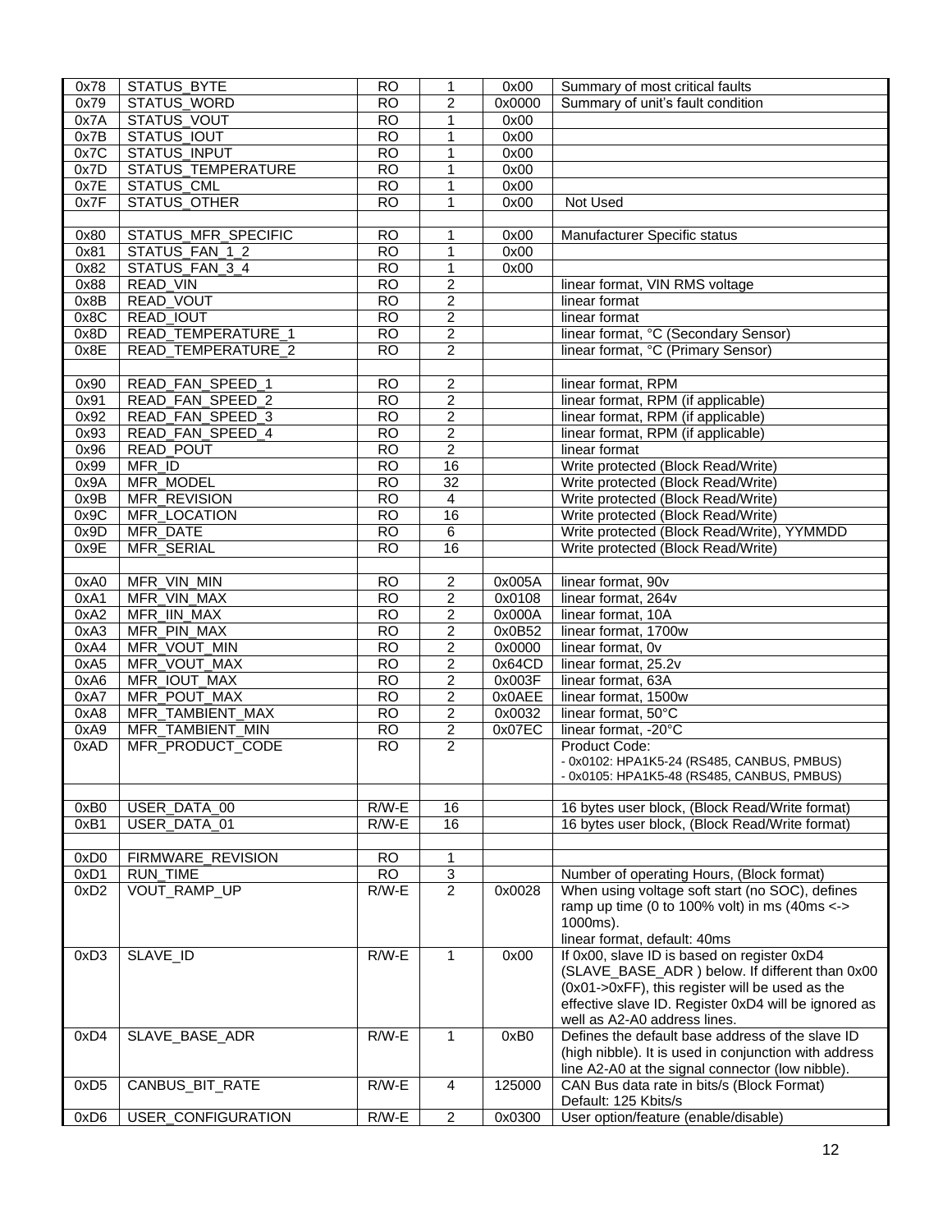| 0x78 | STATUS_BYTE | RO | 1 | 0x00 | Summary of most critical faults |
|---|---|---|---|---|---|
| 0x79 | STATUS_WORD | RO | 2 | 0x0000 | Summary of unit's fault condition |
| 0x7A | STATUS_VOUT | RO | 1 | 0x00 | |
| 0x7B | STATUS_IOUT | RO | 1 | 0x00 | |
| 0x7C | STATUS_INPUT | RO | 1 | 0x00 | |
| 0x7D | STATUS_TEMPERATURE | RO | 1 | 0x00 | |
| 0x7E | STATUS_CML | RO | 1 | 0x00 | |
| 0x7F | STATUS_OTHER | RO | 1 | 0x00 | Not Used |
| | | | | | |
| 0x80 | STATUS_MFR_SPECIFIC | RO | 1 | 0x00 | Manufacturer Specific status |
| 0x81 | STATUS_FAN_1_2 | RO | 1 | 0x00 | |
| 0x82 | STATUS_FAN_3_4 | RO | 1 | 0x00 | |
| 0x88 | READ_VIN | RO | 2 | | linear format, VIN RMS voltage |
| 0x8B | READ_VOUT | RO | 2 | | linear format |
| 0x8C | READ_IOUT | RO | 2 | | linear format |
| 0x8D | READ_TEMPERATURE_1 | RO | 2 | | linear format, °C (Secondary Sensor) |
| 0x8E | READ_TEMPERATURE_2 | RO | 2 | | linear format, °C (Primary Sensor) |
| | | | | | |
| 0x90 | READ_FAN_SPEED_1 | RO | 2 | | linear format, RPM |
| 0x91 | READ_FAN_SPEED_2 | RO | 2 | | linear format, RPM (if applicable) |
| 0x92 | READ_FAN_SPEED_3 | RO | 2 | | linear format, RPM (if applicable) |
| 0x93 | READ_FAN_SPEED_4 | RO | 2 | | linear format, RPM (if applicable) |
| 0x96 | READ_POUT | RO | 2 | | linear format |
| 0x99 | MFR_ID | RO | 16 | | Write protected (Block Read/Write) |
| 0x9A | MFR_MODEL | RO | 32 | | Write protected (Block Read/Write) |
| 0x9B | MFR_REVISION | RO | 4 | | Write protected (Block Read/Write) |
| 0x9C | MFR_LOCATION | RO | 16 | | Write protected (Block Read/Write) |
| 0x9D | MFR_DATE | RO | 6 | | Write protected (Block Read/Write), YYMMDD |
| 0x9E | MFR_SERIAL | RO | 16 | | Write protected (Block Read/Write) |
| | | | | | |
| 0xA0 | MFR_VIN_MIN | RO | 2 | 0x005A | linear format, 90v |
| 0xA1 | MFR_VIN_MAX | RO | 2 | 0x0108 | linear format, 264v |
| 0xA2 | MFR_IIN_MAX | RO | 2 | 0x000A | linear format, 10A |
| 0xA3 | MFR_PIN_MAX | RO | 2 | 0x0B52 | linear format, 1700w |
| 0xA4 | MFR_VOUT_MIN | RO | 2 | 0x0000 | linear format, 0v |
| 0xA5 | MFR_VOUT_MAX | RO | 2 | 0x64CD | linear format, 25.2v |
| 0xA6 | MFR_IOUT_MAX | RO | 2 | 0x003F | linear format, 63A |
| 0xA7 | MFR_POUT_MAX | RO | 2 | 0x0AEE | linear format, 1500w |
| 0xA8 | MFR_TAMBIENT_MAX | RO | 2 | 0x0032 | linear format, 50°C |
| 0xA9 | MFR_TAMBIENT_MIN | RO | 2 | 0x07EC | linear format, -20°C |
| 0xAD | MFR_PRODUCT_CODE | RO | 2 | | Product Code:<br>- 0x0102: HPA1K5-24 (RS485, CANBUS, PMBUS)<br>- 0x0105: HPA1K5-48 (RS485, CANBUS, PMBUS) |
| | | | | | |
| 0xB0 | USER_DATA_00 | R/W-E | 16 | | 16 bytes user block, (Block Read/Write format) |
| 0xB1 | USER_DATA_01 | R/W-E | 16 | | 16 bytes user block, (Block Read/Write format) |
| | | | | | |
| 0xD0 | FIRMWARE_REVISION | RO | 1 | | |
| 0xD1 | RUN_TIME | RO | 3 | | Number of operating Hours, (Block format) |
| 0xD2 | VOUT_RAMP_UP | R/W-E | 2 | 0x0028 | When using voltage soft start (no SOC), defines ramp up time (0 to 100% volt) in ms (40ms <-> 1000ms).<br>linear format, default: 40ms |
| 0xD3 | SLAVE_ID | R/W-E | 1 | 0x00 | If 0x00, slave ID is based on register 0xD4 (SLAVE_BASE_ADR ) below. If different than 0x00 (0x01->0xFF), this register will be used as the effective slave ID. Register 0xD4 will be ignored as well as A2-A0 address lines. |
| 0xD4 | SLAVE_BASE_ADR | R/W-E | 1 | 0xB0 | Defines the default base address of the slave ID (high nibble). It is used in conjunction with address line A2-A0 at the signal connector (low nibble). |
| 0xD5 | CANBUS_BIT_RATE | R/W-E | 4 | 125000 | CAN Bus data rate in bits/s (Block Format)<br>Default: 125 Kbits/s |
| 0xD6 | USER_CONFIGURATION | R/W-E | 2 | 0x0300 | User option/feature (enable/disable) |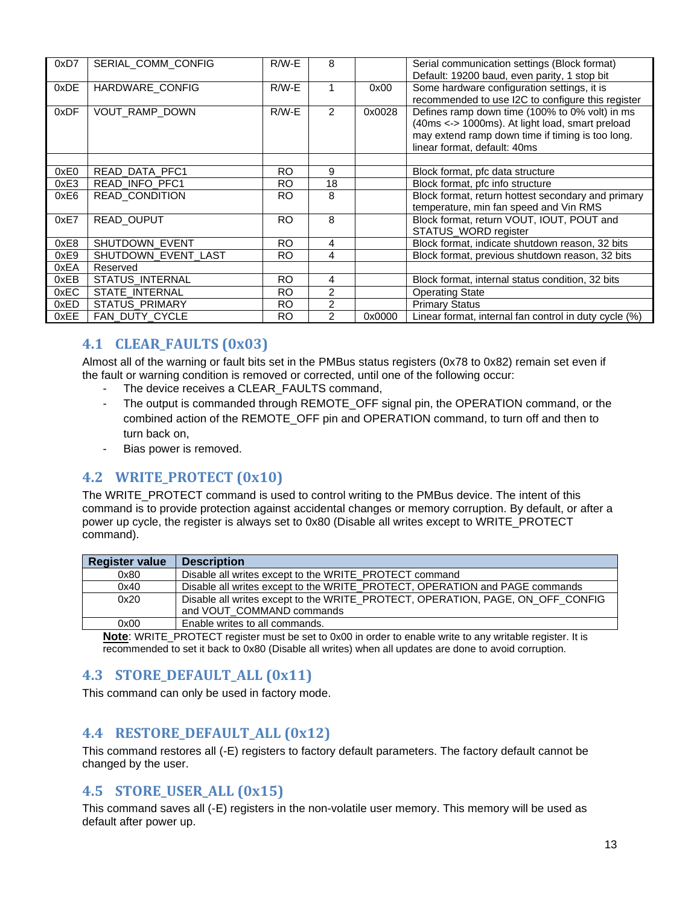| | | | | | |
|---|---|---|---|---|---|
| 0xD7 | SERIAL_COMM_CONFIG | R/W-E | 8 | | Serial communication settings (Block format) Default: 19200 baud, even parity, 1 stop bit |
| 0xDE | HARDWARE_CONFIG | R/W-E | 1 | 0x00 | Some hardware configuration settings, it is recommended to use I2C to configure this register |
| 0xDF | VOUT_RAMP_DOWN | R/W-E | 2 | 0x0028 | Defines ramp down time (100% to 0% volt) in ms (40ms <-> 1000ms). At light load, smart preload may extend ramp down time if timing is too long. linear format, default: 40ms |
| | | | | | |
| 0xE0 | READ_DATA_PFC1 | RO | 9 | | Block format, pfc data structure |
| 0xE3 | READ_INFO_PFC1 | RO | 18 | | Block format, pfc info structure |
| 0xE6 | READ_CONDITION | RO | 8 | | Block format, return hottest secondary and primary temperature, min fan speed and Vin RMS |
| 0xE7 | READ_OUPUT | RO | 8 | | Block format, return VOUT, IOUT, POUT and STATUS_WORD register |
| 0xE8 | SHUTDOWN_EVENT | RO | 4 | | Block format, indicate shutdown reason, 32 bits |
| 0xE9 | SHUTDOWN_EVENT_LAST | RO | 4 | | Block format, previous shutdown reason, 32 bits |
| 0xEA | Reserved | | | | |
| 0xEB | STATUS_INTERNAL | RO | 4 | | Block format, internal status condition, 32 bits |
| 0xEC | STATE_INTERNAL | RO | 2 | | Operating State |
| 0xED | STATUS_PRIMARY | RO | 2 | | Primary Status |
| 0xEE | FAN_DUTY_CYCLE | RO | 2 | 0x0000 | Linear format, internal fan control in duty cycle (%) |

## 4.1 CLEAR_FAULTS (0x03)

Almost all of the warning or fault bits set in the PMBus status registers (0x78 to 0x82) remain set even if the fault or warning condition is removed or corrected, until one of the following occur:

- The device receives a CLEAR_FAULTS command,
- The output is commanded through REMOTE_OFF signal pin, the OPERATION command, or the combined action of the REMOTE_OFF pin and OPERATION command, to turn off and then to turn back on,
- Bias power is removed.

## 4.2 WRITE_PROTECT (0x10)

The WRITE_PROTECT command is used to control writing to the PMBus device. The intent of this command is to provide protection against accidental changes or memory corruption. By default, or after a power up cycle, the register is always set to 0x80 (Disable all writes except to WRITE_PROTECT command).

| Register value | Description |
|---|---|
| 0x80 | Disable all writes except to the WRITE_PROTECT command |
| 0x40 | Disable all writes except to the WRITE_PROTECT, OPERATION and PAGE commands |
| 0x20 | Disable all writes except to the WRITE_PROTECT, OPERATION, PAGE, ON_OFF_CONFIG and VOUT_COMMAND commands |
| 0x00 | Enable writes to all commands. |

**Note**: WRITE_PROTECT register must be set to 0x00 in order to enable write to any writable register. It is recommended to set it back to 0x80 (Disable all writes) when all updates are done to avoid corruption.

## 4.3 STORE_DEFAULT_ALL (0x11)

This command can only be used in factory mode.

## 4.4 RESTORE_DEFAULT_ALL (0x12)

This command restores all (-E) registers to factory default parameters. The factory default cannot be changed by the user.

## 4.5 STORE_USER_ALL (0x15)

This command saves all (-E) registers in the non-volatile user memory. This memory will be used as default after power up.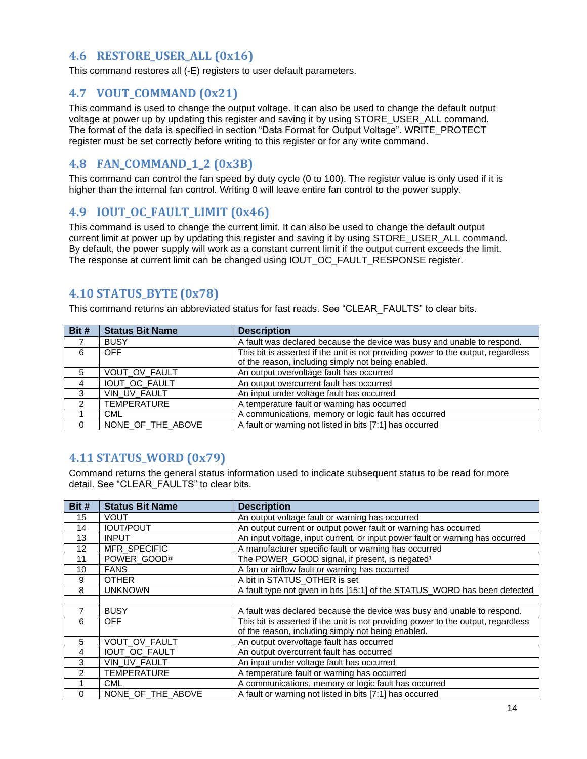## 4.6 RESTORE_USER_ALL (0x16)

This command restores all (-E) registers to user default parameters.

## 4.7 VOUT_COMMAND (0x21)

This command is used to change the output voltage. It can also be used to change the default output voltage at power up by updating this register and saving it by using STORE_USER_ALL command. The format of the data is specified in section "Data Format for Output Voltage". WRITE_PROTECT register must be set correctly before writing to this register or for any write command.

## 4.8 FAN_COMMAND_1_2 (0x3B)

This command can control the fan speed by duty cycle (0 to 100). The register value is only used if it is higher than the internal fan control. Writing 0 will leave entire fan control to the power supply.

## 4.9 IOUT_OC_FAULT_LIMIT (0x46)

This command is used to change the current limit. It can also be used to change the default output current limit at power up by updating this register and saving it by using STORE_USER_ALL command. By default, the power supply will work as a constant current limit if the output current exceeds the limit. The response at current limit can be changed using IOUT_OC_FAULT_RESPONSE register.

## 4.10 STATUS_BYTE (0x78)

This command returns an abbreviated status for fast reads. See "CLEAR_FAULTS" to clear bits.

| Bit # | Status Bit Name | Description |
|---|---|---|
| 7 | BUSY | A fault was declared because the device was busy and unable to respond. |
| 6 | OFF | This bit is asserted if the unit is not providing power to the output, regardless of the reason, including simply not being enabled. |
| 5 | VOUT_OV_FAULT | An output overvoltage fault has occurred |
| 4 | IOUT_OC_FAULT | An output overcurrent fault has occurred |
| 3 | VIN_UV_FAULT | An input under voltage fault has occurred |
| 2 | TEMPERATURE | A temperature fault or warning has occurred |
| 1 | CML | A communications, memory or logic fault has occurred |
| 0 | NONE_OF_THE_ABOVE | A fault or warning not listed in bits [7:1] has occurred |

## 4.11 STATUS_WORD (0x79)

Command returns the general status information used to indicate subsequent status to be read for more detail. See "CLEAR_FAULTS" to clear bits.

| Bit # | Status Bit Name | Description |
|---|---|---|
| 15 | VOUT | An output voltage fault or warning has occurred |
| 14 | IOUT/POUT | An output current or output power fault or warning has occurred |
| 13 | INPUT | An input voltage, input current, or input power fault or warning has occurred |
| 12 | MFR_SPECIFIC | A manufacturer specific fault or warning has occurred |
| 11 | POWER_GOOD# | The POWER_GOOD signal, if present, is negated[1] |
| 10 | FANS | A fan or airflow fault or warning has occurred |
| 9 | OTHER | A bit in STATUS_OTHER is set |
| 8 | UNKNOWN | A fault type not given in bits [15:1] of the STATUS_WORD has been detected |
| | | |
| 7 | BUSY | A fault was declared because the device was busy and unable to respond. |
| 6 | OFF | This bit is asserted if the unit is not providing power to the output, regardless of the reason, including simply not being enabled. |
| 5 | VOUT_OV_FAULT | An output overvoltage fault has occurred |
| 4 | IOUT_OC_FAULT | An output overcurrent fault has occurred |
| 3 | VIN_UV_FAULT | An input under voltage fault has occurred |
| 2 | TEMPERATURE | A temperature fault or warning has occurred |
| 1 | CML | A communications, memory or logic fault has occurred |
| 0 | NONE_OF_THE_ABOVE | A fault or warning not listed in bits [7:1] has occurred |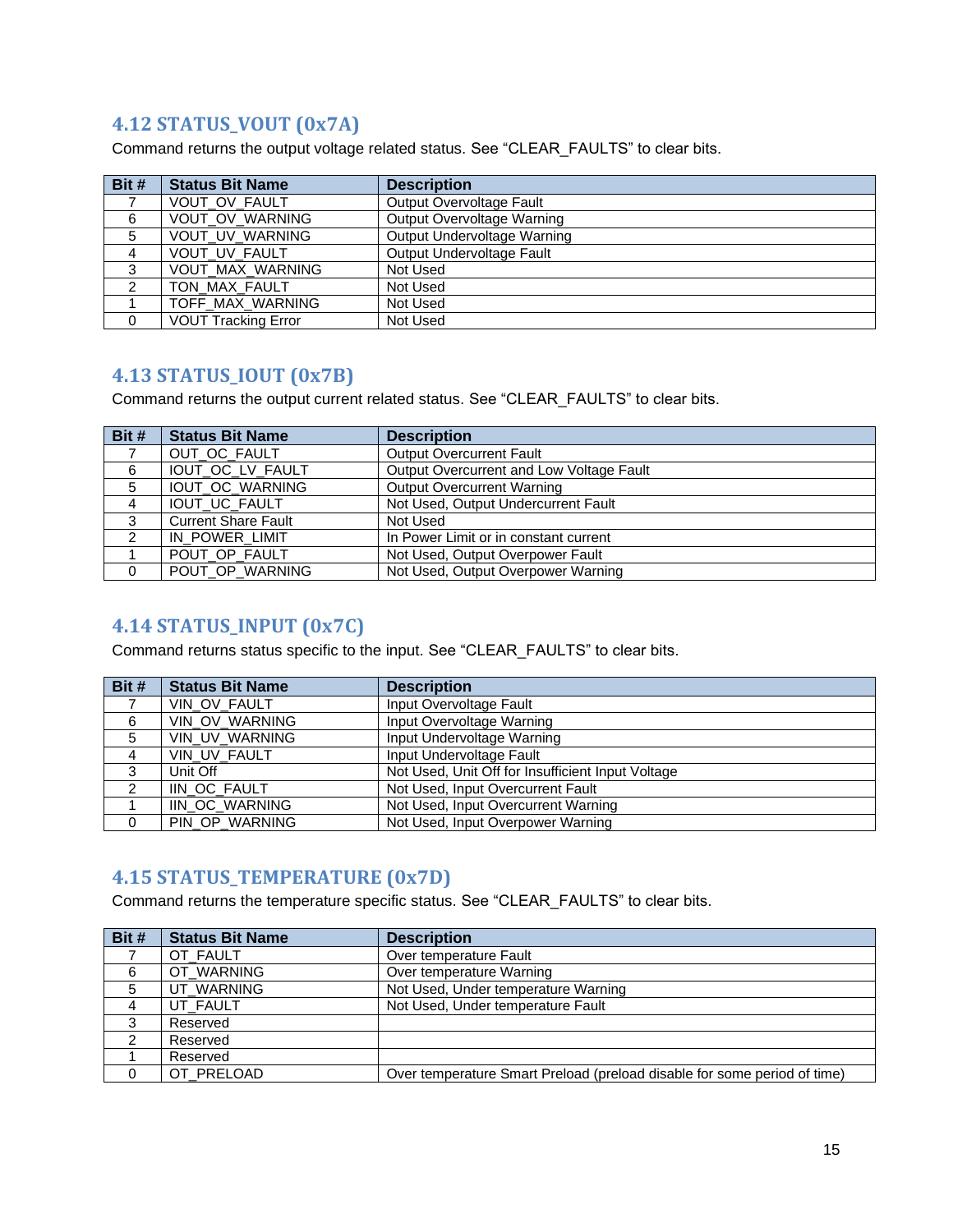## 4.12 STATUS_VOUT (0x7A)

Command returns the output voltage related status. See “CLEAR_FAULTS” to clear bits.

| Bit # | Status Bit Name | Description |
|---|---|---|
| 7 | VOUT_OV_FAULT | Output Overvoltage Fault |
| 6 | VOUT_OV_WARNING | Output Overvoltage Warning |
| 5 | VOUT_UV_WARNING | Output Undervoltage Warning |
| 4 | VOUT_UV_FAULT | Output Undervoltage Fault |
| 3 | VOUT_MAX_WARNING | Not Used |
| 2 | TON_MAX_FAULT | Not Used |
| 1 | TOFF_MAX_WARNING | Not Used |
| 0 | VOUT Tracking Error | Not Used |

## 4.13 STATUS_IOUT (0x7B)

Command returns the output current related status. See “CLEAR_FAULTS” to clear bits.

| Bit # | Status Bit Name | Description |
|---|---|---|
| 7 | OUT_OC_FAULT | Output Overcurrent Fault |
| 6 | IOUT_OC_LV_FAULT | Output Overcurrent and Low Voltage Fault |
| 5 | IOUT_OC_WARNING | Output Overcurrent Warning |
| 4 | IOUT_UC_FAULT | Not Used, Output Undercurrent Fault |
| 3 | Current Share Fault | Not Used |
| 2 | IN_POWER_LIMIT | In Power Limit or in constant current |
| 1 | POUT_OP_FAULT | Not Used, Output Overpower Fault |
| 0 | POUT_OP_WARNING | Not Used, Output Overpower Warning |

## 4.14 STATUS_INPUT (0x7C)

Command returns status specific to the input. See “CLEAR_FAULTS” to clear bits.

| Bit # | Status Bit Name | Description |
|---|---|---|
| 7 | VIN_OV_FAULT | Input Overvoltage Fault |
| 6 | VIN_OV_WARNING | Input Overvoltage Warning |
| 5 | VIN_UV_WARNING | Input Undervoltage Warning |
| 4 | VIN_UV_FAULT | Input Undervoltage Fault |
| 3 | Unit Off | Not Used, Unit Off for Insufficient Input Voltage |
| 2 | IIN_OC_FAULT | Not Used, Input Overcurrent Fault |
| 1 | IIN_OC_WARNING | Not Used, Input Overcurrent Warning |
| 0 | PIN_OP_WARNING | Not Used, Input Overpower Warning |

## 4.15 STATUS_TEMPERATURE (0x7D)

Command returns the temperature specific status. See “CLEAR_FAULTS” to clear bits.

| Bit # | Status Bit Name | Description |
|---|---|---|
| 7 | OT_FAULT | Over temperature Fault |
| 6 | OT_WARNING | Over temperature Warning |
| 5 | UT_WARNING | Not Used, Under temperature Warning |
| 4 | UT_FAULT | Not Used, Under temperature Fault |
| 3 | Reserved | |
| 2 | Reserved | |
| 1 | Reserved | |
| 0 | OT_PRELOAD | Over temperature Smart Preload (preload disable for some period of time) |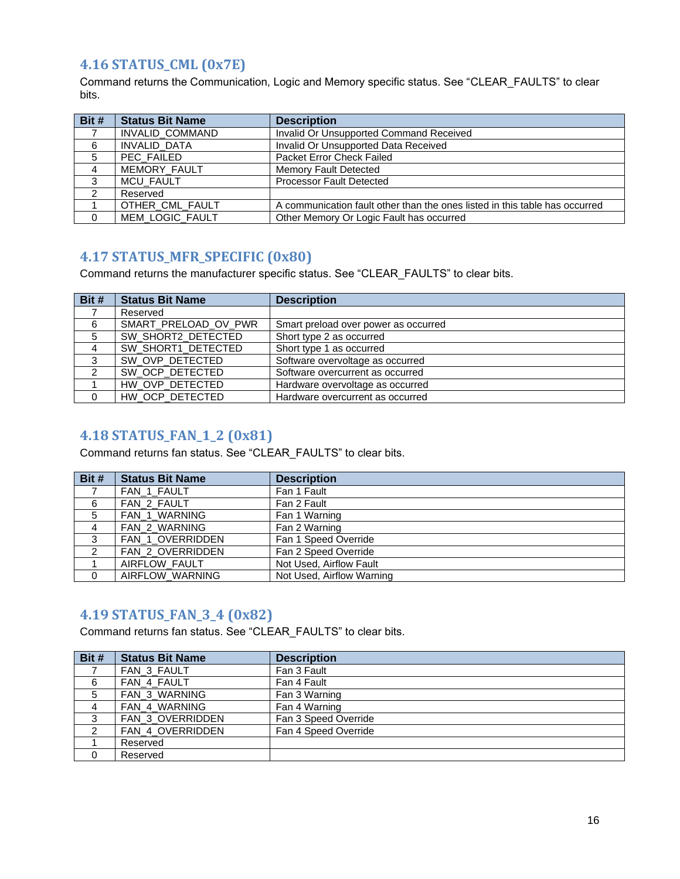## 4.16 STATUS_CML (0x7E)

Command returns the Communication, Logic and Memory specific status. See “CLEAR_FAULTS” to clear bits.

| Bit # | Status Bit Name | Description |
|---|---|---|
| 7 | INVALID_COMMAND | Invalid Or Unsupported Command Received |
| 6 | INVALID_DATA | Invalid Or Unsupported Data Received |
| 5 | PEC_FAILED | Packet Error Check Failed |
| 4 | MEMORY_FAULT | Memory Fault Detected |
| 3 | MCU_FAULT | Processor Fault Detected |
| 2 | Reserved | |
| 1 | OTHER_CML_FAULT | A communication fault other than the ones listed in this table has occurred |
| 0 | MEM_LOGIC_FAULT | Other Memory Or Logic Fault has occurred |

## 4.17 STATUS_MFR_SPECIFIC (0x80)

Command returns the manufacturer specific status. See “CLEAR_FAULTS” to clear bits.

| Bit # | Status Bit Name | Description |
|---|---|---|
| 7 | Reserved | |
| 6 | SMART_PRELOAD_OV_PWR | Smart preload over power as occurred |
| 5 | SW_SHORT2_DETECTED | Short type 2 as occurred |
| 4 | SW_SHORT1_DETECTED | Short type 1 as occurred |
| 3 | SW_OVP_DETECTED | Software overvoltage as occurred |
| 2 | SW_OCP_DETECTED | Software overcurrent as occurred |
| 1 | HW_OVP_DETECTED | Hardware overvoltage as occurred |
| 0 | HW_OCP_DETECTED | Hardware overcurrent as occurred |

## 4.18 STATUS_FAN_1_2 (0x81)

Command returns fan status. See “CLEAR_FAULTS” to clear bits.

| Bit # | Status Bit Name | Description |
|---|---|---|
| 7 | FAN_1_FAULT | Fan 1 Fault |
| 6 | FAN_2_FAULT | Fan 2 Fault |
| 5 | FAN_1_WARNING | Fan 1 Warning |
| 4 | FAN_2_WARNING | Fan 2 Warning |
| 3 | FAN_1_OVERRIDDEN | Fan 1 Speed Override |
| 2 | FAN_2_OVERRIDDEN | Fan 2 Speed Override |
| 1 | AIRFLOW_FAULT | Not Used, Airflow Fault |
| 0 | AIRFLOW_WARNING | Not Used, Airflow Warning |

## 4.19 STATUS_FAN_3_4 (0x82)

Command returns fan status. See “CLEAR_FAULTS” to clear bits.

| Bit # | Status Bit Name | Description |
|---|---|---|
| 7 | FAN_3_FAULT | Fan 3 Fault |
| 6 | FAN_4_FAULT | Fan 4 Fault |
| 5 | FAN_3_WARNING | Fan 3 Warning |
| 4 | FAN_4_WARNING | Fan 4 Warning |
| 3 | FAN_3_OVERRIDDEN | Fan 3 Speed Override |
| 2 | FAN_4_OVERRIDDEN | Fan 4 Speed Override |
| 1 | Reserved | |
| 0 | Reserved | |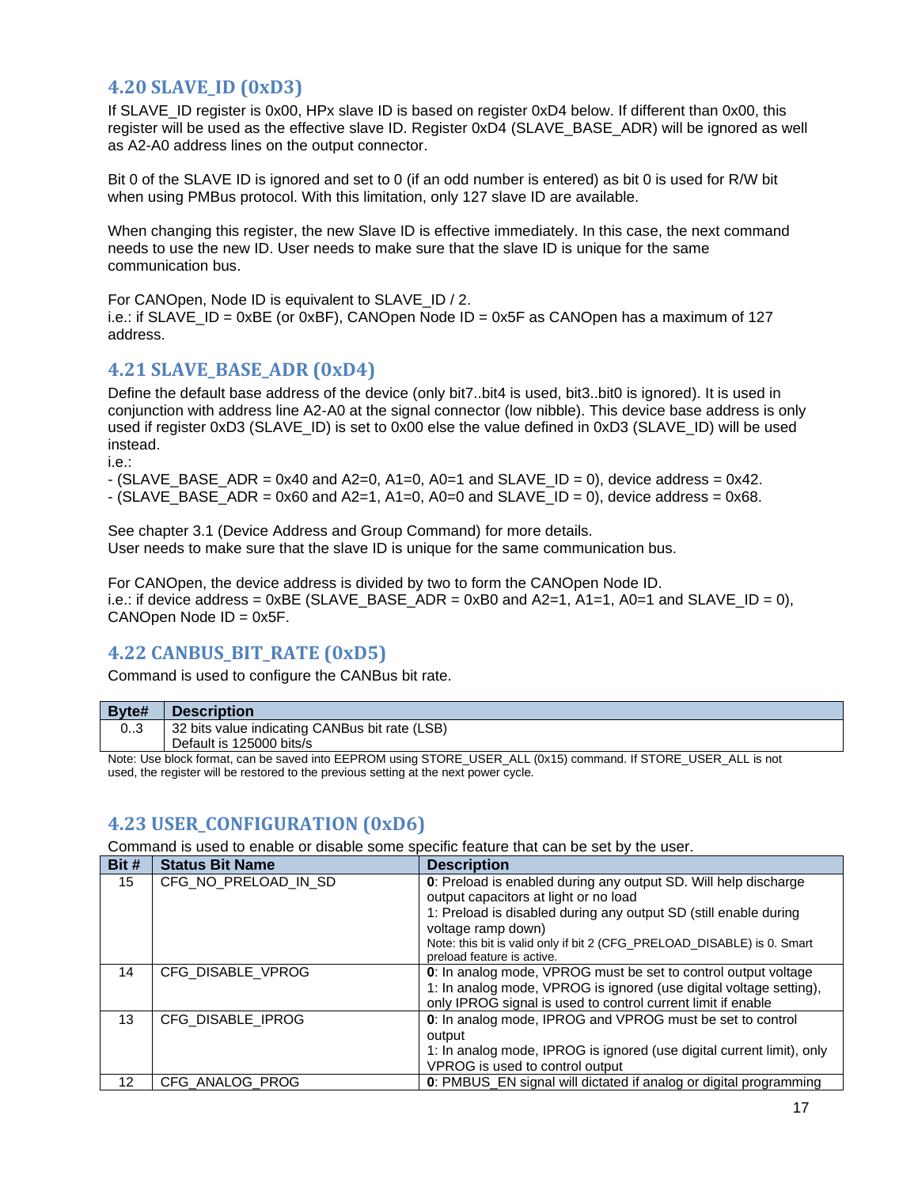## 4.20 SLAVE_ID (0xD3)

If SLAVE_ID register is 0x00, HPx slave ID is based on register 0xD4 below. If different than 0x00, this register will be used as the effective slave ID. Register 0xD4 (SLAVE_BASE_ADR) will be ignored as well as A2-A0 address lines on the output connector.

Bit 0 of the SLAVE ID is ignored and set to 0 (if an odd number is entered) as bit 0 is used for R/W bit when using PMBus protocol. With this limitation, only 127 slave ID are available.

When changing this register, the new Slave ID is effective immediately. In this case, the next command needs to use the new ID. User needs to make sure that the slave ID is unique for the same communication bus.

For CANOpen, Node ID is equivalent to SLAVE_ID / 2.
i.e.: if SLAVE_ID = 0xBE (or 0xBF), CANOpen Node ID = 0x5F as CANOpen has a maximum of 127 address.

## 4.21 SLAVE_BASE_ADR (0xD4)

Define the default base address of the device (only bit7..bit4 is used, bit3..bit0 is ignored). It is used in conjunction with address line A2-A0 at the signal connector (low nibble). This device base address is only used if register 0xD3 (SLAVE_ID) is set to 0x00 else the value defined in 0xD3 (SLAVE_ID) will be used instead.
i.e.:
- (SLAVE_BASE_ADR = 0x40 and A2=0, A1=0, A0=1 and SLAVE_ID = 0), device address = 0x42.
- (SLAVE_BASE_ADR = 0x60 and A2=1, A1=0, A0=0 and SLAVE_ID = 0), device address = 0x68.

See chapter 3.1 (Device Address and Group Command) for more details.
User needs to make sure that the slave ID is unique for the same communication bus.

For CANOpen, the device address is divided by two to form the CANOpen Node ID.
i.e.: if device address = 0xBE (SLAVE_BASE_ADR = 0xB0 and A2=1, A1=1, A0=1 and SLAVE_ID = 0), CANOpen Node ID = 0x5F.

## 4.22 CANBUS_BIT_RATE (0xD5)

Command is used to configure the CANBus bit rate.

| Byte# | Description |
|---|---|
| 0..3 | 32 bits value indicating CANBus bit rate (LSB)<br>Default is 125000 bits/s |

Note: Use block format, can be saved into EEPROM using STORE_USER_ALL (0x15) command. If STORE_USER_ALL is not used, the register will be restored to the previous setting at the next power cycle.

## 4.23 USER_CONFIGURATION (0xD6)

Command is used to enable or disable some specific feature that can be set by the user.

| Bit # | Status Bit Name | Description |
|---|---|---|
| 15 | CFG_NO_PRELOAD_IN_SD | **0**: Preload is enabled during any output SD. Will help discharge output capacitors at light or no load<br>1: Preload is disabled during any output SD (still enable during voltage ramp down)<br>Note: this bit is valid only if bit 2 (CFG_PRELOAD_DISABLE) is 0. Smart preload feature is active. |
| 14 | CFG_DISABLE_VPROG | **0**: In analog mode, VPROG must be set to control output voltage<br>1: In analog mode, VPROG is ignored (use digital voltage setting), only IPROG signal is used to control current limit if enable |
| 13 | CFG_DISABLE_IPROG | **0**: In analog mode, IPROG and VPROG must be set to control output<br>1: In analog mode, IPROG is ignored (use digital current limit), only VPROG is used to control output |
| 12 | CFG_ANALOG_PROG | **0**: PMBUS_EN signal will dictated if analog or digital programming |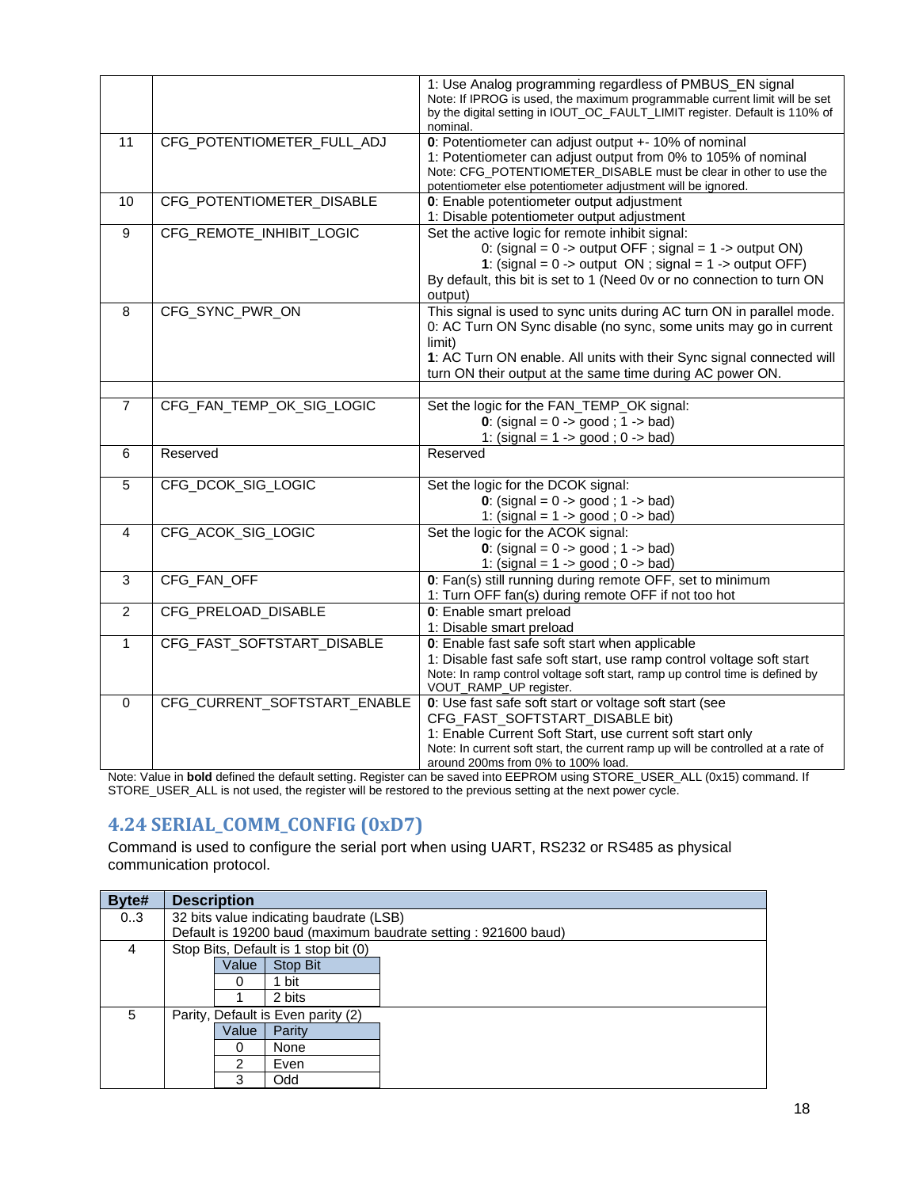| | | |
|---|---|---|
| | | 1: Use Analog programming regardless of PMBUS_EN signal<br>Note: If IPROG is used, the maximum programmable current limit will be set by the digital setting in IOUT_OC_FAULT_LIMIT register. Default is 110% of nominal. |
| 11 | CFG_POTENTIOMETER_FULL_ADJ | **0**: Potentiometer can adjust output +- 10% of nominal<br>1: Potentiometer can adjust output from 0% to 105% of nominal<br>Note: CFG_POTENTIOMETER_DISABLE must be clear in other to use the potentiometer else potentiometer adjustment will be ignored. |
| 10 | CFG_POTENTIOMETER_DISABLE | **0**: Enable potentiometer output adjustment<br>1: Disable potentiometer output adjustment |
| 9 | CFG_REMOTE_INHIBIT_LOGIC | Set the active logic for remote inhibit signal:<br>0: (signal = 0 -> output OFF ; signal = 1 -> output ON)<br>**1**: (signal = 0 -> output ON ; signal = 1 -> output OFF)<br>By default, this bit is set to 1 (Need 0v or no connection to turn ON output) |
| 8 | CFG_SYNC_PWR_ON | This signal is used to sync units during AC turn ON in parallel mode.<br>0: AC Turn ON Sync disable (no sync, some units may go in current limit)<br>**1**: AC Turn ON enable. All units with their Sync signal connected will turn ON their output at the same time during AC power ON. |
| | | |
| 7 | CFG_FAN_TEMP_OK_SIG_LOGIC | Set the logic for the FAN_TEMP_OK signal:<br>**0**: (signal = 0 -> good ; 1 -> bad)<br>1: (signal = 1 -> good ; 0 -> bad) |
| 6 | Reserved | Reserved |
| 5 | CFG_DCOK_SIG_LOGIC | Set the logic for the DCOK signal:<br>**0**: (signal = 0 -> good ; 1 -> bad)<br>1: (signal = 1 -> good ; 0 -> bad) |
| 4 | CFG_ACOK_SIG_LOGIC | Set the logic for the ACOK signal:<br>**0**: (signal = 0 -> good ; 1 -> bad)<br>1: (signal = 1 -> good ; 0 -> bad) |
| 3 | CFG_FAN_OFF | **0**: Fan(s) still running during remote OFF, set to minimum<br>1: Turn OFF fan(s) during remote OFF if not too hot |
| 2 | CFG_PRELOAD_DISABLE | **0**: Enable smart preload<br>1: Disable smart preload |
| 1 | CFG_FAST_SOFTSTART_DISABLE | **0**: Enable fast safe soft start when applicable<br>1: Disable fast safe soft start, use ramp control voltage soft start<br>Note: In ramp control voltage soft start, ramp up control time is defined by VOUT_RAMP_UP register. |
| 0 | CFG_CURRENT_SOFTSTART_ENABLE | **0**: Use fast safe soft start or voltage soft start (see CFG_FAST_SOFTSTART_DISABLE bit)<br>1: Enable Current Soft Start, use current soft start only<br>Note: In current soft start, the current ramp up will be controlled at a rate of around 200ms from 0% to 100% load. |

Note: Value in **bold** defined the default setting. Register can be saved into EEPROM using STORE_USER_ALL (0x15) command. If STORE_USER_ALL is not used, the register will be restored to the previous setting at the next power cycle.

## 4.24 SERIAL_COMM_CONFIG (0xD7)

Command is used to configure the serial port when using UART, RS232 or RS485 as physical communication protocol.

| Byte# | Description |
|---|---|
| 0..3 | 32 bits value indicating baudrate (LSB)<br>Default is 19200 baud (maximum baudrate setting : 921600 baud) |
| 4 | Stop Bits, Default is 1 stop bit (0)<br>Value / Stop Bit:<br>0 – 1 bit<br>1 – 2 bits |
| 5 | Parity, Default is Even parity (2)<br>Value / Parity:<br>0 – None<br>2 – Even<br>3 – Odd |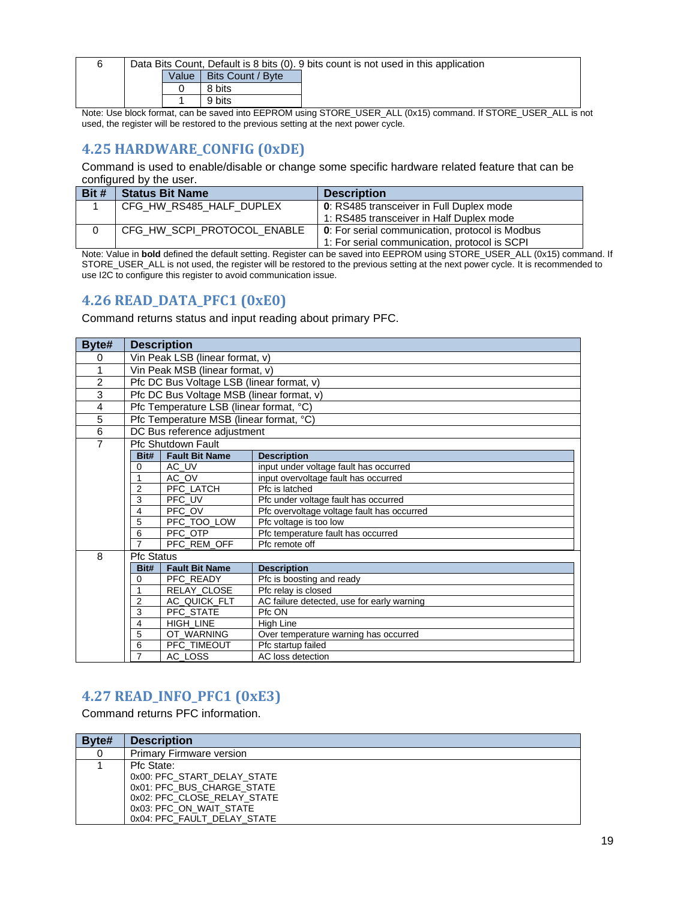| | |
|---|---|
| 6 | Data Bits Count, Default is 8 bits (0). 9 bits count is not used in this application<br><br>\| Value \| Bits Count / Byte \|<br>\| 0 \| 8 bits \|<br>\| 1 \| 9 bits \| |

Note: Use block format, can be saved into EEPROM using STORE_USER_ALL (0x15) command. If STORE_USER_ALL is not used, the register will be restored to the previous setting at the next power cycle.

## 4.25 HARDWARE_CONFIG (0xDE)

Command is used to enable/disable or change some specific hardware related feature that can be configured by the user.

| Bit # | Status Bit Name | Description |
|---|---|---|
| 1 | CFG_HW_RS485_HALF_DUPLEX | **0**: RS485 transceiver in Full Duplex mode<br>1: RS485 transceiver in Half Duplex mode |
| 0 | CFG_HW_SCPI_PROTOCOL_ENABLE | **0**: For serial communication, protocol is Modbus<br>1: For serial communication, protocol is SCPI |

Note: Value in **bold** defined the default setting. Register can be saved into EEPROM using STORE_USER_ALL (0x15) command. If STORE_USER_ALL is not used, the register will be restored to the previous setting at the next power cycle. It is recommended to use I2C to configure this register to avoid communication issue.

## 4.26 READ_DATA_PFC1 (0xE0)

Command returns status and input reading about primary PFC.

| Byte# | Description |
|---|---|
| 0 | Vin Peak LSB (linear format, v) |
| 1 | Vin Peak MSB (linear format, v) |
| 2 | Pfc DC Bus Voltage LSB (linear format, v) |
| 3 | Pfc DC Bus Voltage MSB (linear format, v) |
| 4 | Pfc Temperature LSB (linear format, °C) |
| 5 | Pfc Temperature MSB (linear format, °C) |
| 6 | DC Bus reference adjustment |
| 7 | Pfc Shutdown Fault (see table below) |
| 8 | Pfc Status (see table below) |

Byte 7 – Pfc Shutdown Fault:

| Bit# | Fault Bit Name | Description |
|---|---|---|
| 0 | AC_UV | input under voltage fault has occurred |
| 1 | AC_OV | input overvoltage fault has occurred |
| 2 | PFC_LATCH | Pfc is latched |
| 3 | PFC_UV | Pfc under voltage fault has occurred |
| 4 | PFC_OV | Pfc overvoltage voltage fault has occurred |
| 5 | PFC_TOO_LOW | Pfc voltage is too low |
| 6 | PFC_OTP | Pfc temperature fault has occurred |
| 7 | PFC_REM_OFF | Pfc remote off |

Byte 8 – Pfc Status:

| Bit# | Fault Bit Name | Description |
|---|---|---|
| 0 | PFC_READY | Pfc is boosting and ready |
| 1 | RELAY_CLOSE | Pfc relay is closed |
| 2 | AC_QUICK_FLT | AC failure detected, use for early warning |
| 3 | PFC_STATE | Pfc ON |
| 4 | HIGH_LINE | High Line |
| 5 | OT_WARNING | Over temperature warning has occurred |
| 6 | PFC_TIMEOUT | Pfc startup failed |
| 7 | AC_LOSS | AC loss detection |

## 4.27 READ_INFO_PFC1 (0xE3)

Command returns PFC information.

| Byte# | Description |
|---|---|
| 0 | Primary Firmware version |
| 1 | Pfc State:<br>0x00: PFC_START_DELAY_STATE<br>0x01: PFC_BUS_CHARGE_STATE<br>0x02: PFC_CLOSE_RELAY_STATE<br>0x03: PFC_ON_WAIT_STATE<br>0x04: PFC_FAULT_DELAY_STATE |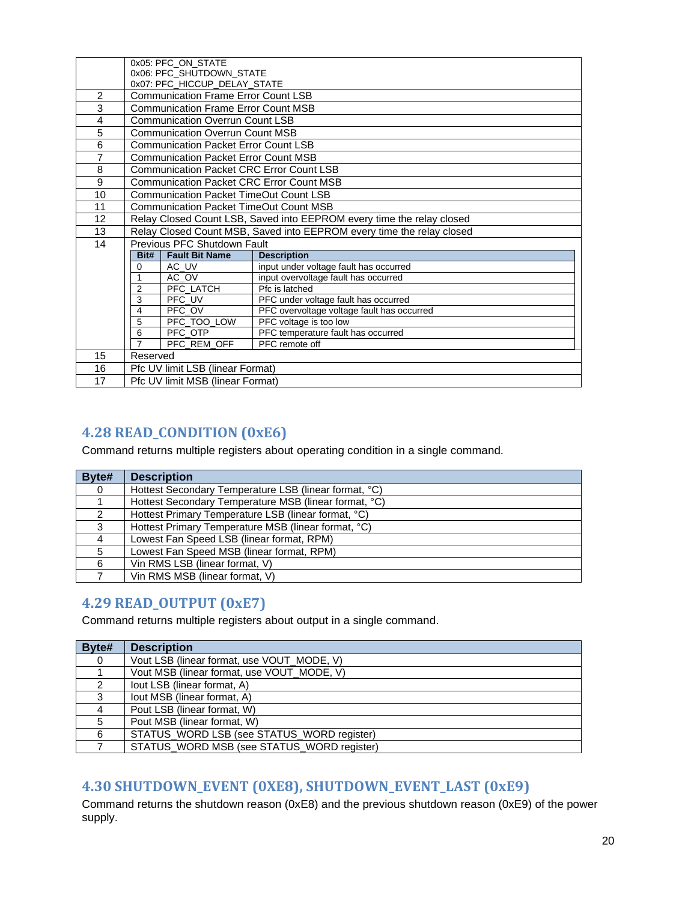| | |
|---|---|
| | 0x05: PFC_ON_STATE<br>0x06: PFC_SHUTDOWN_STATE<br>0x07: PFC_HICCUP_DELAY_STATE |
| 2 | Communication Frame Error Count LSB |
| 3 | Communication Frame Error Count MSB |
| 4 | Communication Overrun Count LSB |
| 5 | Communication Overrun Count MSB |
| 6 | Communication Packet Error Count LSB |
| 7 | Communication Packet Error Count MSB |
| 8 | Communication Packet CRC Error Count LSB |
| 9 | Communication Packet CRC Error Count MSB |
| 10 | Communication Packet TimeOut Count LSB |
| 11 | Communication Packet TimeOut Count MSB |
| 12 | Relay Closed Count LSB, Saved into EEPROM every time the relay closed |
| 13 | Relay Closed Count MSB, Saved into EEPROM every time the relay closed |
| 14 | Previous PFC Shutdown Fault (see table below) |
| 15 | Reserved |
| 16 | Pfc UV limit LSB (linear Format) |
| 17 | Pfc UV limit MSB (linear Format) |

Byte 14 – Previous PFC Shutdown Fault:

| Bit# | Fault Bit Name | Description |
|---|---|---|
| 0 | AC_UV | input under voltage fault has occurred |
| 1 | AC_OV | input overvoltage fault has occurred |
| 2 | PFC_LATCH | Pfc is latched |
| 3 | PFC_UV | PFC under voltage fault has occurred |
| 4 | PFC_OV | PFC overvoltage voltage fault has occurred |
| 5 | PFC_TOO_LOW | PFC voltage is too low |
| 6 | PFC_OTP | PFC temperature fault has occurred |
| 7 | PFC_REM_OFF | PFC remote off |

## 4.28 READ_CONDITION (0xE6)

Command returns multiple registers about operating condition in a single command.

| Byte# | Description |
|---|---|
| 0 | Hottest Secondary Temperature LSB (linear format, °C) |
| 1 | Hottest Secondary Temperature MSB (linear format, °C) |
| 2 | Hottest Primary Temperature LSB (linear format, °C) |
| 3 | Hottest Primary Temperature MSB (linear format, °C) |
| 4 | Lowest Fan Speed LSB (linear format, RPM) |
| 5 | Lowest Fan Speed MSB (linear format, RPM) |
| 6 | Vin RMS LSB (linear format, V) |
| 7 | Vin RMS MSB (linear format, V) |

## 4.29 READ_OUTPUT (0xE7)

Command returns multiple registers about output in a single command.

| Byte# | Description |
|---|---|
| 0 | Vout LSB (linear format, use VOUT_MODE, V) |
| 1 | Vout MSB (linear format, use VOUT_MODE, V) |
| 2 | Iout LSB (linear format, A) |
| 3 | Iout MSB (linear format, A) |
| 4 | Pout LSB (linear format, W) |
| 5 | Pout MSB (linear format, W) |
| 6 | STATUS_WORD LSB (see STATUS_WORD register) |
| 7 | STATUS_WORD MSB (see STATUS_WORD register) |

## 4.30 SHUTDOWN_EVENT (0XE8), SHUTDOWN_EVENT_LAST (0xE9)

Command returns the shutdown reason (0xE8) and the previous shutdown reason (0xE9) of the power supply.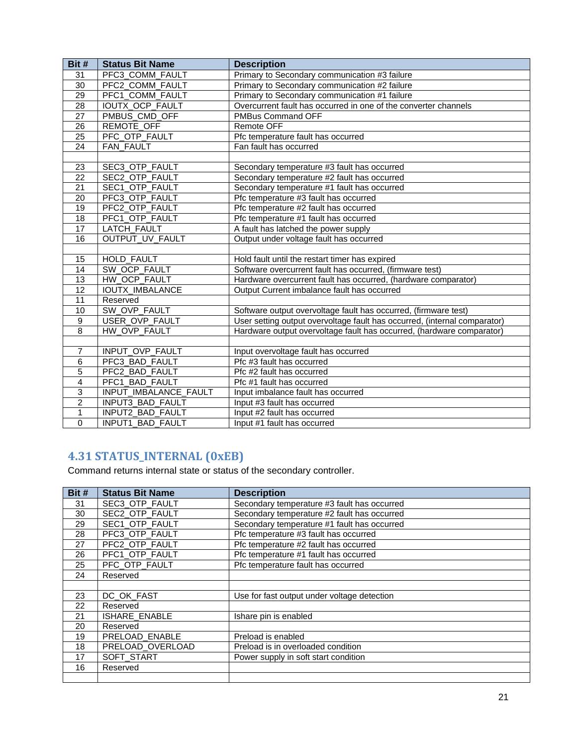| Bit # | Status Bit Name | Description |
|---|---|---|
| 31 | PFC3_COMM_FAULT | Primary to Secondary communication #3 failure |
| 30 | PFC2_COMM_FAULT | Primary to Secondary communication #2 failure |
| 29 | PFC1_COMM_FAULT | Primary to Secondary communication #1 failure |
| 28 | IOUTX_OCP_FAULT | Overcurrent fault has occurred in one of the converter channels |
| 27 | PMBUS_CMD_OFF | PMBus Command OFF |
| 26 | REMOTE_OFF | Remote OFF |
| 25 | PFC_OTP_FAULT | Pfc temperature fault has occurred |
| 24 | FAN_FAULT | Fan fault has occurred |
| | | |
| 23 | SEC3_OTP_FAULT | Secondary temperature #3 fault has occurred |
| 22 | SEC2_OTP_FAULT | Secondary temperature #2 fault has occurred |
| 21 | SEC1_OTP_FAULT | Secondary temperature #1 fault has occurred |
| 20 | PFC3_OTP_FAULT | Pfc temperature #3 fault has occurred |
| 19 | PFC2_OTP_FAULT | Pfc temperature #2 fault has occurred |
| 18 | PFC1_OTP_FAULT | Pfc temperature #1 fault has occurred |
| 17 | LATCH_FAULT | A fault has latched the power supply |
| 16 | OUTPUT_UV_FAULT | Output under voltage fault has occurred |
| | | |
| 15 | HOLD_FAULT | Hold fault until the restart timer has expired |
| 14 | SW_OCP_FAULT | Software overcurrent fault has occurred, (firmware test) |
| 13 | HW_OCP_FAULT | Hardware overcurrent fault has occurred, (hardware comparator) |
| 12 | IOUTX_IMBALANCE | Output Current imbalance fault has occurred |
| 11 | Reserved | |
| 10 | SW_OVP_FAULT | Software output overvoltage fault has occurred, (firmware test) |
| 9 | USER_OVP_FAULT | User setting output overvoltage fault has occurred, (internal comparator) |
| 8 | HW_OVP_FAULT | Hardware output overvoltage fault has occurred, (hardware comparator) |
| | | |
| 7 | INPUT_OVP_FAULT | Input overvoltage fault has occurred |
| 6 | PFC3_BAD_FAULT | Pfc #3 fault has occurred |
| 5 | PFC2_BAD_FAULT | Pfc #2 fault has occurred |
| 4 | PFC1_BAD_FAULT | Pfc #1 fault has occurred |
| 3 | INPUT_IMBALANCE_FAULT | Input imbalance fault has occurred |
| 2 | INPUT3_BAD_FAULT | Input #3 fault has occurred |
| 1 | INPUT2_BAD_FAULT | Input #2 fault has occurred |
| 0 | INPUT1_BAD_FAULT | Input #1 fault has occurred |

## 4.31 STATUS_INTERNAL (0xEB)

Command returns internal state or status of the secondary controller.

| Bit # | Status Bit Name | Description |
|---|---|---|
| 31 | SEC3_OTP_FAULT | Secondary temperature #3 fault has occurred |
| 30 | SEC2_OTP_FAULT | Secondary temperature #2 fault has occurred |
| 29 | SEC1_OTP_FAULT | Secondary temperature #1 fault has occurred |
| 28 | PFC3_OTP_FAULT | Pfc temperature #3 fault has occurred |
| 27 | PFC2_OTP_FAULT | Pfc temperature #2 fault has occurred |
| 26 | PFC1_OTP_FAULT | Pfc temperature #1 fault has occurred |
| 25 | PFC_OTP_FAULT | Pfc temperature fault has occurred |
| 24 | Reserved | |
| | | |
| 23 | DC_OK_FAST | Use for fast output under voltage detection |
| 22 | Reserved | |
| 21 | ISHARE_ENABLE | Ishare pin is enabled |
| 20 | Reserved | |
| 19 | PRELOAD_ENABLE | Preload is enabled |
| 18 | PRELOAD_OVERLOAD | Preload is in overloaded condition |
| 17 | SOFT_START | Power supply in soft start condition |
| 16 | Reserved | |
| | | |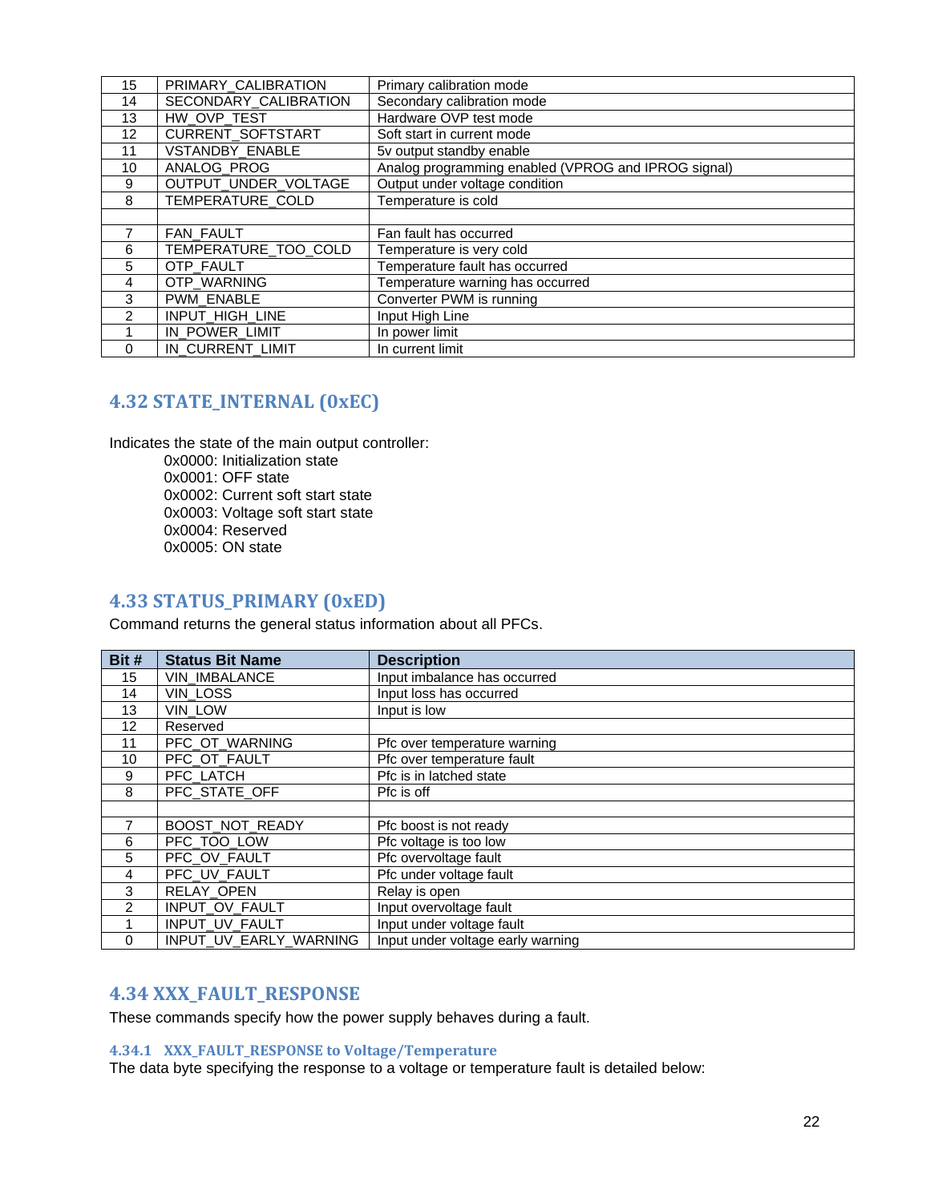| 15 | PRIMARY_CALIBRATION | Primary calibration mode |
|---|---|---|
| 14 | SECONDARY_CALIBRATION | Secondary calibration mode |
| 13 | HW_OVP_TEST | Hardware OVP test mode |
| 12 | CURRENT_SOFTSTART | Soft start in current mode |
| 11 | VSTANDBY_ENABLE | 5v output standby enable |
| 10 | ANALOG_PROG | Analog programming enabled (VPROG and IPROG signal) |
| 9 | OUTPUT_UNDER_VOLTAGE | Output under voltage condition |
| 8 | TEMPERATURE_COLD | Temperature is cold |
| | | |
| 7 | FAN_FAULT | Fan fault has occurred |
| 6 | TEMPERATURE_TOO_COLD | Temperature is very cold |
| 5 | OTP_FAULT | Temperature fault has occurred |
| 4 | OTP_WARNING | Temperature warning has occurred |
| 3 | PWM_ENABLE | Converter PWM is running |
| 2 | INPUT_HIGH_LINE | Input High Line |
| 1 | IN_POWER_LIMIT | In power limit |
| 0 | IN_CURRENT_LIMIT | In current limit |

## 4.32 STATE_INTERNAL (0xEC)

Indicates the state of the main output controller:

- 0x0000: Initialization state
- 0x0001: OFF state
- 0x0002: Current soft start state
- 0x0003: Voltage soft start state
- 0x0004: Reserved
- 0x0005: ON state

## 4.33 STATUS_PRIMARY (0xED)

Command returns the general status information about all PFCs.

| Bit # | Status Bit Name | Description |
|---|---|---|
| 15 | VIN_IMBALANCE | Input imbalance has occurred |
| 14 | VIN_LOSS | Input loss has occurred |
| 13 | VIN_LOW | Input is low |
| 12 | Reserved | |
| 11 | PFC_OT_WARNING | Pfc over temperature warning |
| 10 | PFC_OT_FAULT | Pfc over temperature fault |
| 9 | PFC_LATCH | Pfc is in latched state |
| 8 | PFC_STATE_OFF | Pfc is off |
| | | |
| 7 | BOOST_NOT_READY | Pfc boost is not ready |
| 6 | PFC_TOO_LOW | Pfc voltage is too low |
| 5 | PFC_OV_FAULT | Pfc overvoltage fault |
| 4 | PFC_UV_FAULT | Pfc under voltage fault |
| 3 | RELAY_OPEN | Relay is open |
| 2 | INPUT_OV_FAULT | Input overvoltage fault |
| 1 | INPUT_UV_FAULT | Input under voltage fault |
| 0 | INPUT_UV_EARLY_WARNING | Input under voltage early warning |

## 4.34 XXX_FAULT_RESPONSE

These commands specify how the power supply behaves during a fault.

### 4.34.1 XXX_FAULT_RESPONSE to Voltage/Temperature

The data byte specifying the response to a voltage or temperature fault is detailed below: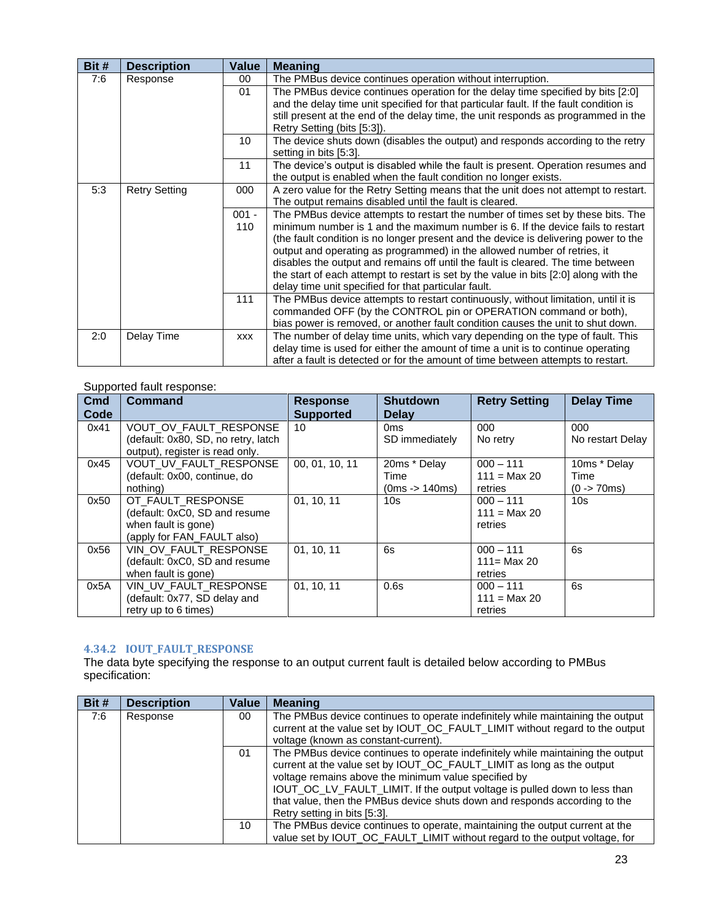| Bit # | Description | Value | Meaning |
|---|---|---|---|
| 7:6 | Response | 00 | The PMBus device continues operation without interruption. |
| | | 01 | The PMBus device continues operation for the delay time specified by bits [2:0] and the delay time unit specified for that particular fault. If the fault condition is still present at the end of the delay time, the unit responds as programmed in the Retry Setting (bits [5:3]). |
| | | 10 | The device shuts down (disables the output) and responds according to the retry setting in bits [5:3]. |
| | | 11 | The device's output is disabled while the fault is present. Operation resumes and the output is enabled when the fault condition no longer exists. |
| 5:3 | Retry Setting | 000 | A zero value for the Retry Setting means that the unit does not attempt to restart. The output remains disabled until the fault is cleared. |
| | | 001 - 110 | The PMBus device attempts to restart the number of times set by these bits. The minimum number is 1 and the maximum number is 6. If the device fails to restart (the fault condition is no longer present and the device is delivering power to the output and operating as programmed) in the allowed number of retries, it disables the output and remains off until the fault is cleared. The time between the start of each attempt to restart is set by the value in bits [2:0] along with the delay time unit specified for that particular fault. |
| | | 111 | The PMBus device attempts to restart continuously, without limitation, until it is commanded OFF (by the CONTROL pin or OPERATION command or both), bias power is removed, or another fault condition causes the unit to shut down. |
| 2:0 | Delay Time | xxx | The number of delay time units, which vary depending on the type of fault. This delay time is used for either the amount of time a unit is to continue operating after a fault is detected or for the amount of time between attempts to restart. |

Supported fault response:

| Cmd Code | Command | Response Supported | Shutdown Delay | Retry Setting | Delay Time |
|---|---|---|---|---|---|
| 0x41 | VOUT_OV_FAULT_RESPONSE (default: 0x80, SD, no retry, latch output), register is read only. | 10 | 0ms SD immediately | 000 No retry | 000 No restart Delay |
| 0x45 | VOUT_UV_FAULT_RESPONSE (default: 0x00, continue, do nothing) | 00, 01, 10, 11 | 20ms * Delay Time (0ms -> 140ms) | 000 – 111 111 = Max 20 retries | 10ms * Delay Time (0 -> 70ms) |
| 0x50 | OT_FAULT_RESPONSE (default: 0xC0, SD and resume when fault is gone) (apply for FAN_FAULT also) | 01, 10, 11 | 10s | 000 – 111 111 = Max 20 retries | 10s |
| 0x56 | VIN_OV_FAULT_RESPONSE (default: 0xC0, SD and resume when fault is gone) | 01, 10, 11 | 6s | 000 – 111 111= Max 20 retries | 6s |
| 0x5A | VIN_UV_FAULT_RESPONSE (default: 0x77, SD delay and retry up to 6 times) | 01, 10, 11 | 0.6s | 000 – 111 111 = Max 20 retries | 6s |

### 4.34.2 IOUT_FAULT_RESPONSE

The data byte specifying the response to an output current fault is detailed below according to PMBus specification:

| Bit # | Description | Value | Meaning |
|---|---|---|---|
| 7:6 | Response | 00 | The PMBus device continues to operate indefinitely while maintaining the output current at the value set by IOUT_OC_FAULT_LIMIT without regard to the output voltage (known as constant-current). |
| | | 01 | The PMBus device continues to operate indefinitely while maintaining the output current at the value set by IOUT_OC_FAULT_LIMIT as long as the output voltage remains above the minimum value specified by IOUT_OC_LV_FAULT_LIMIT. If the output voltage is pulled down to less than that value, then the PMBus device shuts down and responds according to the Retry setting in bits [5:3]. |
| | | 10 | The PMBus device continues to operate, maintaining the output current at the value set by IOUT_OC_FAULT_LIMIT without regard to the output voltage, for |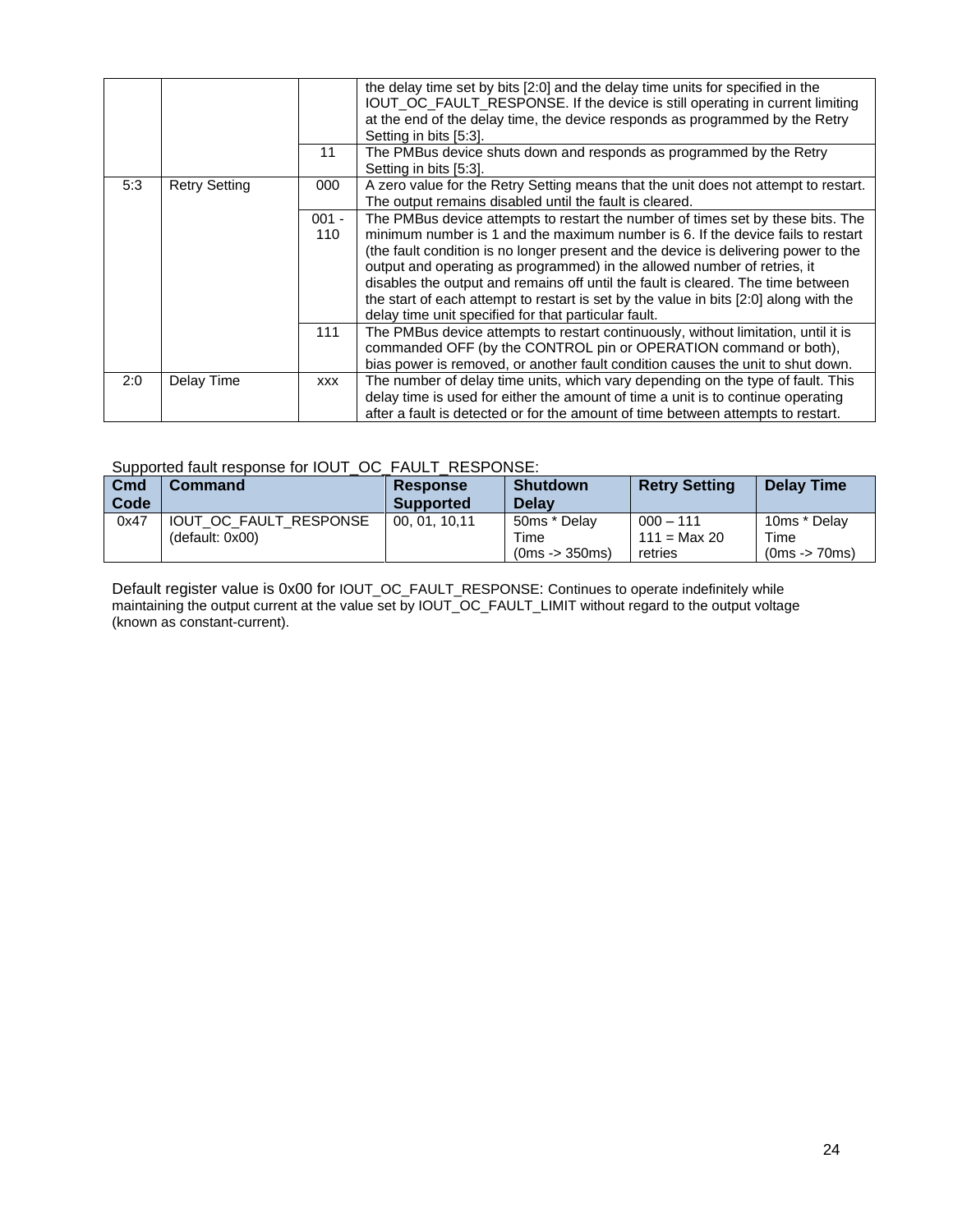| | | | |
|---|---|---|---|
| | | | the delay time set by bits [2:0] and the delay time units for specified in the IOUT_OC_FAULT_RESPONSE. If the device is still operating in current limiting at the end of the delay time, the device responds as programmed by the Retry Setting in bits [5:3]. |
| | | 11 | The PMBus device shuts down and responds as programmed by the Retry Setting in bits [5:3]. |
| 5:3 | Retry Setting | 000 | A zero value for the Retry Setting means that the unit does not attempt to restart. The output remains disabled until the fault is cleared. |
| | | 001 - 110 | The PMBus device attempts to restart the number of times set by these bits. The minimum number is 1 and the maximum number is 6. If the device fails to restart (the fault condition is no longer present and the device is delivering power to the output and operating as programmed) in the allowed number of retries, it disables the output and remains off until the fault is cleared. The time between the start of each attempt to restart is set by the value in bits [2:0] along with the delay time unit specified for that particular fault. |
| | | 111 | The PMBus device attempts to restart continuously, without limitation, until it is commanded OFF (by the CONTROL pin or OPERATION command or both), bias power is removed, or another fault condition causes the unit to shut down. |
| 2:0 | Delay Time | xxx | The number of delay time units, which vary depending on the type of fault. This delay time is used for either the amount of time a unit is to continue operating after a fault is detected or for the amount of time between attempts to restart. |

Supported fault response for IOUT_OC_FAULT_RESPONSE:

| Cmd Code | Command | Response Supported | Shutdown Delay | Retry Setting | Delay Time |
|---|---|---|---|---|---|
| 0x47 | IOUT_OC_FAULT_RESPONSE (default: 0x00) | 00, 01, 10,11 | 50ms * Delay Time (0ms -> 350ms) | 000 – 111 111 = Max 20 retries | 10ms * Delay Time (0ms -> 70ms) |

Default register value is 0x00 for IOUT_OC_FAULT_RESPONSE: Continues to operate indefinitely while maintaining the output current at the value set by IOUT_OC_FAULT_LIMIT without regard to the output voltage (known as constant-current).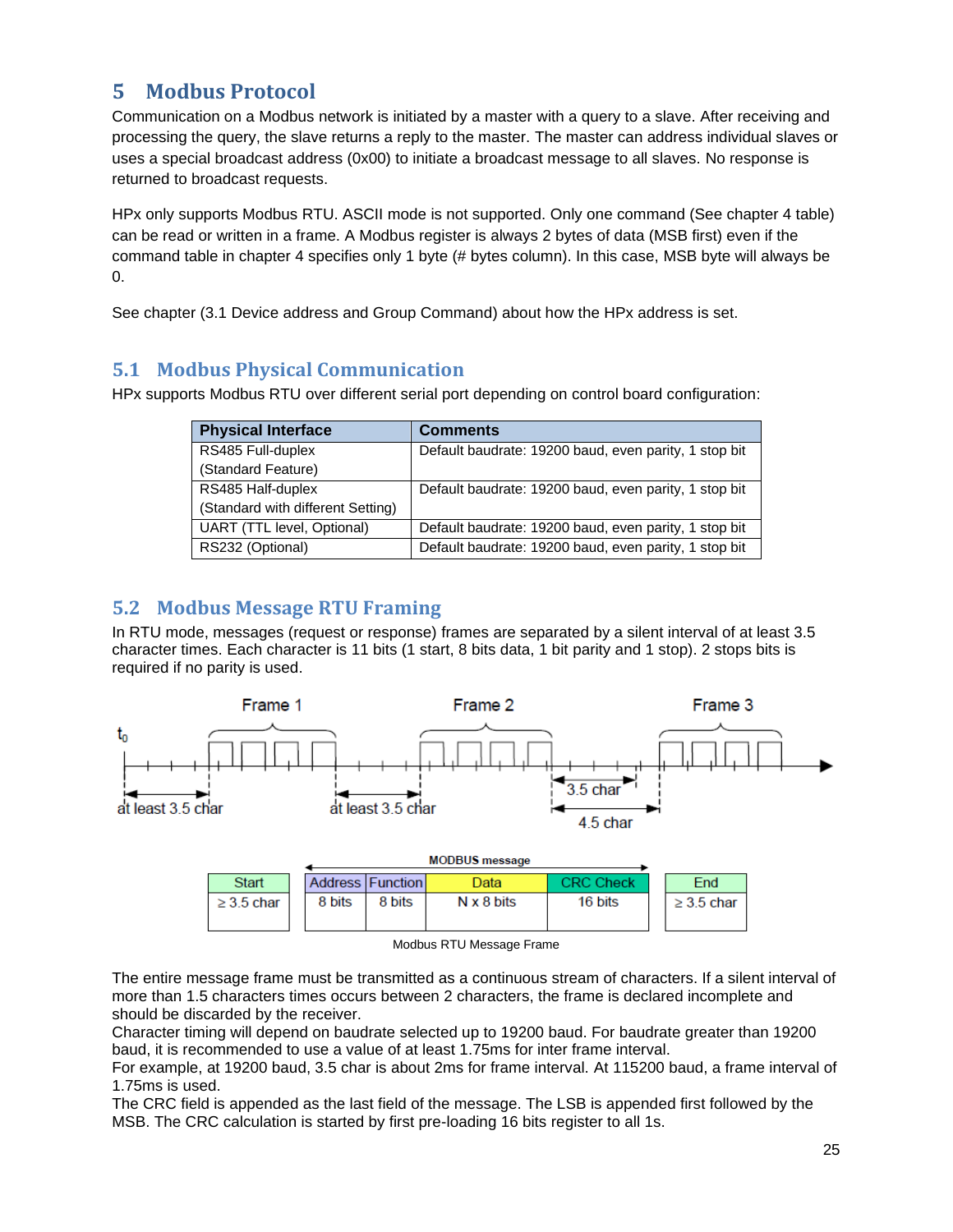# 5 Modbus Protocol

Communication on a Modbus network is initiated by a master with a query to a slave. After receiving and processing the query, the slave returns a reply to the master. The master can address individual slaves or uses a special broadcast address (0x00) to initiate a broadcast message to all slaves. No response is returned to broadcast requests.

HPx only supports Modbus RTU. ASCII mode is not supported. Only one command (See chapter 4 table) can be read or written in a frame. A Modbus register is always 2 bytes of data (MSB first) even if the command table in chapter 4 specifies only 1 byte (# bytes column). In this case, MSB byte will always be 0.

See chapter (3.1 Device address and Group Command) about how the HPx address is set.

## 5.1 Modbus Physical Communication

HPx supports Modbus RTU over different serial port depending on control board configuration:

| Physical Interface | Comments |
|---|---|
| RS485 Full-duplex (Standard Feature) | Default baudrate: 19200 baud, even parity, 1 stop bit |
| RS485 Half-duplex (Standard with different Setting) | Default baudrate: 19200 baud, even parity, 1 stop bit |
| UART (TTL level, Optional) | Default baudrate: 19200 baud, even parity, 1 stop bit |
| RS232 (Optional) | Default baudrate: 19200 baud, even parity, 1 stop bit |

## 5.2 Modbus Message RTU Framing

In RTU mode, messages (request or response) frames are separated by a silent interval of at least 3.5 character times. Each character is 11 bits (1 start, 8 bits data, 1 bit parity and 1 stop). 2 stops bits is required if no parity is used.

Frame 1 | Frame 2 | Frame 3

$t_0$ — at least 3.5 char — at least 3.5 char — 3.5 char — 4.5 char

| Start | Address | Function | Data | CRC Check | End |
|---|---|---|---|---|---|
| ≥ 3.5 char | 8 bits | 8 bits | N x 8 bits | 16 bits | ≥ 3.5 char |

(MODBUS message: Address, Function, Data, CRC Check)

Modbus RTU Message Frame

The entire message frame must be transmitted as a continuous stream of characters. If a silent interval of more than 1.5 characters times occurs between 2 characters, the frame is declared incomplete and should be discarded by the receiver.
Character timing will depend on baudrate selected up to 19200 baud. For baudrate greater than 19200 baud, it is recommended to use a value of at least 1.75ms for inter frame interval.
For example, at 19200 baud, 3.5 char is about 2ms for frame interval. At 115200 baud, a frame interval of 1.75ms is used.
The CRC field is appended as the last field of the message. The LSB is appended first followed by the MSB. The CRC calculation is started by first pre-loading 16 bits register to all 1s.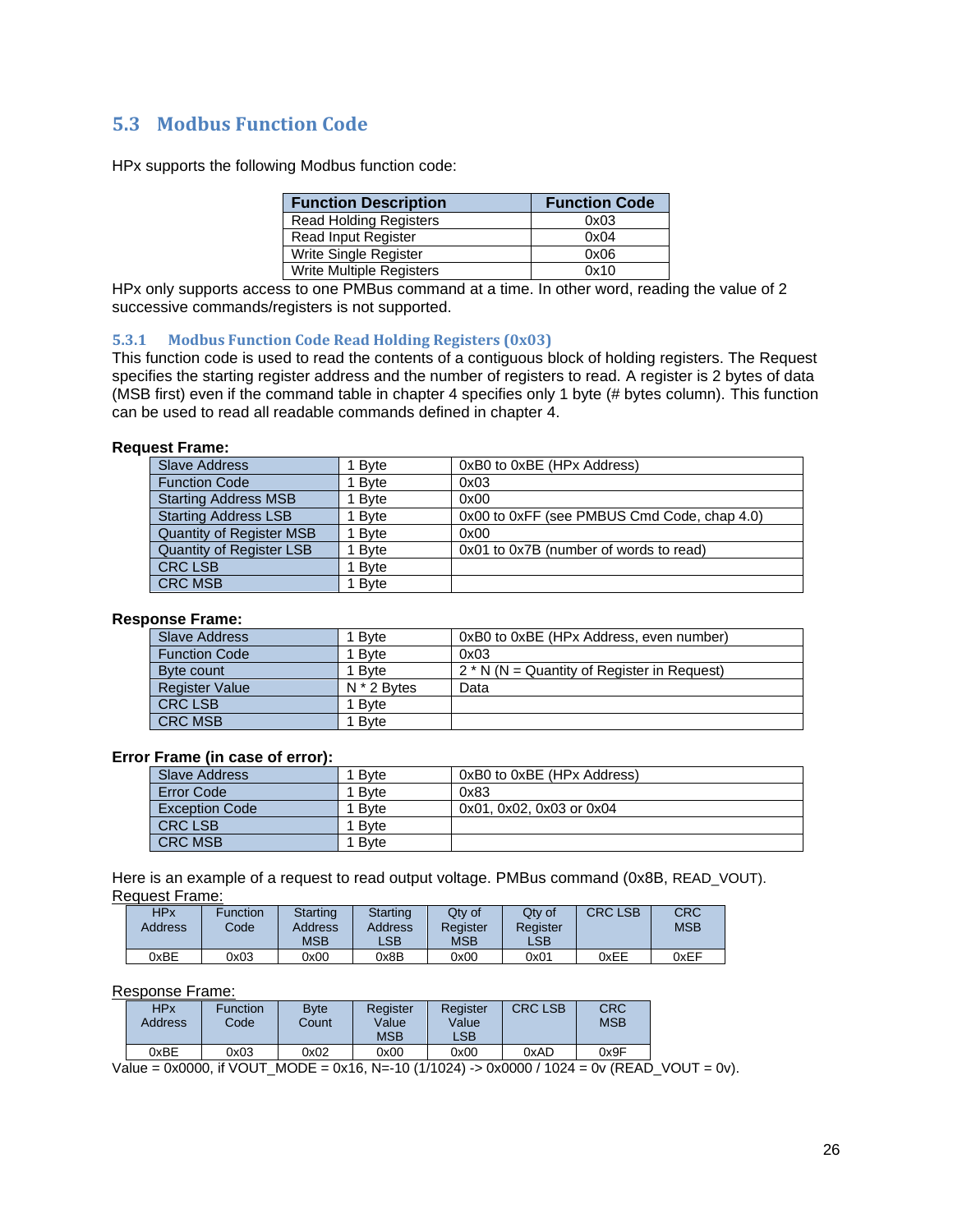## 5.3 Modbus Function Code

HPx supports the following Modbus function code:

| Function Description | Function Code |
|---|---|
| Read Holding Registers | 0x03 |
| Read Input Register | 0x04 |
| Write Single Register | 0x06 |
| Write Multiple Registers | 0x10 |

HPx only supports access to one PMBus command at a time. In other word, reading the value of 2 successive commands/registers is not supported.

### 5.3.1 Modbus Function Code Read Holding Registers (0x03)

This function code is used to read the contents of a contiguous block of holding registers. The Request specifies the starting register address and the number of registers to read. A register is 2 bytes of data (MSB first) even if the command table in chapter 4 specifies only 1 byte (# bytes column). This function can be used to read all readable commands defined in chapter 4.

**Request Frame:**

| | | |
|---|---|---|
| Slave Address | 1 Byte | 0xB0 to 0xBE (HPx Address) |
| Function Code | 1 Byte | 0x03 |
| Starting Address MSB | 1 Byte | 0x00 |
| Starting Address LSB | 1 Byte | 0x00 to 0xFF (see PMBUS Cmd Code, chap 4.0) |
| Quantity of Register MSB | 1 Byte | 0x00 |
| Quantity of Register LSB | 1 Byte | 0x01 to 0x7B (number of words to read) |
| CRC LSB | 1 Byte | |
| CRC MSB | 1 Byte | |

**Response Frame:**

| | | |
|---|---|---|
| Slave Address | 1 Byte | 0xB0 to 0xBE (HPx Address, even number) |
| Function Code | 1 Byte | 0x03 |
| Byte count | 1 Byte | 2 * N (N = Quantity of Register in Request) |
| Register Value | N * 2 Bytes | Data |
| CRC LSB | 1 Byte | |
| CRC MSB | 1 Byte | |

**Error Frame (in case of error):**

| | | |
|---|---|---|
| Slave Address | 1 Byte | 0xB0 to 0xBE (HPx Address) |
| Error Code | 1 Byte | 0x83 |
| Exception Code | 1 Byte | 0x01, 0x02, 0x03 or 0x04 |
| CRC LSB | 1 Byte | |
| CRC MSB | 1 Byte | |

Here is an example of a request to read output voltage. PMBus command (0x8B, READ_VOUT).

Request Frame:

| HPx Address | Function Code | Starting Address MSB | Starting Address LSB | Qty of Register MSB | Qty of Register LSB | CRC LSB | CRC MSB |
|---|---|---|---|---|---|---|---|
| 0xBE | 0x03 | 0x00 | 0x8B | 0x00 | 0x01 | 0xEE | 0xEF |

Response Frame:

| HPx Address | Function Code | Byte Count | Register Value MSB | Register Value LSB | CRC LSB | CRC MSB |
|---|---|---|---|---|---|---|
| 0xBE | 0x03 | 0x02 | 0x00 | 0x00 | 0xAD | 0x9F |

Value = 0x0000, if VOUT_MODE = 0x16, N=-10 (1/1024) -> 0x0000 / 1024 = 0v (READ_VOUT = 0v).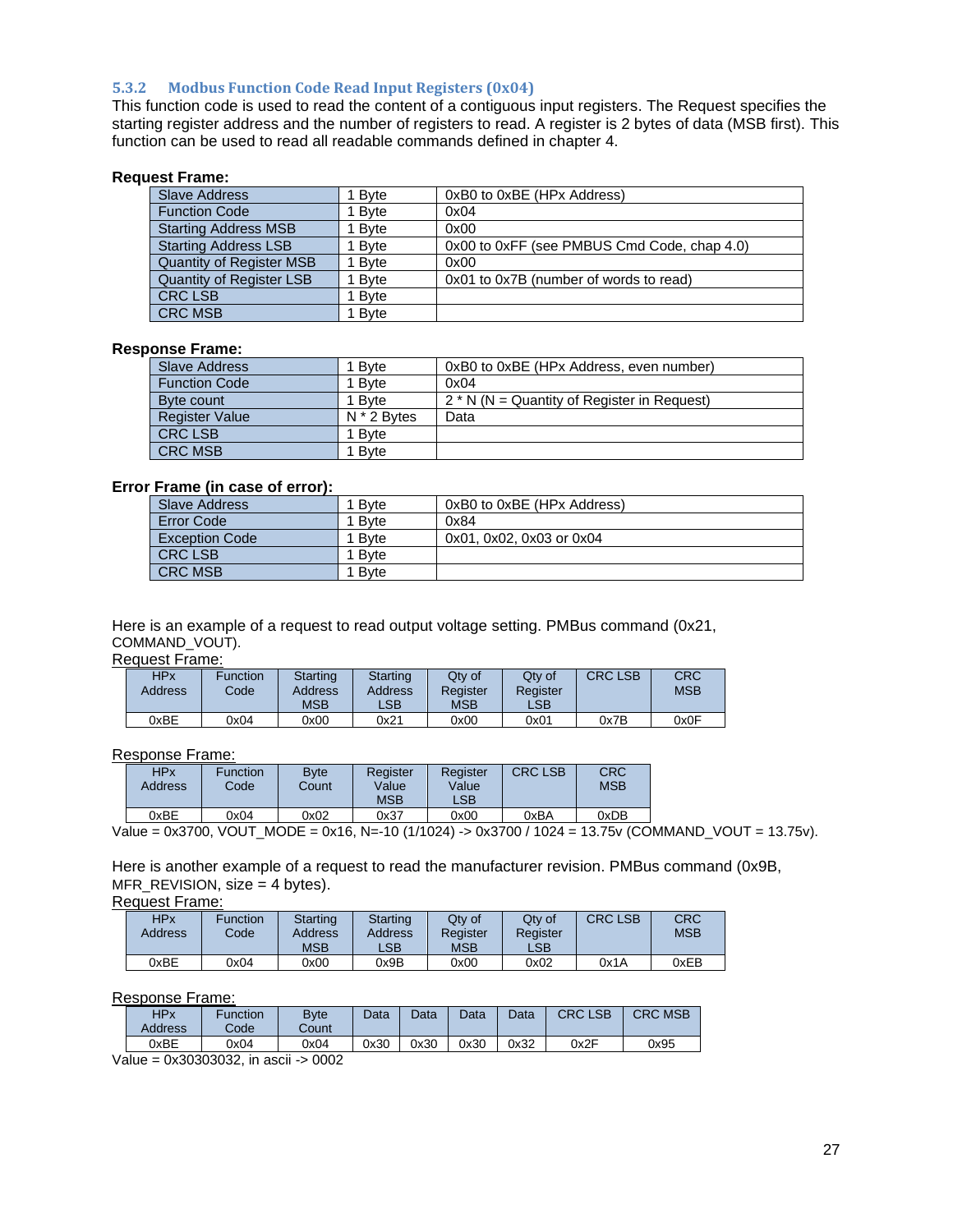### 5.3.2 Modbus Function Code Read Input Registers (0x04)

This function code is used to read the content of a contiguous input registers. The Request specifies the starting register address and the number of registers to read. A register is 2 bytes of data (MSB first). This function can be used to read all readable commands defined in chapter 4.

**Request Frame:**

| | | |
|---|---|---|
| Slave Address | 1 Byte | 0xB0 to 0xBE (HPx Address) |
| Function Code | 1 Byte | 0x04 |
| Starting Address MSB | 1 Byte | 0x00 |
| Starting Address LSB | 1 Byte | 0x00 to 0xFF (see PMBUS Cmd Code, chap 4.0) |
| Quantity of Register MSB | 1 Byte | 0x00 |
| Quantity of Register LSB | 1 Byte | 0x01 to 0x7B (number of words to read) |
| CRC LSB | 1 Byte | |
| CRC MSB | 1 Byte | |

**Response Frame:**

| | | |
|---|---|---|
| Slave Address | 1 Byte | 0xB0 to 0xBE (HPx Address, even number) |
| Function Code | 1 Byte | 0x04 |
| Byte count | 1 Byte | 2 * N (N = Quantity of Register in Request) |
| Register Value | N * 2 Bytes | Data |
| CRC LSB | 1 Byte | |
| CRC MSB | 1 Byte | |

**Error Frame (in case of error):**

| | | |
|---|---|---|
| Slave Address | 1 Byte | 0xB0 to 0xBE (HPx Address) |
| Error Code | 1 Byte | 0x84 |
| Exception Code | 1 Byte | 0x01, 0x02, 0x03 or 0x04 |
| CRC LSB | 1 Byte | |
| CRC MSB | 1 Byte | |

Here is an example of a request to read output voltage setting. PMBus command (0x21, COMMAND_VOUT).

Request Frame:

| HPx Address | Function Code | Starting Address MSB | Starting Address LSB | Qty of Register MSB | Qty of Register LSB | CRC LSB | CRC MSB |
|---|---|---|---|---|---|---|---|
| 0xBE | 0x04 | 0x00 | 0x21 | 0x00 | 0x01 | 0x7B | 0x0F |

Response Frame:

| HPx Address | Function Code | Byte Count | Register Value MSB | Register Value LSB | CRC LSB | CRC MSB |
|---|---|---|---|---|---|---|
| 0xBE | 0x04 | 0x02 | 0x37 | 0x00 | 0xBA | 0xDB |

Value = 0x3700, VOUT_MODE = 0x16, N=-10 (1/1024) -> 0x3700 / 1024 = 13.75v (COMMAND_VOUT = 13.75v).

Here is another example of a request to read the manufacturer revision. PMBus command (0x9B, MFR_REVISION, size = 4 bytes).

Request Frame:

| HPx Address | Function Code | Starting Address MSB | Starting Address LSB | Qty of Register MSB | Qty of Register LSB | CRC LSB | CRC MSB |
|---|---|---|---|---|---|---|---|
| 0xBE | 0x04 | 0x00 | 0x9B | 0x00 | 0x02 | 0x1A | 0xEB |

Response Frame:

| HPx Address | Function Code | Byte Count | Data | Data | Data | Data | CRC LSB | CRC MSB |
|---|---|---|---|---|---|---|---|---|
| 0xBE | 0x04 | 0x04 | 0x30 | 0x30 | 0x30 | 0x32 | 0x2F | 0x95 |

Value = 0x30303032, in ascii -> 0002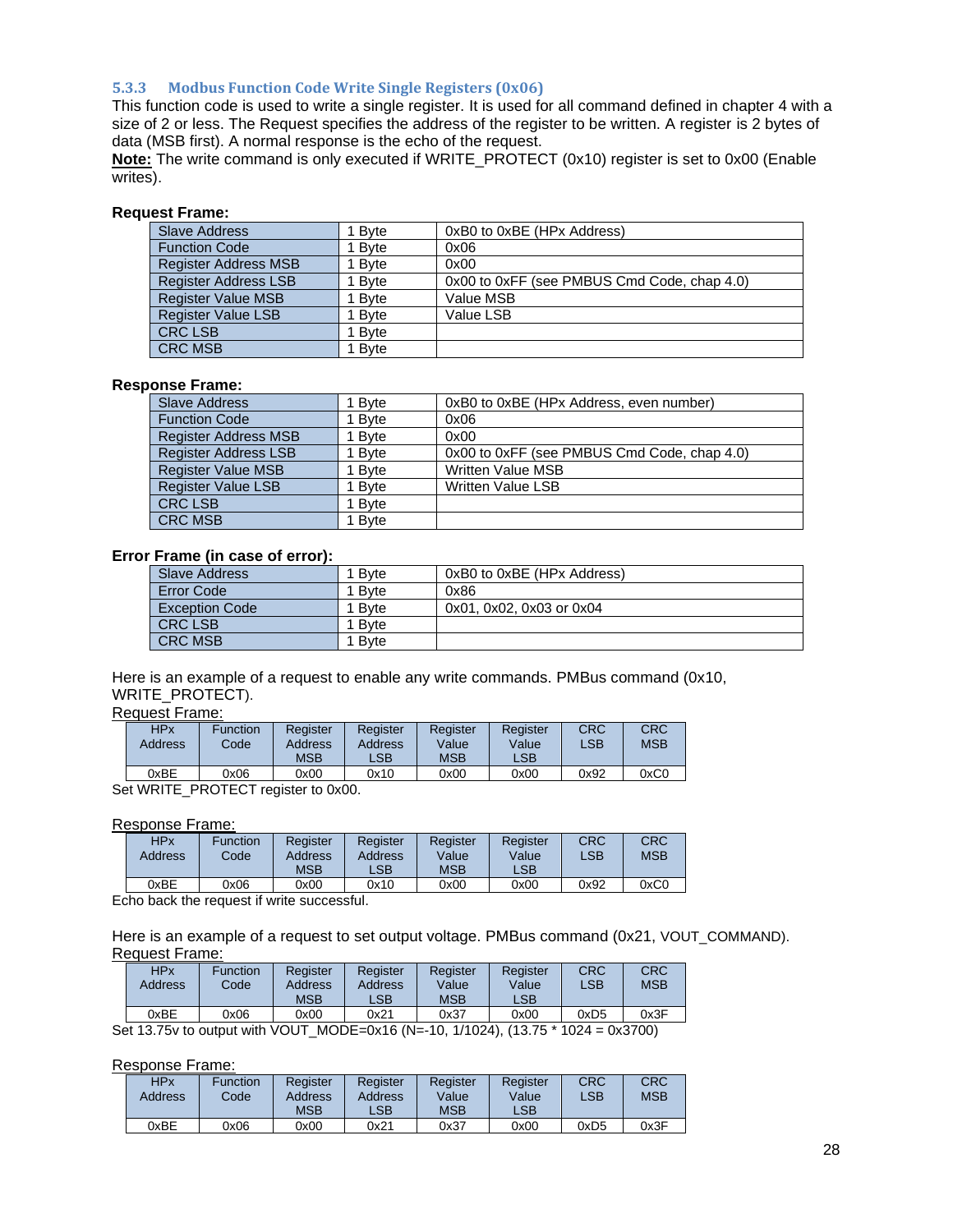### 5.3.3 Modbus Function Code Write Single Registers (0x06)

This function code is used to write a single register. It is used for all command defined in chapter 4 with a size of 2 or less. The Request specifies the address of the register to be written. A register is 2 bytes of data (MSB first). A normal response is the echo of the request.

**Note:** The write command is only executed if WRITE_PROTECT (0x10) register is set to 0x00 (Enable writes).

**Request Frame:**

| Slave Address | 1 Byte | 0xB0 to 0xBE (HPx Address) |
|---|---|---|
| Function Code | 1 Byte | 0x06 |
| Register Address MSB | 1 Byte | 0x00 |
| Register Address LSB | 1 Byte | 0x00 to 0xFF (see PMBUS Cmd Code, chap 4.0) |
| Register Value MSB | 1 Byte | Value MSB |
| Register Value LSB | 1 Byte | Value LSB |
| CRC LSB | 1 Byte | |
| CRC MSB | 1 Byte | |

**Response Frame:**

| Slave Address | 1 Byte | 0xB0 to 0xBE (HPx Address, even number) |
|---|---|---|
| Function Code | 1 Byte | 0x06 |
| Register Address MSB | 1 Byte | 0x00 |
| Register Address LSB | 1 Byte | 0x00 to 0xFF (see PMBUS Cmd Code, chap 4.0) |
| Register Value MSB | 1 Byte | Written Value MSB |
| Register Value LSB | 1 Byte | Written Value LSB |
| CRC LSB | 1 Byte | |
| CRC MSB | 1 Byte | |

**Error Frame (in case of error):**

| Slave Address | 1 Byte | 0xB0 to 0xBE (HPx Address) |
|---|---|---|
| Error Code | 1 Byte | 0x86 |
| Exception Code | 1 Byte | 0x01, 0x02, 0x03 or 0x04 |
| CRC LSB | 1 Byte | |
| CRC MSB | 1 Byte | |

Here is an example of a request to enable any write commands. PMBus command (0x10, WRITE_PROTECT).

Request Frame:

| HPx Address | Function Code | Register Address MSB | Register Address LSB | Register Value MSB | Register Value LSB | CRC LSB | CRC MSB |
|---|---|---|---|---|---|---|---|
| 0xBE | 0x06 | 0x00 | 0x10 | 0x00 | 0x00 | 0x92 | 0xC0 |

Set WRITE_PROTECT register to 0x00.

Response Frame:

| HPx Address | Function Code | Register Address MSB | Register Address LSB | Register Value MSB | Register Value LSB | CRC LSB | CRC MSB |
|---|---|---|---|---|---|---|---|
| 0xBE | 0x06 | 0x00 | 0x10 | 0x00 | 0x00 | 0x92 | 0xC0 |

Echo back the request if write successful.

Here is an example of a request to set output voltage. PMBus command (0x21, VOUT_COMMAND).

Request Frame:

| HPx Address | Function Code | Register Address MSB | Register Address LSB | Register Value MSB | Register Value LSB | CRC LSB | CRC MSB |
|---|---|---|---|---|---|---|---|
| 0xBE | 0x06 | 0x00 | 0x21 | 0x37 | 0x00 | 0xD5 | 0x3F |

Set 13.75v to output with VOUT_MODE=0x16 (N=-10, 1/1024), (13.75 * 1024 = 0x3700)

Response Frame:

| HPx Address | Function Code | Register Address MSB | Register Address LSB | Register Value MSB | Register Value LSB | CRC LSB | CRC MSB |
|---|---|---|---|---|---|---|---|
| 0xBE | 0x06 | 0x00 | 0x21 | 0x37 | 0x00 | 0xD5 | 0x3F |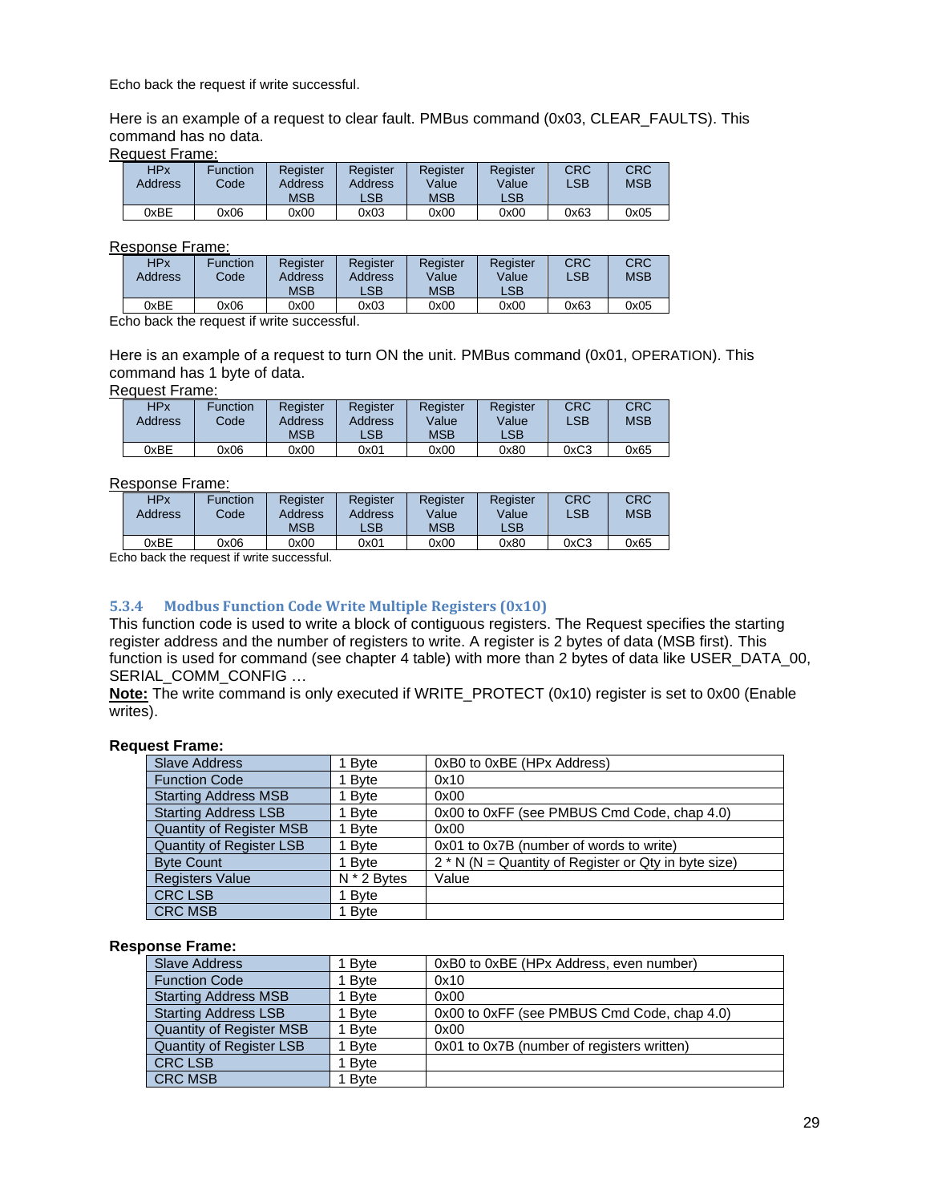Echo back the request if write successful.

Here is an example of a request to clear fault. PMBus command (0x03, CLEAR_FAULTS). This command has no data.

Request Frame:

| HPx Address | Function Code | Register Address MSB | Register Address LSB | Register Value MSB | Register Value LSB | CRC LSB | CRC MSB |
|---|---|---|---|---|---|---|---|
| 0xBE | 0x06 | 0x00 | 0x03 | 0x00 | 0x00 | 0x63 | 0x05 |

Response Frame:

| HPx Address | Function Code | Register Address MSB | Register Address LSB | Register Value MSB | Register Value LSB | CRC LSB | CRC MSB |
|---|---|---|---|---|---|---|---|
| 0xBE | 0x06 | 0x00 | 0x03 | 0x00 | 0x00 | 0x63 | 0x05 |

Echo back the request if write successful.

Here is an example of a request to turn ON the unit. PMBus command (0x01, OPERATION). This command has 1 byte of data.

Request Frame:

| HPx Address | Function Code | Register Address MSB | Register Address LSB | Register Value MSB | Register Value LSB | CRC LSB | CRC MSB |
|---|---|---|---|---|---|---|---|
| 0xBE | 0x06 | 0x00 | 0x01 | 0x00 | 0x80 | 0xC3 | 0x65 |

Response Frame:

| HPx Address | Function Code | Register Address MSB | Register Address LSB | Register Value MSB | Register Value LSB | CRC LSB | CRC MSB |
|---|---|---|---|---|---|---|---|
| 0xBE | 0x06 | 0x00 | 0x01 | 0x00 | 0x80 | 0xC3 | 0x65 |

Echo back the request if write successful.

### 5.3.4 Modbus Function Code Write Multiple Registers (0x10)

This function code is used to write a block of contiguous registers. The Request specifies the starting register address and the number of registers to write. A register is 2 bytes of data (MSB first). This function is used for command (see chapter 4 table) with more than 2 bytes of data like USER_DATA_00, SERIAL_COMM_CONFIG …

**Note:** The write command is only executed if WRITE_PROTECT (0x10) register is set to 0x00 (Enable writes).

**Request Frame:**

| Field | Size | Value |
|---|---|---|
| Slave Address | 1 Byte | 0xB0 to 0xBE (HPx Address) |
| Function Code | 1 Byte | 0x10 |
| Starting Address MSB | 1 Byte | 0x00 |
| Starting Address LSB | 1 Byte | 0x00 to 0xFF (see PMBUS Cmd Code, chap 4.0) |
| Quantity of Register MSB | 1 Byte | 0x00 |
| Quantity of Register LSB | 1 Byte | 0x01 to 0x7B (number of words to write) |
| Byte Count | 1 Byte | 2 * N (N = Quantity of Register or Qty in byte size) |
| Registers Value | N * 2 Bytes | Value |
| CRC LSB | 1 Byte | |
| CRC MSB | 1 Byte | |

**Response Frame:**

| Field | Size | Value |
|---|---|---|
| Slave Address | 1 Byte | 0xB0 to 0xBE (HPx Address, even number) |
| Function Code | 1 Byte | 0x10 |
| Starting Address MSB | 1 Byte | 0x00 |
| Starting Address LSB | 1 Byte | 0x00 to 0xFF (see PMBUS Cmd Code, chap 4.0) |
| Quantity of Register MSB | 1 Byte | 0x00 |
| Quantity of Register LSB | 1 Byte | 0x01 to 0x7B (number of registers written) |
| CRC LSB | 1 Byte | |
| CRC MSB | 1 Byte | |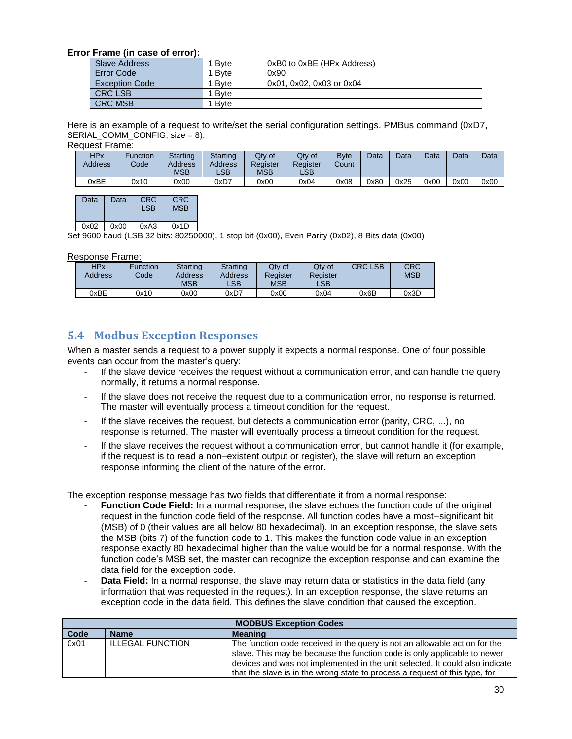**Error Frame (in case of error):**

| Slave Address | 1 Byte | 0xB0 to 0xBE (HPx Address) |
|---|---|---|
| Error Code | 1 Byte | 0x90 |
| Exception Code | 1 Byte | 0x01, 0x02, 0x03 or 0x04 |
| CRC LSB | 1 Byte | |
| CRC MSB | 1 Byte | |

Here is an example of a request to write/set the serial configuration settings. PMBus command (0xD7, SERIAL_COMM_CONFIG, size = 8).

Request Frame:

| HPx Address | Function Code | Starting Address MSB | Starting Address LSB | Qty of Register MSB | Qty of Register LSB | Byte Count | Data | Data | Data | Data | Data | Data | Data | CRC LSB | CRC MSB |
|---|---|---|---|---|---|---|---|---|---|---|---|---|---|---|---|
| 0xBE | 0x10 | 0x00 | 0xD7 | 0x00 | 0x04 | 0x08 | 0x80 | 0x25 | 0x00 | 0x00 | 0x00 | 0x02 | 0x00 | 0xA3 | 0x1D |

Set 9600 baud (LSB 32 bits: 80250000), 1 stop bit (0x00), Even Parity (0x02), 8 Bits data (0x00)

Response Frame:

| HPx Address | Function Code | Starting Address MSB | Starting Address LSB | Qty of Register MSB | Qty of Register LSB | CRC LSB | CRC MSB |
|---|---|---|---|---|---|---|---|
| 0xBE | 0x10 | 0x00 | 0xD7 | 0x00 | 0x04 | 0x6B | 0x3D |

## 5.4 Modbus Exception Responses

When a master sends a request to a power supply it expects a normal response. One of four possible events can occur from the master's query:

- If the slave device receives the request without a communication error, and can handle the query normally, it returns a normal response.
- If the slave does not receive the request due to a communication error, no response is returned. The master will eventually process a timeout condition for the request.
- If the slave receives the request, but detects a communication error (parity, CRC, ...), no response is returned. The master will eventually process a timeout condition for the request.
- If the slave receives the request without a communication error, but cannot handle it (for example, if the request is to read a non–existent output or register), the slave will return an exception response informing the client of the nature of the error.

The exception response message has two fields that differentiate it from a normal response:

- **Function Code Field:** In a normal response, the slave echoes the function code of the original request in the function code field of the response. All function codes have a most–significant bit (MSB) of 0 (their values are all below 80 hexadecimal). In an exception response, the slave sets the MSB (bits 7) of the function code to 1. This makes the function code value in an exception response exactly 80 hexadecimal higher than the value would be for a normal response. With the function code's MSB set, the master can recognize the exception response and can examine the data field for the exception code.
- **Data Field:** In a normal response, the slave may return data or statistics in the data field (any information that was requested in the request). In an exception response, the slave returns an exception code in the data field. This defines the slave condition that caused the exception.

| **MODBUS Exception Codes** | | |
|---|---|---|
| **Code** | **Name** | **Meaning** |
| 0x01 | ILLEGAL FUNCTION | The function code received in the query is not an allowable action for the slave. This may be because the function code is only applicable to newer devices and was not implemented in the unit selected. It could also indicate that the slave is in the wrong state to process a request of this type, for |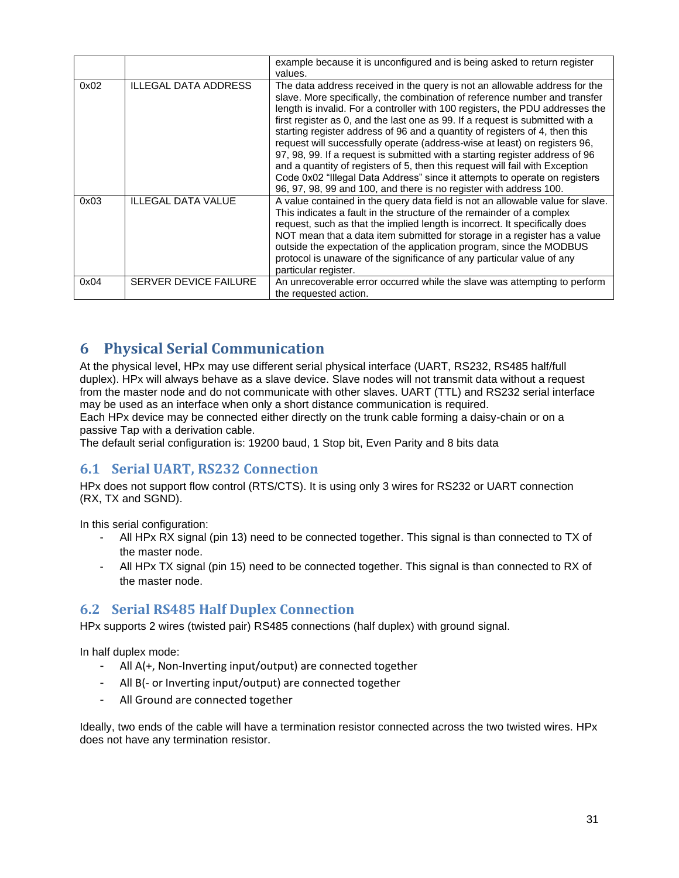| | | example because it is unconfigured and is being asked to return register values. |
|---|---|---|
| 0x02 | ILLEGAL DATA ADDRESS | The data address received in the query is not an allowable address for the slave. More specifically, the combination of reference number and transfer length is invalid. For a controller with 100 registers, the PDU addresses the first register as 0, and the last one as 99. If a request is submitted with a starting register address of 96 and a quantity of registers of 4, then this request will successfully operate (address-wise at least) on registers 96, 97, 98, 99. If a request is submitted with a starting register address of 96 and a quantity of registers of 5, then this request will fail with Exception Code 0x02 "Illegal Data Address" since it attempts to operate on registers 96, 97, 98, 99 and 100, and there is no register with address 100. |
| 0x03 | ILLEGAL DATA VALUE | A value contained in the query data field is not an allowable value for slave. This indicates a fault in the structure of the remainder of a complex request, such as that the implied length is incorrect. It specifically does NOT mean that a data item submitted for storage in a register has a value outside the expectation of the application program, since the MODBUS protocol is unaware of the significance of any particular value of any particular register. |
| 0x04 | SERVER DEVICE FAILURE | An unrecoverable error occurred while the slave was attempting to perform the requested action. |

# 6 Physical Serial Communication

At the physical level, HPx may use different serial physical interface (UART, RS232, RS485 half/full duplex). HPx will always behave as a slave device. Slave nodes will not transmit data without a request from the master node and do not communicate with other slaves. UART (TTL) and RS232 serial interface may be used as an interface when only a short distance communication is required.
Each HPx device may be connected either directly on the trunk cable forming a daisy-chain or on a passive Tap with a derivation cable.
The default serial configuration is: 19200 baud, 1 Stop bit, Even Parity and 8 bits data

## 6.1 Serial UART, RS232 Connection

HPx does not support flow control (RTS/CTS). It is using only 3 wires for RS232 or UART connection (RX, TX and SGND).

In this serial configuration:

- All HPx RX signal (pin 13) need to be connected together. This signal is than connected to TX of the master node.
- All HPx TX signal (pin 15) need to be connected together. This signal is than connected to RX of the master node.

## 6.2 Serial RS485 Half Duplex Connection

HPx supports 2 wires (twisted pair) RS485 connections (half duplex) with ground signal.

In half duplex mode:

- All A(+, Non-Inverting input/output) are connected together
- All B(- or Inverting input/output) are connected together
- All Ground are connected together

Ideally, two ends of the cable will have a termination resistor connected across the two twisted wires. HPx does not have any termination resistor.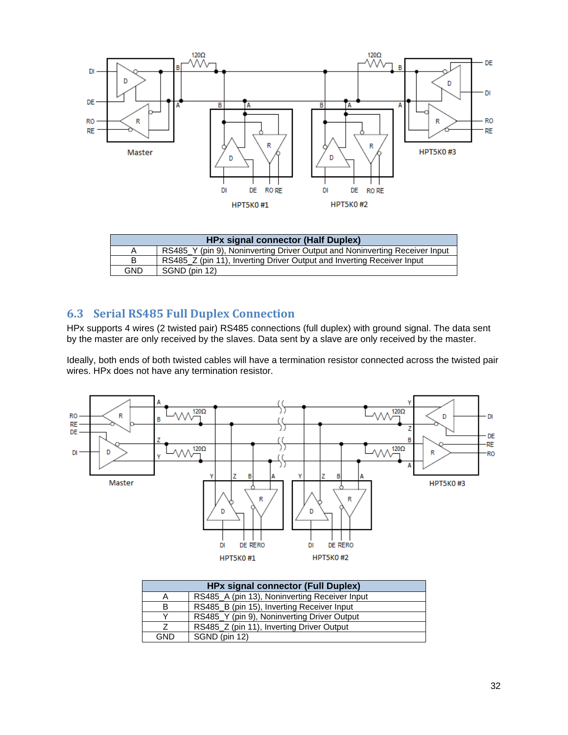| HPx signal connector (Half Duplex) | |
|---|---|
| A | RS485_Y (pin 9), Noninverting Driver Output and Noninverting Receiver Input |
| B | RS485_Z (pin 11), Inverting Driver Output and Inverting Receiver Input |
| GND | SGND (pin 12) |

## 6.3 Serial RS485 Full Duplex Connection

HPx supports 4 wires (2 twisted pair) RS485 connections (full duplex) with ground signal. The data sent by the master are only received by the slaves. Data sent by a slave are only received by the master.

Ideally, both ends of both twisted cables will have a termination resistor connected across the twisted pair wires. HPx does not have any termination resistor.

| HPx signal connector (Full Duplex) | |
|---|---|
| A | RS485_A (pin 13), Noninverting Receiver Input |
| B | RS485_B (pin 15), Inverting Receiver Input |
| Y | RS485_Y (pin 9), Noninverting Driver Output |
| Z | RS485_Z (pin 11), Inverting Driver Output |
| GND | SGND (pin 12) |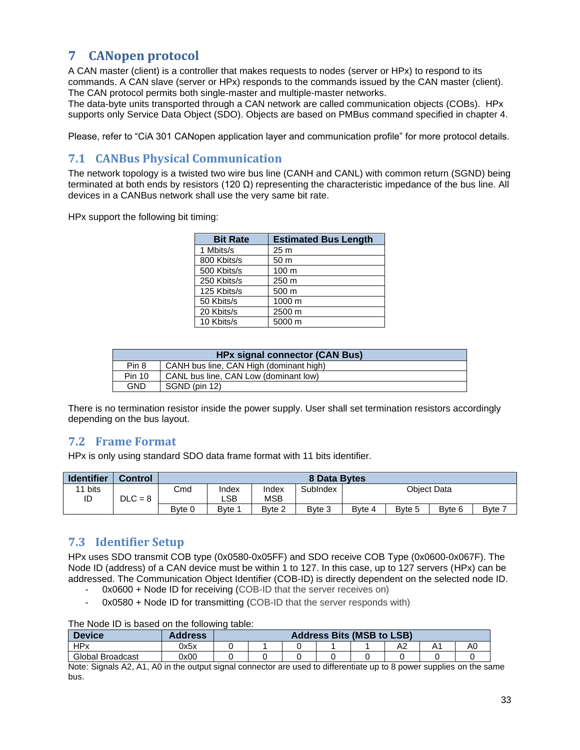# 7 CANopen protocol

A CAN master (client) is a controller that makes requests to nodes (server or HPx) to respond to its commands. A CAN slave (server or HPx) responds to the commands issued by the CAN master (client). The CAN protocol permits both single-master and multiple-master networks.
The data-byte units transported through a CAN network are called communication objects (COBs). HPx supports only Service Data Object (SDO). Objects are based on PMBus command specified in chapter 4.

Please, refer to "CiA 301 CANopen application layer and communication profile" for more protocol details.

## 7.1 CANBus Physical Communication

The network topology is a twisted two wire bus line (CANH and CANL) with common return (SGND) being terminated at both ends by resistors (120 Ω) representing the characteristic impedance of the bus line. All devices in a CANBus network shall use the very same bit rate.

HPx support the following bit timing:

| Bit Rate | Estimated Bus Length |
|---|---|
| 1 Mbits/s | 25 m |
| 800 Kbits/s | 50 m |
| 500 Kbits/s | 100 m |
| 250 Kbits/s | 250 m |
| 125 Kbits/s | 500 m |
| 50 Kbits/s | 1000 m |
| 20 Kbits/s | 2500 m |
| 10 Kbits/s | 5000 m |

| HPx signal connector (CAN Bus) | |
|---|---|
| Pin 8 | CANH bus line, CAN High (dominant high) |
| Pin 10 | CANL bus line, CAN Low (dominant low) |
| GND | SGND (pin 12) |

There is no termination resistor inside the power supply. User shall set termination resistors accordingly depending on the bus layout.

## 7.2 Frame Format

HPx is only using standard SDO data frame format with 11 bits identifier.

| Identifier | Control | 8 Data Bytes | | | | | | | |
|---|---|---|---|---|---|---|---|---|---|
| 11 bits ID | DLC = 8 | Cmd | Index LSB | Index MSB | SubIndex | Object Data | | | |
| | | Byte 0 | Byte 1 | Byte 2 | Byte 3 | Byte 4 | Byte 5 | Byte 6 | Byte 7 |

## 7.3 Identifier Setup

HPx uses SDO transmit COB type (0x0580-0x05FF) and SDO receive COB Type (0x0600-0x067F). The Node ID (address) of a CAN device must be within 1 to 127. In this case, up to 127 servers (HPx) can be addressed. The Communication Object Identifier (COB-ID) is directly dependent on the selected node ID.

- 0x0600 + Node ID for receiving (COB-ID that the server receives on)
- 0x0580 + Node ID for transmitting (COB-ID that the server responds with)

The Node ID is based on the following table:

| Device | Address | Address Bits (MSB to LSB) | | | | | | | |
|---|---|---|---|---|---|---|---|---|---|
| HPx | 0x5x | 0 | 1 | 0 | 1 | 1 | A2 | A1 | A0 |
| Global Broadcast | 0x00 | 0 | 0 | 0 | 0 | 0 | 0 | 0 | 0 |

Note: Signals A2, A1, A0 in the output signal connector are used to differentiate up to 8 power supplies on the same bus.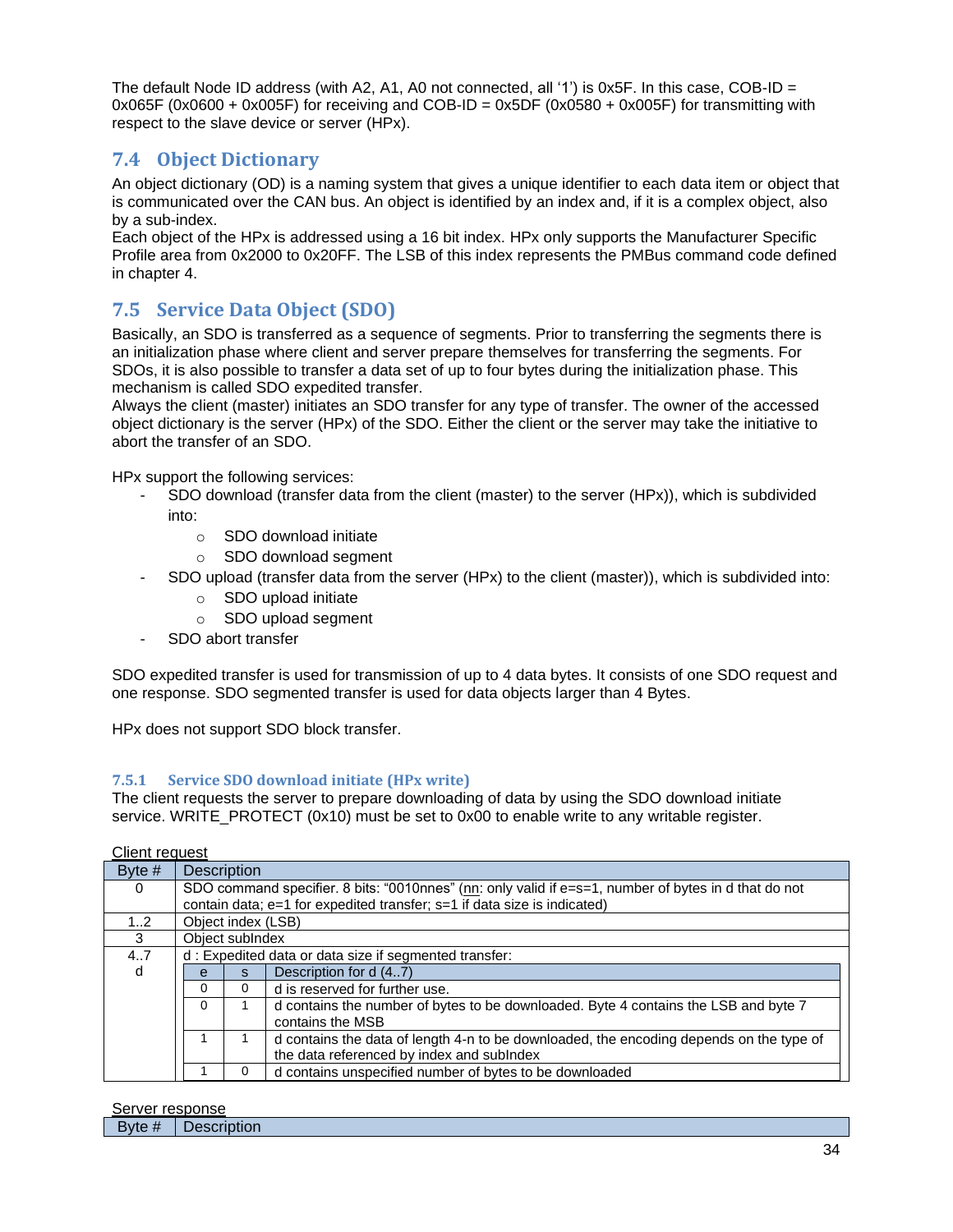The default Node ID address (with A2, A1, A0 not connected, all '1') is 0x5F. In this case, COB-ID = 0x065F (0x0600 + 0x005F) for receiving and COB-ID = 0x5DF (0x0580 + 0x005F) for transmitting with respect to the slave device or server (HPx).

## 7.4 Object Dictionary

An object dictionary (OD) is a naming system that gives a unique identifier to each data item or object that is communicated over the CAN bus. An object is identified by an index and, if it is a complex object, also by a sub-index.
Each object of the HPx is addressed using a 16 bit index. HPx only supports the Manufacturer Specific Profile area from 0x2000 to 0x20FF. The LSB of this index represents the PMBus command code defined in chapter 4.

## 7.5 Service Data Object (SDO)

Basically, an SDO is transferred as a sequence of segments. Prior to transferring the segments there is an initialization phase where client and server prepare themselves for transferring the segments. For SDOs, it is also possible to transfer a data set of up to four bytes during the initialization phase. This mechanism is called SDO expedited transfer.
Always the client (master) initiates an SDO transfer for any type of transfer. The owner of the accessed object dictionary is the server (HPx) of the SDO. Either the client or the server may take the initiative to abort the transfer of an SDO.

HPx support the following services:

- SDO download (transfer data from the client (master) to the server (HPx)), which is subdivided into:
  - SDO download initiate
  - SDO download segment
- SDO upload (transfer data from the server (HPx) to the client (master)), which is subdivided into:
  - SDO upload initiate
  - SDO upload segment
- SDO abort transfer

SDO expedited transfer is used for transmission of up to 4 data bytes. It consists of one SDO request and one response. SDO segmented transfer is used for data objects larger than 4 Bytes.

HPx does not support SDO block transfer.

### 7.5.1 Service SDO download initiate (HPx write)

The client requests the server to prepare downloading of data by using the SDO download initiate service. WRITE_PROTECT (0x10) must be set to 0x00 to enable write to any writable register.

Client request

| Byte # | Description |
|---|---|
| 0 | SDO command specifier. 8 bits: "0010nnes" (nn: only valid if e=s=1, number of bytes in d that do not contain data; e=1 for expedited transfer; s=1 if data size is indicated) |
| 1..2 | Object index (LSB) |
| 3 | Object subIndex |
| 4..7<br>d | d : Expedited data or data size if segmented transfer: |

| e | s | Description for d (4..7) |
|---|---|---|
| 0 | 0 | d is reserved for further use. |
| 0 | 1 | d contains the number of bytes to be downloaded. Byte 4 contains the LSB and byte 7 contains the MSB |
| 1 | 1 | d contains the data of length 4-n to be downloaded, the encoding depends on the type of the data referenced by index and subIndex |
| 1 | 0 | d contains unspecified number of bytes to be downloaded |

Server response

| Byte # | Description |
|---|---|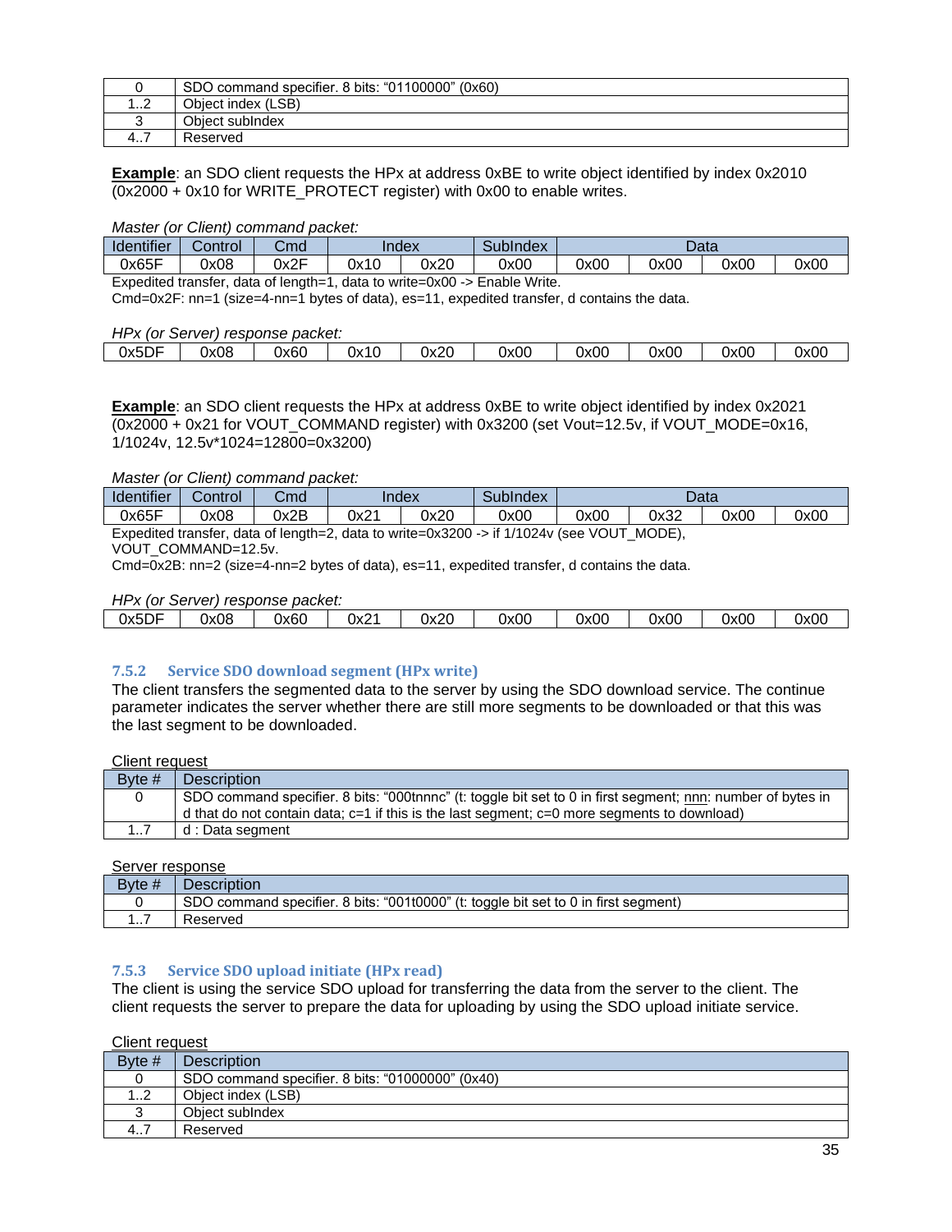| 0 | SDO command specifier. 8 bits: "01100000" (0x60) |
|---|---|
| 1..2 | Object index (LSB) |
| 3 | Object subIndex |
| 4..7 | Reserved |

**Example**: an SDO client requests the HPx at address 0xBE to write object identified by index 0x2010 (0x2000 + 0x10 for WRITE_PROTECT register) with 0x00 to enable writes.

*Master (or Client) command packet:*

| Identifier | Control | Cmd | Index | | SubIndex | Data | | | |
|---|---|---|---|---|---|---|---|---|---|
| 0x65F | 0x08 | 0x2F | 0x10 | 0x20 | 0x00 | 0x00 | 0x00 | 0x00 | 0x00 |

Expedited transfer, data of length=1, data to write=0x00 -> Enable Write.
Cmd=0x2F: nn=1 (size=4-nn=1 bytes of data), es=11, expedited transfer, d contains the data.

*HPx (or Server) response packet:*

| 0x5DF | 0x08 | 0x60 | 0x10 | 0x20 | 0x00 | 0x00 | 0x00 | 0x00 | 0x00 |
|---|---|---|---|---|---|---|---|---|---|

**Example**: an SDO client requests the HPx at address 0xBE to write object identified by index 0x2021 (0x2000 + 0x21 for VOUT_COMMAND register) with 0x3200 (set Vout=12.5v, if VOUT_MODE=0x16, 1/1024v, 12.5v*1024=12800=0x3200)

*Master (or Client) command packet:*

| Identifier | Control | Cmd | Index | | SubIndex | Data | | | |
|---|---|---|---|---|---|---|---|---|---|
| 0x65F | 0x08 | 0x2B | 0x21 | 0x20 | 0x00 | 0x00 | 0x32 | 0x00 | 0x00 |

Expedited transfer, data of length=2, data to write=0x3200 -> if 1/1024v (see VOUT_MODE), VOUT_COMMAND=12.5v.
Cmd=0x2B: nn=2 (size=4-nn=2 bytes of data), es=11, expedited transfer, d contains the data.

*HPx (or Server) response packet:*

| 0x5DF | 0x08 | 0x60 | 0x21 | 0x20 | 0x00 | 0x00 | 0x00 | 0x00 | 0x00 |
|---|---|---|---|---|---|---|---|---|---|

### 7.5.2 Service SDO download segment (HPx write)

The client transfers the segmented data to the server by using the SDO download service. The continue parameter indicates the server whether there are still more segments to be downloaded or that this was the last segment to be downloaded.

Client request

| Byte # | Description |
|---|---|
| 0 | SDO command specifier. 8 bits: "000tnnnc" (t: toggle bit set to 0 in first segment; nnn: number of bytes in d that do not contain data; c=1 if this is the last segment; c=0 more segments to download) |
| 1..7 | d : Data segment |

Server response

| Byte # | Description |
|---|---|
| 0 | SDO command specifier. 8 bits: "001t0000" (t: toggle bit set to 0 in first segment) |
| 1..7 | Reserved |

### 7.5.3 Service SDO upload initiate (HPx read)

The client is using the service SDO upload for transferring the data from the server to the client. The client requests the server to prepare the data for uploading by using the SDO upload initiate service.

Client request

| Byte # | Description |
|---|---|
| 0 | SDO command specifier. 8 bits: "01000000" (0x40) |
| 1..2 | Object index (LSB) |
| 3 | Object subIndex |
| 4..7 | Reserved |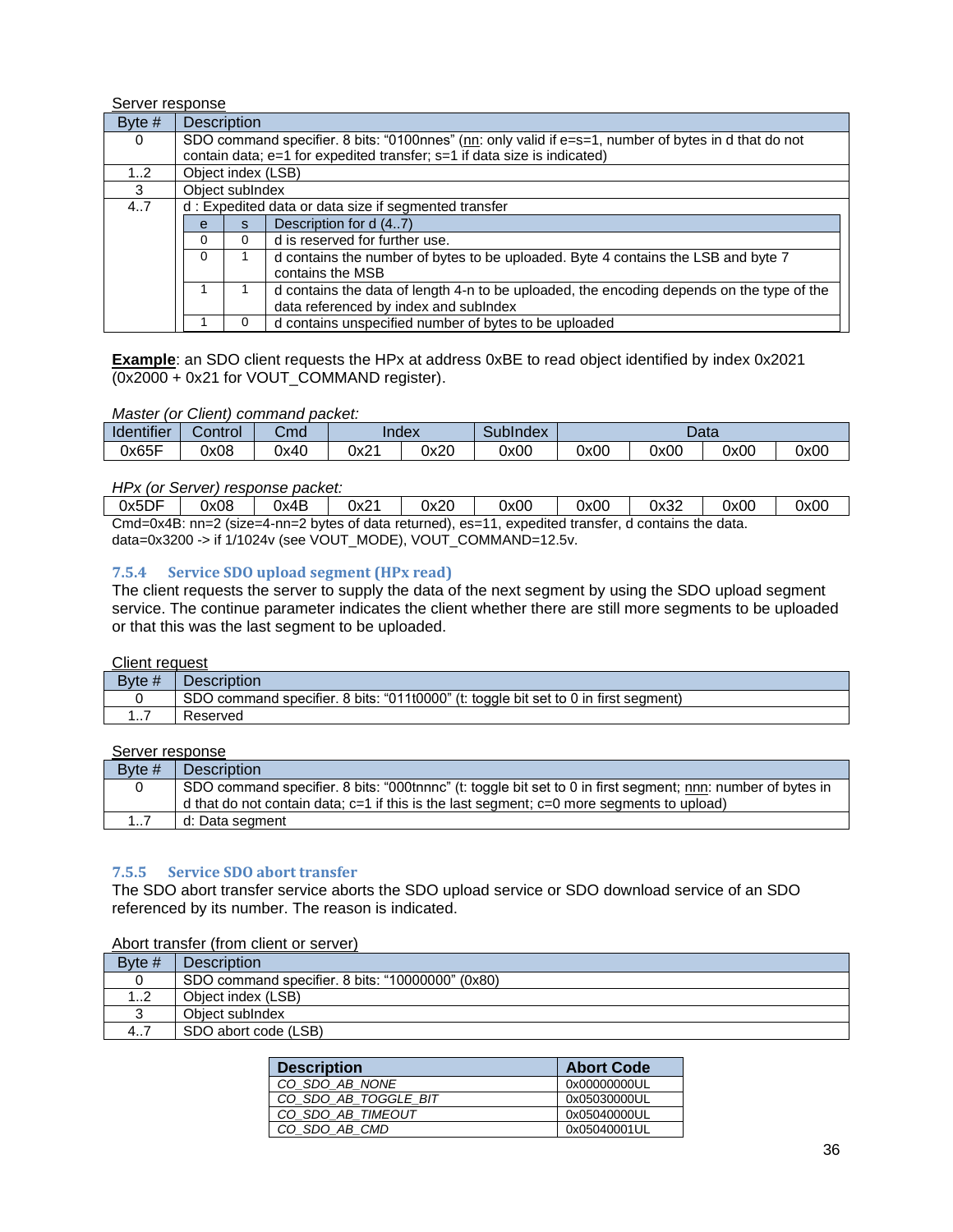Server response

| Byte # | Description | | |
|---|---|---|---|
| 0 | SDO command specifier. 8 bits: “0100nnes” (nn: only valid if e=s=1, number of bytes in d that do not contain data; e=1 for expedited transfer; s=1 if data size is indicated) | | |
| 1..2 | Object index (LSB) | | |
| 3 | Object subIndex | | |
| 4..7 | d : Expedited data or data size if segmented transfer | | |
| | e | s | Description for d (4..7) |
| | 0 | 0 | d is reserved for further use. |
| | 0 | 1 | d contains the number of bytes to be uploaded. Byte 4 contains the LSB and byte 7 contains the MSB |
| | 1 | 1 | d contains the data of length 4-n to be uploaded, the encoding depends on the type of the data referenced by index and subIndex |
| | 1 | 0 | d contains unspecified number of bytes to be uploaded |

**Example**: an SDO client requests the HPx at address 0xBE to read object identified by index 0x2021 (0x2000 + 0x21 for VOUT_COMMAND register).

*Master (or Client) command packet:*

| Identifier | Control | Cmd | Index | | SubIndex | Data | | | |
|---|---|---|---|---|---|---|---|---|---|
| 0x65F | 0x08 | 0x40 | 0x21 | 0x20 | 0x00 | 0x00 | 0x00 | 0x00 | 0x00 |

*HPx (or Server) response packet:*

| | | | | | | | | | |
|---|---|---|---|---|---|---|---|---|---|
| 0x5DF | 0x08 | 0x4B | 0x21 | 0x20 | 0x00 | 0x00 | 0x32 | 0x00 | 0x00 |

Cmd=0x4B: nn=2 (size=4-nn=2 bytes of data returned), es=11, expedited transfer, d contains the data.
data=0x3200 -> if 1/1024v (see VOUT_MODE), VOUT_COMMAND=12.5v.

### 7.5.4 Service SDO upload segment (HPx read)

The client requests the server to supply the data of the next segment by using the SDO upload segment service. The continue parameter indicates the client whether there are still more segments to be uploaded or that this was the last segment to be uploaded.

Client request

| Byte # | Description |
|---|---|
| 0 | SDO command specifier. 8 bits: “011t0000” (t: toggle bit set to 0 in first segment) |
| 1..7 | Reserved |

Server response

| Byte # | Description |
|---|---|
| 0 | SDO command specifier. 8 bits: “000tnnnc” (t: toggle bit set to 0 in first segment; nnn: number of bytes in d that do not contain data; c=1 if this is the last segment; c=0 more segments to upload) |
| 1..7 | d: Data segment |

### 7.5.5 Service SDO abort transfer

The SDO abort transfer service aborts the SDO upload service or SDO download service of an SDO referenced by its number. The reason is indicated.

Abort transfer (from client or server)

| Byte # | Description |
|---|---|
| 0 | SDO command specifier. 8 bits: “10000000” (0x80) |
| 1..2 | Object index (LSB) |
| 3 | Object subIndex |
| 4..7 | SDO abort code (LSB) |

| Description | Abort Code |
|---|---|
| *CO_SDO_AB_NONE* | 0x00000000UL |
| *CO_SDO_AB_TOGGLE_BIT* | 0x05030000UL |
| *CO_SDO_AB_TIMEOUT* | 0x05040000UL |
| *CO_SDO_AB_CMD* | 0x05040001UL |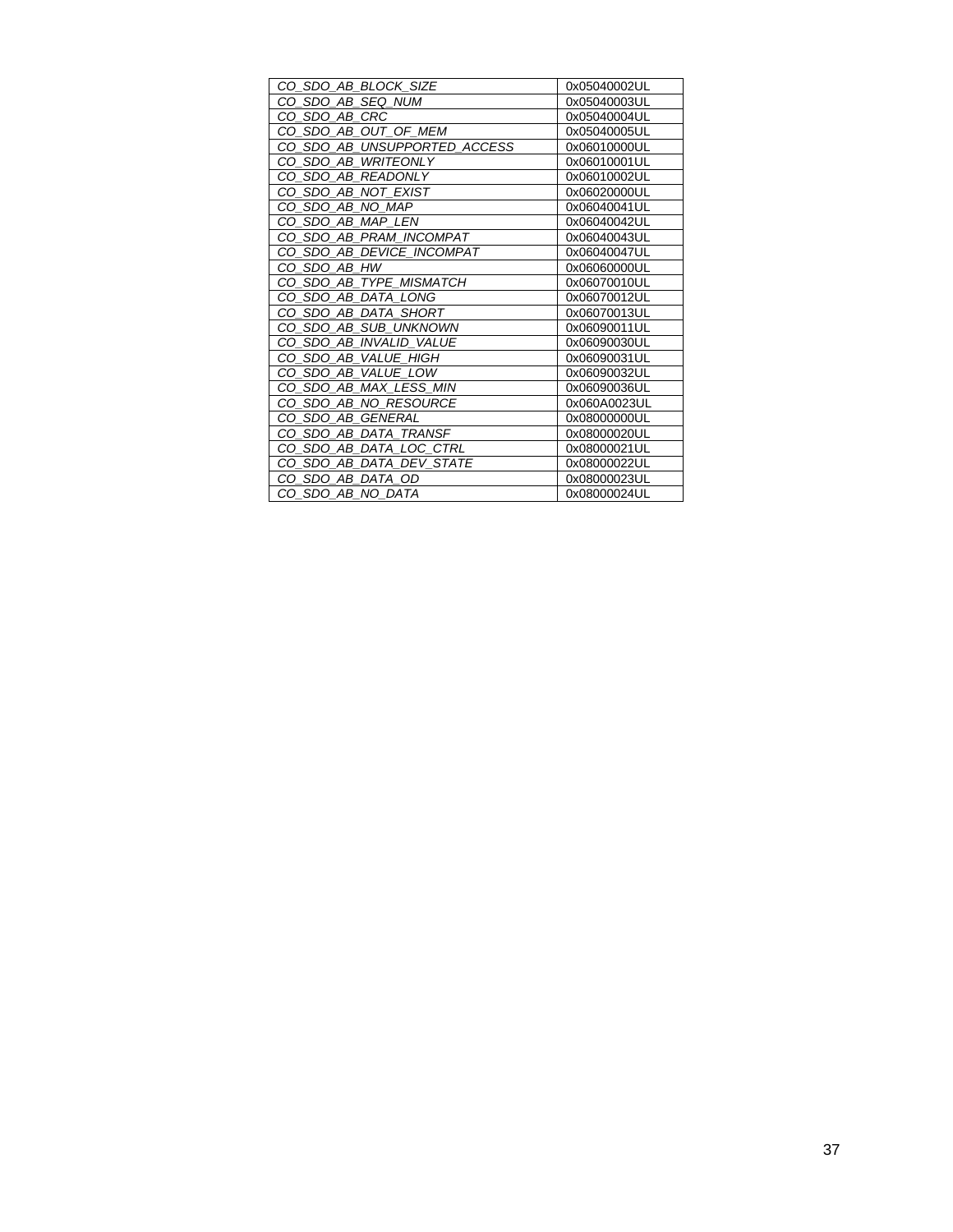| | |
|---|---|
| *CO_SDO_AB_BLOCK_SIZE* | 0x05040002UL |
| *CO_SDO_AB_SEQ_NUM* | 0x05040003UL |
| *CO_SDO_AB_CRC* | 0x05040004UL |
| *CO_SDO_AB_OUT_OF_MEM* | 0x05040005UL |
| *CO_SDO_AB_UNSUPPORTED_ACCESS* | 0x06010000UL |
| *CO_SDO_AB_WRITEONLY* | 0x06010001UL |
| *CO_SDO_AB_READONLY* | 0x06010002UL |
| *CO_SDO_AB_NOT_EXIST* | 0x06020000UL |
| *CO_SDO_AB_NO_MAP* | 0x06040041UL |
| *CO_SDO_AB_MAP_LEN* | 0x06040042UL |
| *CO_SDO_AB_PRAM_INCOMPAT* | 0x06040043UL |
| *CO_SDO_AB_DEVICE_INCOMPAT* | 0x06040047UL |
| *CO_SDO_AB_HW* | 0x06060000UL |
| *CO_SDO_AB_TYPE_MISMATCH* | 0x06070010UL |
| *CO_SDO_AB_DATA_LONG* | 0x06070012UL |
| *CO_SDO_AB_DATA_SHORT* | 0x06070013UL |
| *CO_SDO_AB_SUB_UNKNOWN* | 0x06090011UL |
| *CO_SDO_AB_INVALID_VALUE* | 0x06090030UL |
| *CO_SDO_AB_VALUE_HIGH* | 0x06090031UL |
| *CO_SDO_AB_VALUE_LOW* | 0x06090032UL |
| *CO_SDO_AB_MAX_LESS_MIN* | 0x06090036UL |
| *CO_SDO_AB_NO_RESOURCE* | 0x060A0023UL |
| *CO_SDO_AB_GENERAL* | 0x08000000UL |
| *CO_SDO_AB_DATA_TRANSF* | 0x08000020UL |
| *CO_SDO_AB_DATA_LOC_CTRL* | 0x08000021UL |
| *CO_SDO_AB_DATA_DEV_STATE* | 0x08000022UL |
| *CO_SDO_AB_DATA_OD* | 0x08000023UL |
| *CO_SDO_AB_NO_DATA* | 0x08000024UL |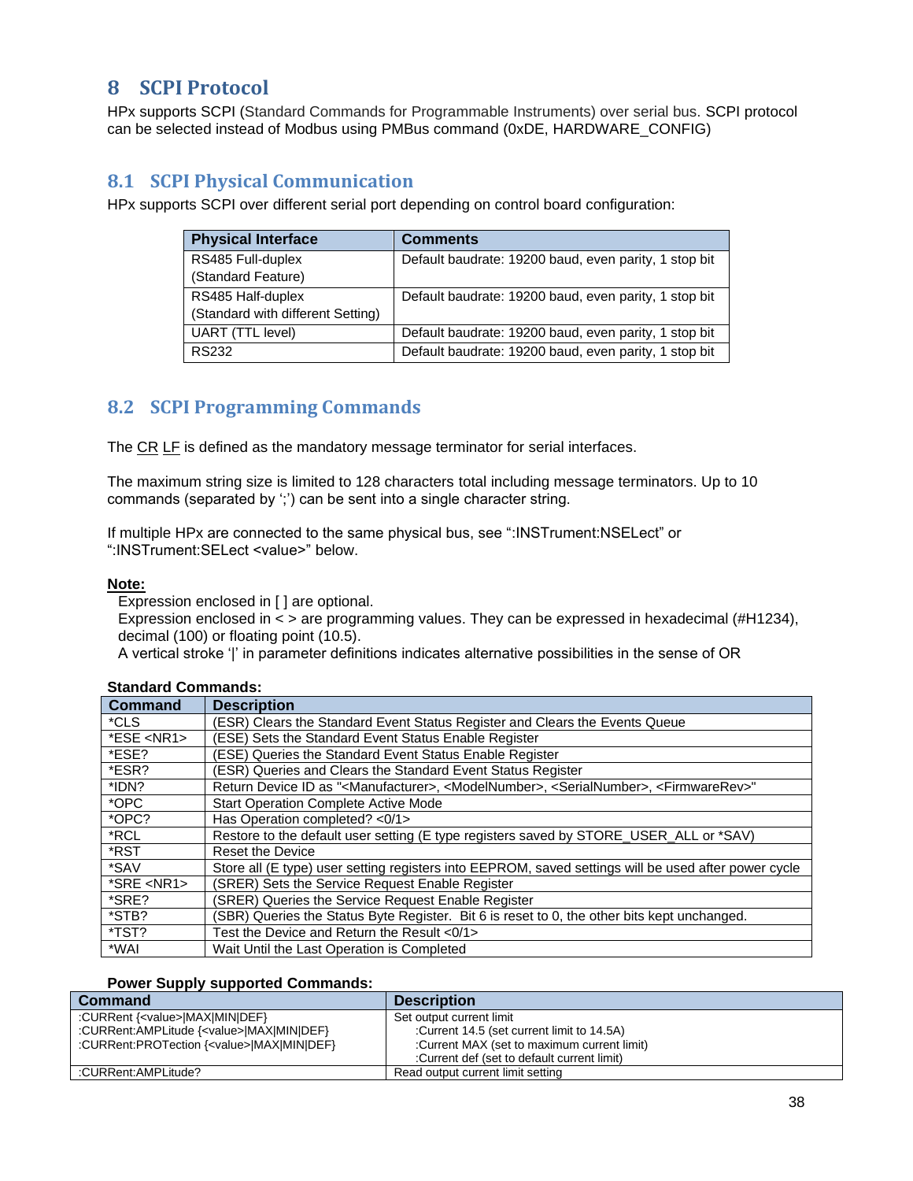# 8 SCPI Protocol

HPx supports SCPI (Standard Commands for Programmable Instruments) over serial bus. SCPI protocol can be selected instead of Modbus using PMBus command (0xDE, HARDWARE_CONFIG)

## 8.1 SCPI Physical Communication

HPx supports SCPI over different serial port depending on control board configuration:

| Physical Interface | Comments |
|---|---|
| RS485 Full-duplex<br>(Standard Feature) | Default baudrate: 19200 baud, even parity, 1 stop bit |
| RS485 Half-duplex<br>(Standard with different Setting) | Default baudrate: 19200 baud, even parity, 1 stop bit |
| UART (TTL level) | Default baudrate: 19200 baud, even parity, 1 stop bit |
| RS232 | Default baudrate: 19200 baud, even parity, 1 stop bit |

## 8.2 SCPI Programming Commands

The CR LF is defined as the mandatory message terminator for serial interfaces.

The maximum string size is limited to 128 characters total including message terminators. Up to 10 commands (separated by ';') can be sent into a single character string.

If multiple HPx are connected to the same physical bus, see ":INSTrument:NSELect" or ":INSTrument:SELect <value>" below.

**Note:**

Expression enclosed in [ ] are optional.
Expression enclosed in < > are programming values. They can be expressed in hexadecimal (#H1234), decimal (100) or floating point (10.5).
A vertical stroke '|' in parameter definitions indicates alternative possibilities in the sense of OR

**Standard Commands:**

| Command | Description |
|---|---|
| *CLS | (ESR) Clears the Standard Event Status Register and Clears the Events Queue |
| *ESE <NR1> | (ESE) Sets the Standard Event Status Enable Register |
| *ESE? | (ESE) Queries the Standard Event Status Enable Register |
| *ESR? | (ESR) Queries and Clears the Standard Event Status Register |
| *IDN? | Return Device ID as "<Manufacturer>, <ModelNumber>, <SerialNumber>, <FirmwareRev>" |
| *OPC | Start Operation Complete Active Mode |
| *OPC? | Has Operation completed? <0/1> |
| *RCL | Restore to the default user setting (E type registers saved by STORE_USER_ALL or *SAV) |
| *RST | Reset the Device |
| *SAV | Store all (E type) user setting registers into EEPROM, saved settings will be used after power cycle |
| *SRE <NR1> | (SRER) Sets the Service Request Enable Register |
| *SRE? | (SRER) Queries the Service Request Enable Register |
| *STB? | (SBR) Queries the Status Byte Register. Bit 6 is reset to 0, the other bits kept unchanged. |
| *TST? | Test the Device and Return the Result <0/1> |
| *WAI | Wait Until the Last Operation is Completed |

**Power Supply supported Commands:**

| Command | Description |
|---|---|
| :CURRent {<value>\|MAX\|MIN\|DEF}<br>:CURRent:AMPLitude {<value>\|MAX\|MIN\|DEF}<br>:CURRent:PROTection {<value>\|MAX\|MIN\|DEF} | Set output current limit<br>:Current 14.5 (set current limit to 14.5A)<br>:Current MAX (set to maximum current limit)<br>:Current def (set to default current limit) |
| :CURRent:AMPLitude? | Read output current limit setting |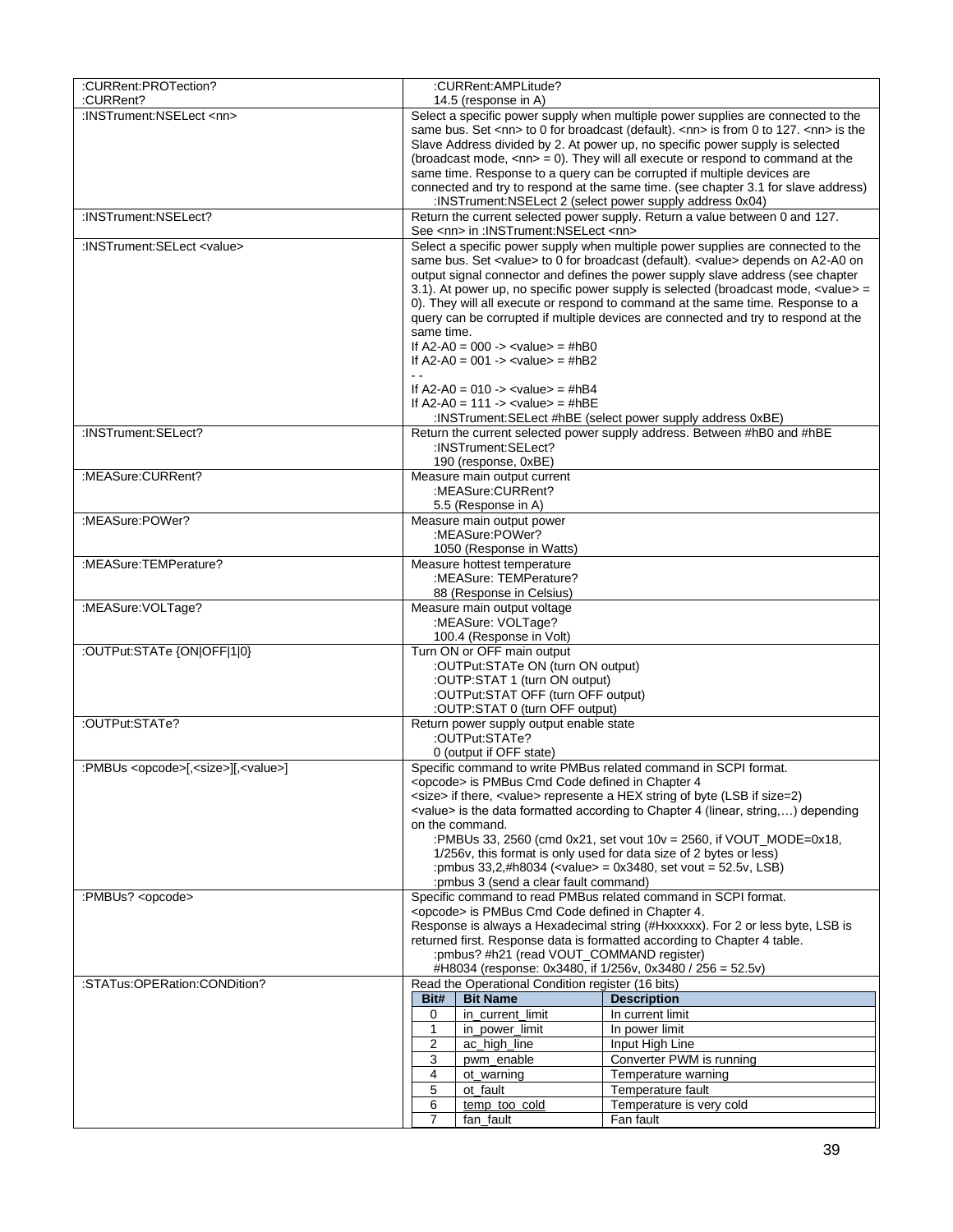| | |
|---|---|
| :CURRent:PROTection?<br>:CURRent? | :CURRent:AMPLitude?<br>14.5 (response in A) |
| :INSTrument:NSELect <nn> | Select a specific power supply when multiple power supplies are connected to the same bus. Set <nn> to 0 for broadcast (default). <nn> is from 0 to 127. <nn> is the Slave Address divided by 2. At power up, no specific power supply is selected (broadcast mode, <nn> = 0). They will all execute or respond to command at the same time. Response to a query can be corrupted if multiple devices are connected and try to respond at the same time. (see chapter 3.1 for slave address)<br>:INSTrument:NSELect 2 (select power supply address 0x04) |
| :INSTrument:NSELect? | Return the current selected power supply. Return a value between 0 and 127. See <nn> in :INSTrument:NSELect <nn> |
| :INSTrument:SELect <value> | Select a specific power supply when multiple power supplies are connected to the same bus. Set <value> to 0 for broadcast (default). <value> depends on A2-A0 on output signal connector and defines the power supply slave address (see chapter 3.1). At power up, no specific power supply is selected (broadcast mode, <value> = 0). They will all execute or respond to command at the same time. Response to a query can be corrupted if multiple devices are connected and try to respond at the same time.<br>If A2-A0 = 000 -> <value> = #hB0<br>If A2-A0 = 001 -> <value> = #hB2<br>- -<br>If A2-A0 = 010 -> <value> = #hB4<br>If A2-A0 = 111 -> <value> = #hBE<br>:INSTrument:SELect #hBE (select power supply address 0xBE) |
| :INSTrument:SELect? | Return the current selected power supply address. Between #hB0 and #hBE<br>:INSTrument:SELect?<br>190 (response, 0xBE) |
| :MEASure:CURRent? | Measure main output current<br>:MEASure:CURRent?<br>5.5 (Response in A) |
| :MEASure:POWer? | Measure main output power<br>:MEASure:POWer?<br>1050 (Response in Watts) |
| :MEASure:TEMPerature? | Measure hottest temperature<br>:MEASure: TEMPerature?<br>88 (Response in Celsius) |
| :MEASure:VOLTage? | Measure main output voltage<br>:MEASure: VOLTage?<br>100.4 (Response in Volt) |
| :OUTPut:STATe {ON\|OFF\|1\|0} | Turn ON or OFF main output<br>:OUTPut:STATe ON (turn ON output)<br>:OUTP:STAT 1 (turn ON output)<br>:OUTPut:STAT OFF (turn OFF output)<br>:OUTP:STAT 0 (turn OFF output) |
| :OUTPut:STATe? | Return power supply output enable state<br>:OUTPut:STATe?<br>0 (output if OFF state) |
| :PMBUs <opcode>[,<size>][,<value>] | Specific command to write PMBus related command in SCPI format.<br><opcode> is PMBus Cmd Code defined in Chapter 4<br><size> if there, <value> represente a HEX string of byte (LSB if size=2)<br><value> is the data formatted according to Chapter 4 (linear, string,…) depending on the command.<br>:PMBUs 33, 2560 (cmd 0x21, set vout 10v = 2560, if VOUT_MODE=0x18, 1/256v, this format is only used for data size of 2 bytes or less)<br>:pmbus 33,2,#h8034 (<value> = 0x3480, set vout = 52.5v, LSB)<br>:pmbus 3 (send a clear fault command) |
| :PMBUs? <opcode> | Specific command to read PMBus related command in SCPI format.<br><opcode> is PMBus Cmd Code defined in Chapter 4.<br>Response is always a Hexadecimal string (#Hxxxxxx). For 2 or less byte, LSB is returned first. Response data is formatted according to Chapter 4 table.<br>:pmbus? #h21 (read VOUT_COMMAND register)<br>#H8034 (response: 0x3480, if 1/256v, 0x3480 / 256 = 52.5v) |
| :STATus:OPERation:CONDition? | Read the Operational Condition register (16 bits) |

| Bit# | Bit Name | Description |
|---|---|---|
| 0 | in_current_limit | In current limit |
| 1 | in_power_limit | In power limit |
| 2 | ac_high_line | Input High Line |
| 3 | pwm_enable | Converter PWM is running |
| 4 | ot_warning | Temperature warning |
| 5 | ot_fault | Temperature fault |
| 6 | temp_too_cold | Temperature is very cold |
| 7 | fan_fault | Fan fault |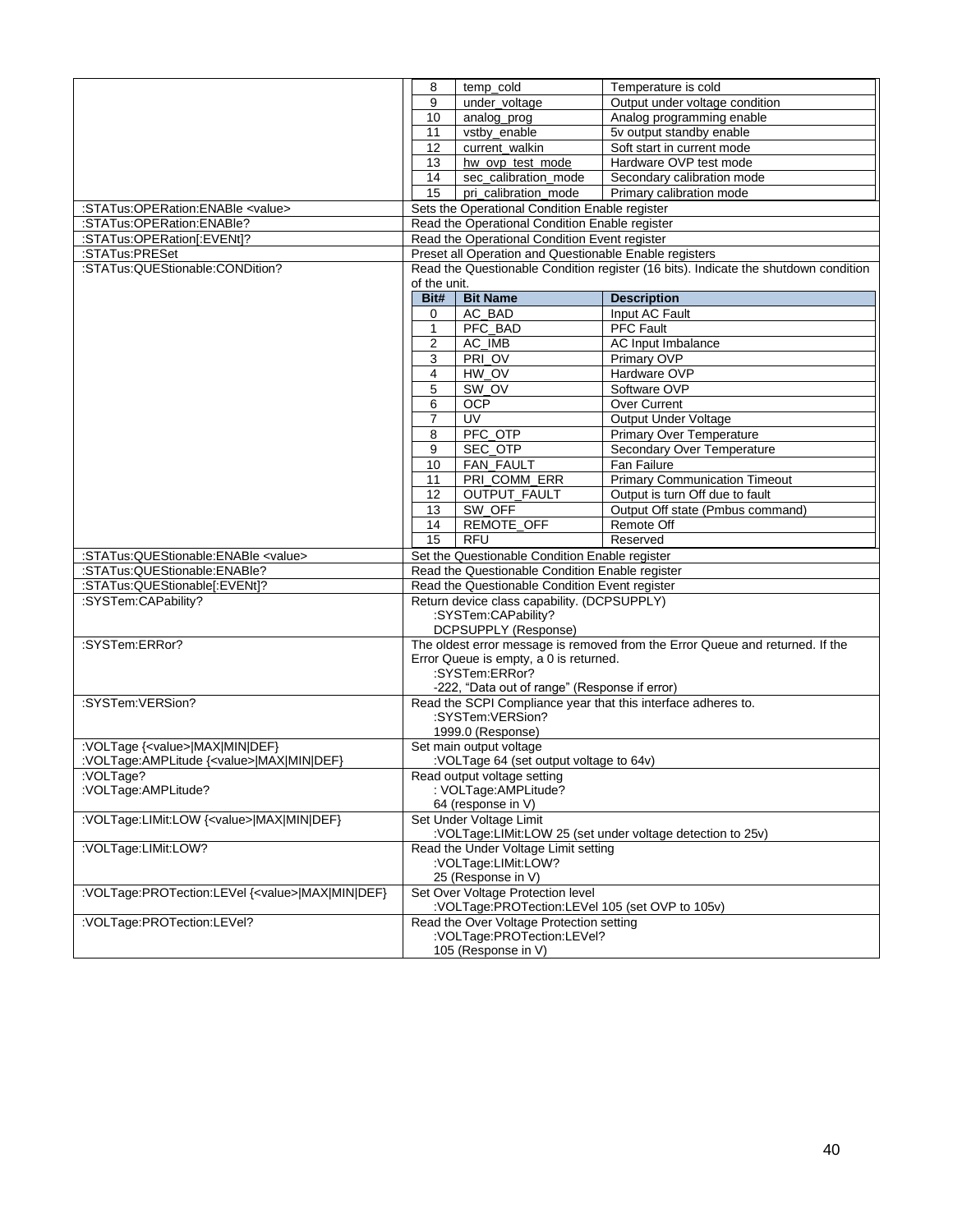| | |
|---|---|
| | <table><tr><td>8</td><td>temp_cold</td><td>Temperature is cold</td></tr><tr><td>9</td><td>under_voltage</td><td>Output under voltage condition</td></tr><tr><td>10</td><td>analog_prog</td><td>Analog programming enable</td></tr><tr><td>11</td><td>vstby_enable</td><td>5v output standby enable</td></tr><tr><td>12</td><td>current_walkin</td><td>Soft start in current mode</td></tr><tr><td>13</td><td>hw_ovp_test_mode</td><td>Hardware OVP test mode</td></tr><tr><td>14</td><td>sec_calibration_mode</td><td>Secondary calibration mode</td></tr><tr><td>15</td><td>pri_calibration_mode</td><td>Primary calibration mode</td></tr></table> |
| :STATus:OPERation:ENABle <value> | Sets the Operational Condition Enable register |
| :STATus:OPERation:ENABle? | Read the Operational Condition Enable register |
| :STATus:OPERation[:EVENt]? | Read the Operational Condition Event register |
| :STATus:PRESet | Preset all Operation and Questionable Enable registers |
| :STATus:QUEStionable:CONDition? | Read the Questionable Condition register (16 bits). Indicate the shutdown condition of the unit.<br><table><tr><th>Bit#</th><th>Bit Name</th><th>Description</th></tr><tr><td>0</td><td>AC_BAD</td><td>Input AC Fault</td></tr><tr><td>1</td><td>PFC_BAD</td><td>PFC Fault</td></tr><tr><td>2</td><td>AC_IMB</td><td>AC Input Imbalance</td></tr><tr><td>3</td><td>PRI_OV</td><td>Primary OVP</td></tr><tr><td>4</td><td>HW_OV</td><td>Hardware OVP</td></tr><tr><td>5</td><td>SW_OV</td><td>Software OVP</td></tr><tr><td>6</td><td>OCP</td><td>Over Current</td></tr><tr><td>7</td><td>UV</td><td>Output Under Voltage</td></tr><tr><td>8</td><td>PFC_OTP</td><td>Primary Over Temperature</td></tr><tr><td>9</td><td>SEC_OTP</td><td>Secondary Over Temperature</td></tr><tr><td>10</td><td>FAN_FAULT</td><td>Fan Failure</td></tr><tr><td>11</td><td>PRI_COMM_ERR</td><td>Primary Communication Timeout</td></tr><tr><td>12</td><td>OUTPUT_FAULT</td><td>Output is turn Off due to fault</td></tr><tr><td>13</td><td>SW_OFF</td><td>Output Off state (Pmbus command)</td></tr><tr><td>14</td><td>REMOTE_OFF</td><td>Remote Off</td></tr><tr><td>15</td><td>RFU</td><td>Reserved</td></tr></table> |
| :STATus:QUEStionable:ENABle <value> | Set the Questionable Condition Enable register |
| :STATus:QUEStionable:ENABle? | Read the Questionable Condition Enable register |
| :STATus:QUEStionable[:EVENt]? | Read the Questionable Condition Event register |
| :SYSTem:CAPability? | Return device class capability. (DCPSUPPLY)<br>:SYSTem:CAPability?<br>DCPSUPPLY (Response) |
| :SYSTem:ERRor? | The oldest error message is removed from the Error Queue and returned. If the Error Queue is empty, a 0 is returned.<br>:SYSTem:ERRor?<br>-222, "Data out of range" (Response if error) |
| :SYSTem:VERSion? | Read the SCPI Compliance year that this interface adheres to.<br>:SYSTem:VERSion?<br>1999.0 (Response) |
| :VOLTage {<value>\|MAX\|MIN\|DEF}<br>:VOLTage:AMPLitude {<value>\|MAX\|MIN\|DEF} | Set main output voltage<br>:VOLTage 64 (set output voltage to 64v) |
| :VOLTage?<br>:VOLTage:AMPLitude? | Read output voltage setting<br>: VOLTage:AMPLitude?<br>64 (response in V) |
| :VOLTage:LIMit:LOW {<value>\|MAX\|MIN\|DEF} | Set Under Voltage Limit<br>:VOLTage:LIMit:LOW 25 (set under voltage detection to 25v) |
| :VOLTage:LIMit:LOW? | Read the Under Voltage Limit setting<br>:VOLTage:LIMit:LOW?<br>25 (Response in V) |
| :VOLTage:PROTection:LEVel {<value>\|MAX\|MIN\|DEF} | Set Over Voltage Protection level<br>:VOLTage:PROTection:LEVel 105 (set OVP to 105v) |
| :VOLTage:PROTection:LEVel? | Read the Over Voltage Protection setting<br>:VOLTage:PROTection:LEVel?<br>105 (Response in V) |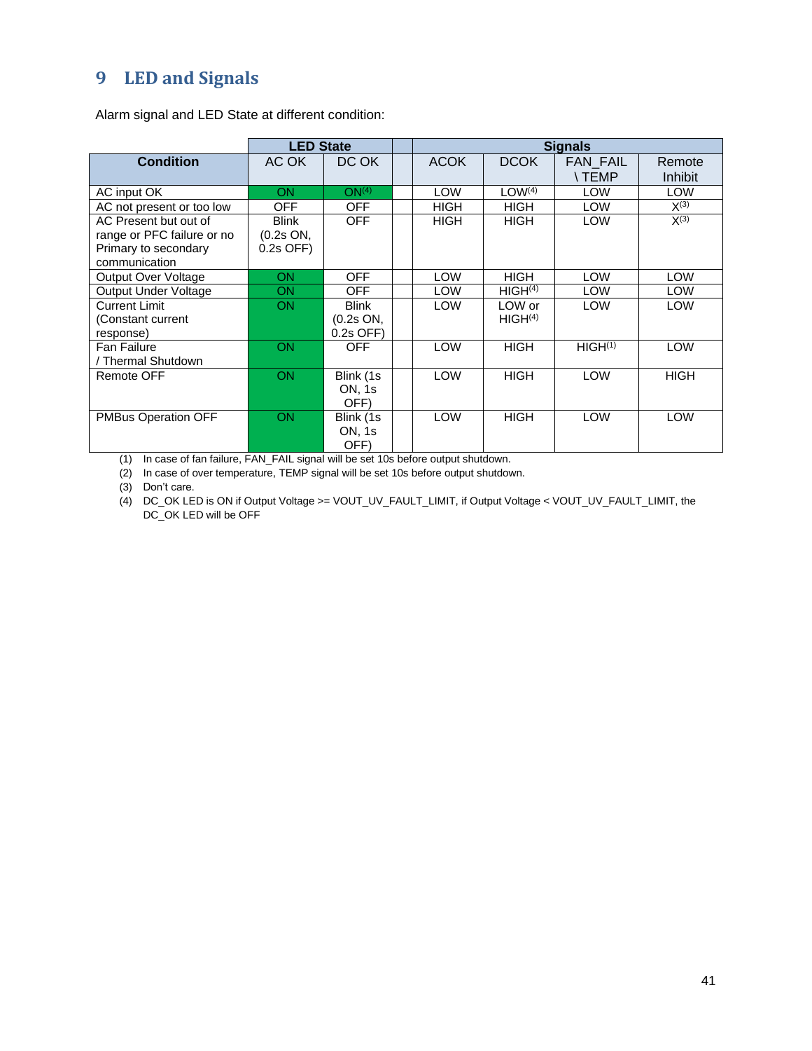# 9 LED and Signals

Alarm signal and LED State at different condition:

| | LED State | | | Signals | | | |
|---|---|---|---|---|---|---|---|
| Condition | AC OK | DC OK | | ACOK | DCOK | FAN_FAIL \ TEMP | Remote Inhibit |
| AC input OK | ON | ON(4) | | LOW | LOW(4) | LOW | LOW |
| AC not present or too low | OFF | OFF | | HIGH | HIGH | LOW | X(3) |
| AC Present but out of range or PFC failure or no Primary to secondary communication | Blink (0.2s ON, 0.2s OFF) | OFF | | HIGH | HIGH | LOW | X(3) |
| Output Over Voltage | ON | OFF | | LOW | HIGH | LOW | LOW |
| Output Under Voltage | ON | OFF | | LOW | HIGH(4) | LOW | LOW |
| Current Limit (Constant current response) | ON | Blink (0.2s ON, 0.2s OFF) | | LOW | LOW or HIGH(4) | LOW | LOW |
| Fan Failure / Thermal Shutdown | ON | OFF | | LOW | HIGH | HIGH(1) | LOW |
| Remote OFF | ON | Blink (1s ON, 1s OFF) | | LOW | HIGH | LOW | HIGH |
| PMBus Operation OFF | ON | Blink (1s ON, 1s OFF) | | LOW | HIGH | LOW | LOW |

(1) In case of fan failure, FAN_FAIL signal will be set 10s before output shutdown.

(2) In case of over temperature, TEMP signal will be set 10s before output shutdown.

(3) Don't care.

(4) DC_OK LED is ON if Output Voltage >= VOUT_UV_FAULT_LIMIT, if Output Voltage < VOUT_UV_FAULT_LIMIT, the DC_OK LED will be OFF